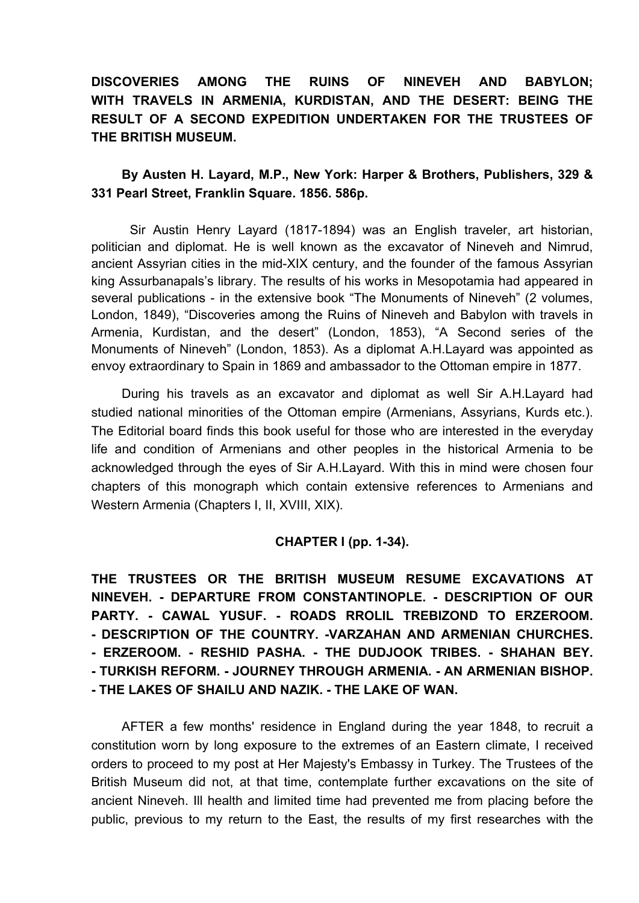**DISCOVERIES AMONG THE RUINS OF NINEVEH AND BABYLON; WITH TRAVELS IN ARMENIA, KURDISTAN, AND THE DESERT: BEING THE RESULT OF A SECOND EXPEDITION UNDERTAKEN FOR THE TRUSTEES OF THE BRITISH MUSEUM.**

**By Austen H. Layard, M.P., New York: Harper & Brothers, Publishers, 329 & 331 Pearl Street, Franklin Square. 1856. 586p.**

Sir Austin Henry Layard (1817-1894) was an English traveler, art historian, politician and diplomat. He is well known as the excavator of Nineveh and Nimrud, ancient Assyrian cities in the mid-XIX century, and the founder of the famous Assyrian king Assurbanapals's library. The results of his works in Mesopotamia had appeared in several publications - in the extensive book "The Monuments of Nineveh" (2 volumes, London, 1849), "Discoveries among the Ruins of Nineveh and Babylon with travels in Armenia, Kurdistan, and the desert" (London, 1853), "A Second series of the Monuments of Nineveh" (London, 1853). As a diplomat A.H.Layard was appointed as envoy extraordinary to Spain in 1869 and ambassador to the Ottoman empire in 1877.

During his travels as an excavator and diplomat as well Sir A.H.Layard had studied national minorities of the Ottoman empire (Armenians, Assyrians, Kurds etc.). The Editorial board finds this book useful for those who are interested in the everyday life and condition of Armenians and other peoples in the historical Armenia to be acknowledged through the eyes of Sir A.H.Layard. With this in mind were chosen four chapters of this monograph which contain extensive references to Armenians and Western Armenia (Chapters I, II, XVIII, XIX).

## CHAPTER I (pp. 1-34).

**THE TRUSTEES OR THE BRITISH MUSEUM RESUME EXCAVATIONS AT NINEVEH. - DEPARTURE FROM CONSTANTINOPLE. - DESCRIPTION OF OUR PARTY. - CAWAL YUSUF. - ROADS RROLIL TREBIZOND TO ERZEROOM. - DESCRIPTION OF THE COUNTRY. -VARZAHAN AND ARMENIAN CHURCHES. - ERZEROOM. - RESHID PASHA. - THE DUDJOOK TRIBES. - SHAHAN BEY. - TURKISH REFORM. - JOURNEY THROUGH ARMENIA. - AN ARMENIAN BISHOP. - THE LAKES OF SHAILU AND NAZIK. - THE LAKE OF WAN.**

AFTER a few months' residence in England during the year 1848, to recruit a constitution worn by long exposure to the extremes of an Eastern climate, I received orders to proceed to my post at Her Majesty's Embassy in Turkey. The Trustees of the British Museum did not, at that time, contemplate further excavations on the site of ancient Nineveh. Ill health and limited time had prevented me from placing before the public, previous to my return to the East, the results of my first researches with the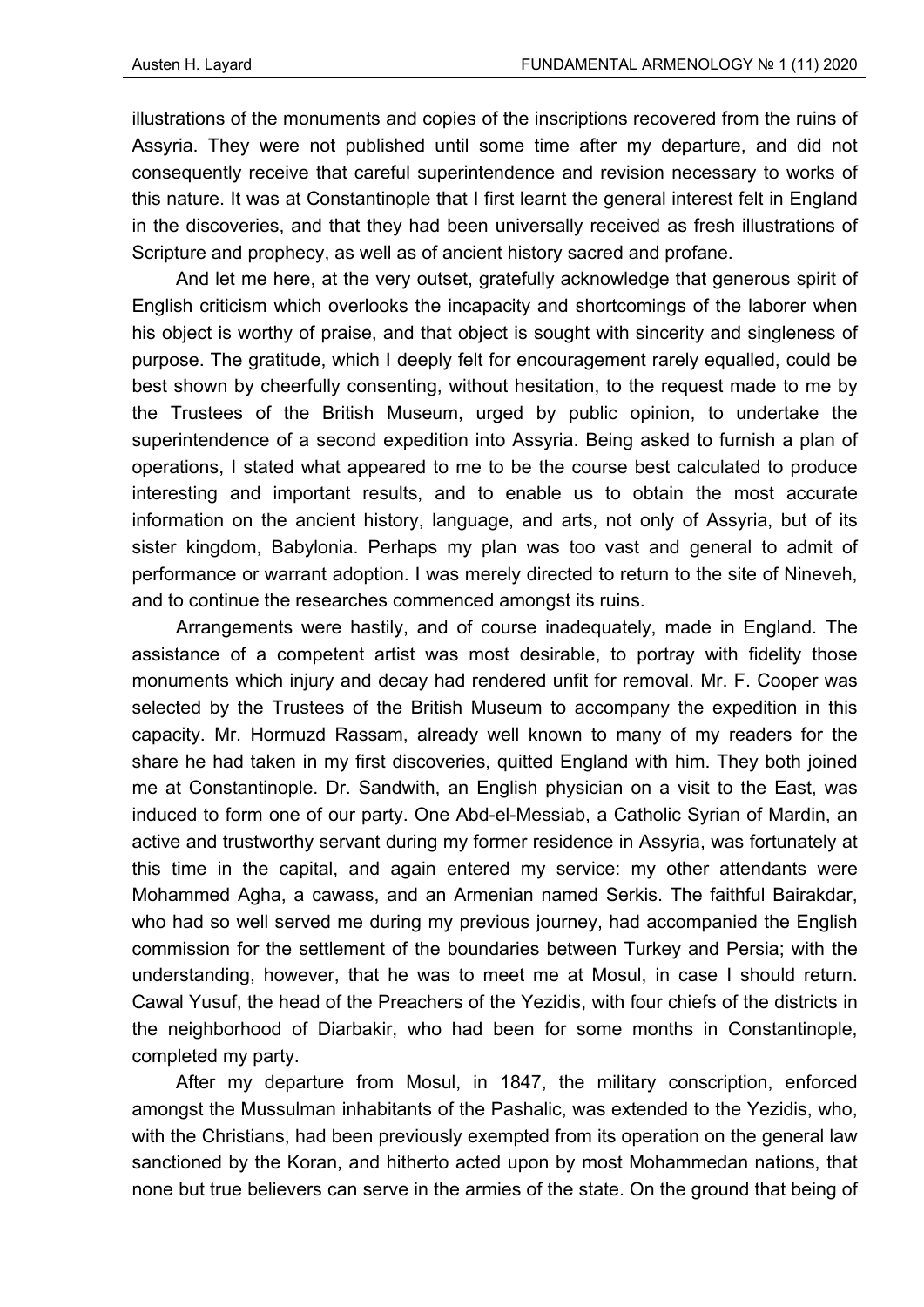illustrations of the monuments and copies of the inscriptions recovered from the ruins of Assyria. They were not published until some time after my departure, and did not consequently receive that careful superintendence and revision necessary to works of this nature. It was at Constantinople that I first learnt the general interest felt in England in the discoveries, and that they had been universally received as fresh illustrations of Scripture and prophecy, as well as of ancient history sacred and profane.

And let me here, at the very outset, gratefully acknowledge that generous spirit of English criticism which overlooks the incapacity and shortcomings of the laborer when his object is worthy of praise, and that object is sought with sincerity and singleness of purpose. The gratitude, which I deeply felt for encouragement rarely equalled, could be best shown by cheerfully consenting, without hesitation, to the request made to me by the Trustees of the British Museum, urged by public opinion, to undertake the superintendence of a second expedition into Assyria. Being asked to furnish a plan of operations, I stated what appeared to me to be the course best calculated to produce interesting and important results, and to enable us to obtain the most accurate information on the ancient history, language, and arts, not only of Assyria, but of its sister kingdom, Babylonia. Perhaps my plan was too vast and general to admit of performance or warrant adoption. I was merely directed to return to the site of Nineveh, and to continue the researches commenced amongst its ruins.

Arrangements were hastily, and of course inadequately, made in England. The assistance of a competent artist was most desirable, to portray with fidelity those monuments which injury and decay had rendered unfit for removal. Mr. F. Cooper was selected by the Trustees of the British Museum to accompany the expedition in this capacity. Mr. Hormuzd Rassam, already well known to many of my readers for the share he had taken in my first discoveries, quitted England with him. They both joined me at Constantinople. Dr. Sandwith, an English physician on a visit to the East, was induced to form one of our party. One Abd-el-Messiab, a Catholic Syrian of Mardin, an active and trustworthy servant during my former residence in Assyria, was fortunately at this time in the capital, and again entered my service: my other attendants were Mohammed Agha, a cawass, and an Armenian named Serkis. The faithful Bairakdar, who had so well served me during my previous journey, had accompanied the English commission for the settlement of the boundaries between Turkey and Persia; with the understanding, however, that he was to meet me at Mosul, in case I should return. Cawal Yusuf, the head of the Preachers of the Yezidis, with four chiefs of the districts in the neighborhood of Diarbakir, who had been for some months in Constantinople, completed my party.

After my departure from Mosul, in 1847, the military conscription, enforced amongst the Mussulman inhabitants of the Pashalic, was extended to the Yezidis, who, with the Christians, had been previously exempted from its operation on the general law sanctioned by the Koran, and hitherto acted upon by most Mohammedan nations, that none but true believers can serve in the armies of the state. On the ground that being of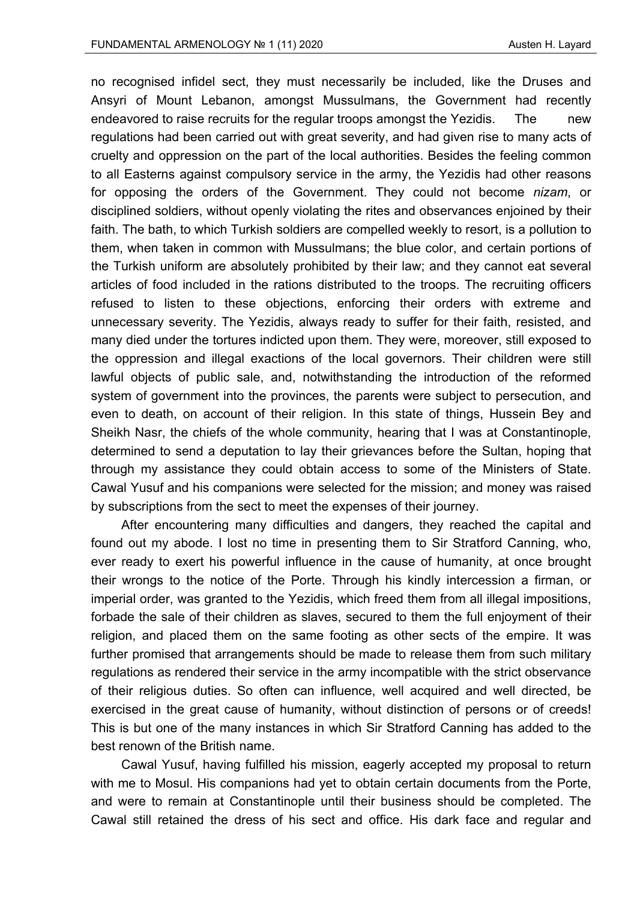no recognised infidel sect, they must necessarily be included, like the Druses and Ansyri of Mount Lebanon, amongst Mussulmans, the Government had recently endeavored to raise recruits for the regular troops amongst the Yezidis. The new regulations had been carried out with great severity, and had given rise to many acts of cruelty and oppression on the part of the local authorities. Besides the feeling common to all Easterns against compulsory service in the army, the Yezidis had other reasons for opposing the orders of the Government. They could not become *nizam*, or disciplined soldiers, without openly violating the rites and observances enjoined by their faith. The bath, to which Turkish soldiers are compelled weekly to resort, is a pollution to them, when taken in common with Mussulmans; the blue color, and certain portions of the Turkish uniform are absolutely prohibited by their law; and they cannot eat several articles of food included in the rations distributed to the troops. The recruiting officers refused to listen to these objections, enforcing their orders with extreme and unnecessary severity. The Yezidis, always ready to suffer for their faith, resisted, and many died under the tortures indicted upon them. They were, moreover, still exposed to the oppression and illegal exactions of the local governors. Their children were still lawful objects of public sale, and, notwithstanding the introduction of the reformed system of government into the provinces, the parents were subject to persecution, and even to death, on account of their religion. In this state of things, Hussein Bey and Sheikh Nasr, the chiefs of the whole community, hearing that I was at Constantinople, determined to send a deputation to lay their grievances before the Sultan, hoping that through my assistance they could obtain access to some of the Ministers of State. Cawal Yusuf and his companions were selected for the mission; and money was raised by subscriptions from the sect to meet the expenses of their journey.

After encountering many difficulties and dangers, they reached the capital and found out my abode. I lost no time in presenting them to Sir Stratford Canning, who, ever ready to exert his powerful influence in the cause of humanity, at once brought their wrongs to the notice of the Porte. Through his kindly intercession a firman, or imperial order, was granted to the Yezidis, which freed them from all illegal impositions, forbade the sale of their children as slaves, secured to them the full enjoyment of their religion, and placed them on the same footing as other sects of the empire. It was further promised that arrangements should be made to release them from such military regulations as rendered their service in the army incompatible with the strict observance of their religious duties. So often can influence, well acquired and well directed, be exercised in the great cause of humanity, without distinction of persons or of creeds! This is but one of the many instances in which Sir Stratford Canning has added to the best renown of the British name.

Cawal Yusuf, having fulfilled his mission, eagerly accepted my proposal to return with me to Mosul. His companions had yet to obtain certain documents from the Porte, and were to remain at Constantinople until their business should be completed. The Cawal still retained the dress of his sect and office. His dark face and regular and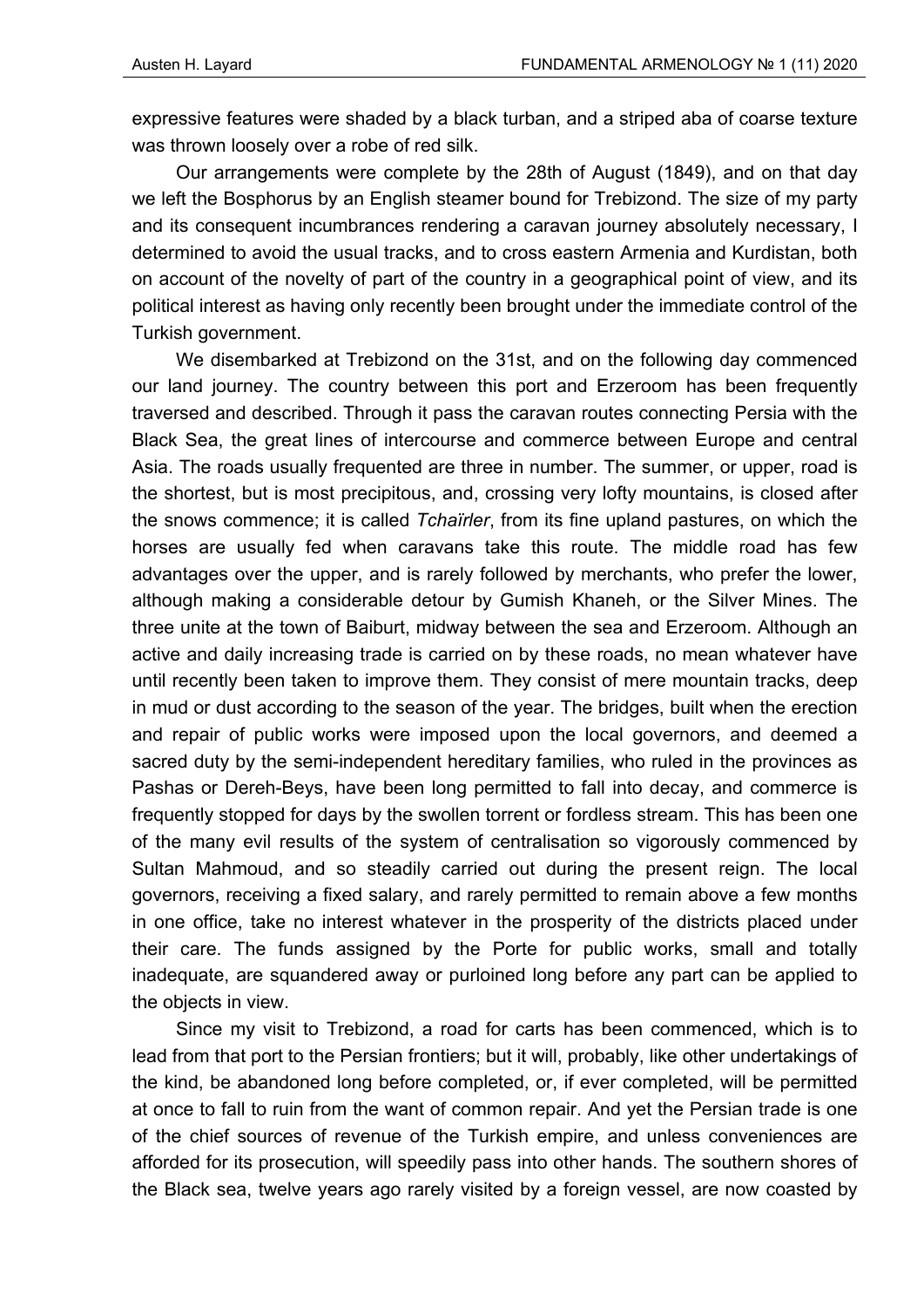expressive features were shaded by a black turban, and a striped aba of coarse texture was thrown loosely over a robe of red silk.

Our arrangements were complete by the 28th of August (1849), and on that day we left the Bosphorus by an English steamer bound for Trebizond. The size of my party and its consequent incumbrances rendering a caravan journey absolutely necessary, I determined to avoid the usual tracks, and to cross eastern Armenia and Kurdistan, both on account of the novelty of part of the country in a geographical point of view, and its political interest as having only recently been brought under the immediate control of the Turkish government.

We disembarked at Trebizond on the 31st, and on the following day commenced our land journey. The country between this port and Erzeroom has been frequently traversed and described. Through it pass the caravan routes connecting Persia with the Black Sea, the great lines of intercourse and commerce between Europe and central Asia. The roads usually frequented are three in number. The summer, or upper, road is the shortest, but is most precipitous, and, crossing very lofty mountains, is closed after the snows commence; it is called *Tchaïrler*, from its fine upland pastures, on which the horses are usually fed when caravans take this route. The middle road has few advantages over the upper, and is rarely followed by merchants, who prefer the lower, although making a considerable detour by Gumish Khaneh, or the Silver Mines. The three unite at the town of Baiburt, midway between the sea and Erzeroom. Although an active and daily increasing trade is carried on by these roads, no mean whatever have until recently been taken to improve them. They consist of mere mountain tracks, deep in mud or dust according to the season of the year. The bridges, built when the erection and repair of public works were imposed upon the local governors, and deemed a sacred duty by the semi-independent hereditary families, who ruled in the provinces as Pashas or Dereh-Beys, have been long permitted to fall into decay, and commerce is frequently stopped for days by the swollen torrent or fordless stream. This has been one of the many evil results of the system of centralisation so vigorously commenced by Sultan Mahmoud, and so steadily carried out during the present reign. The local governors, receiving a fixed salary, and rarely permitted to remain above a few months in one office, take no interest whatever in the prosperity of the districts placed under their care. The funds assigned by the Porte for public works, small and totally inadequate, are squandered away or purloined long before any part can be applied to the objects in view.

Since my visit to Trebizond, a road for carts has been commenced, which is to lead from that port to the Persian frontiers; but it will, probably, like other undertakings of the kind, be abandoned long before completed, or, if ever completed, will be permitted at once to fall to ruin from the want of common repair. And yet the Persian trade is one of the chief sources of revenue of the Turkish empire, and unless conveniences are afforded for its prosecution, will speedily pass into other hands. The southern shores of the Black sea, twelve years ago rarely visited by a foreign vessel, are now coasted by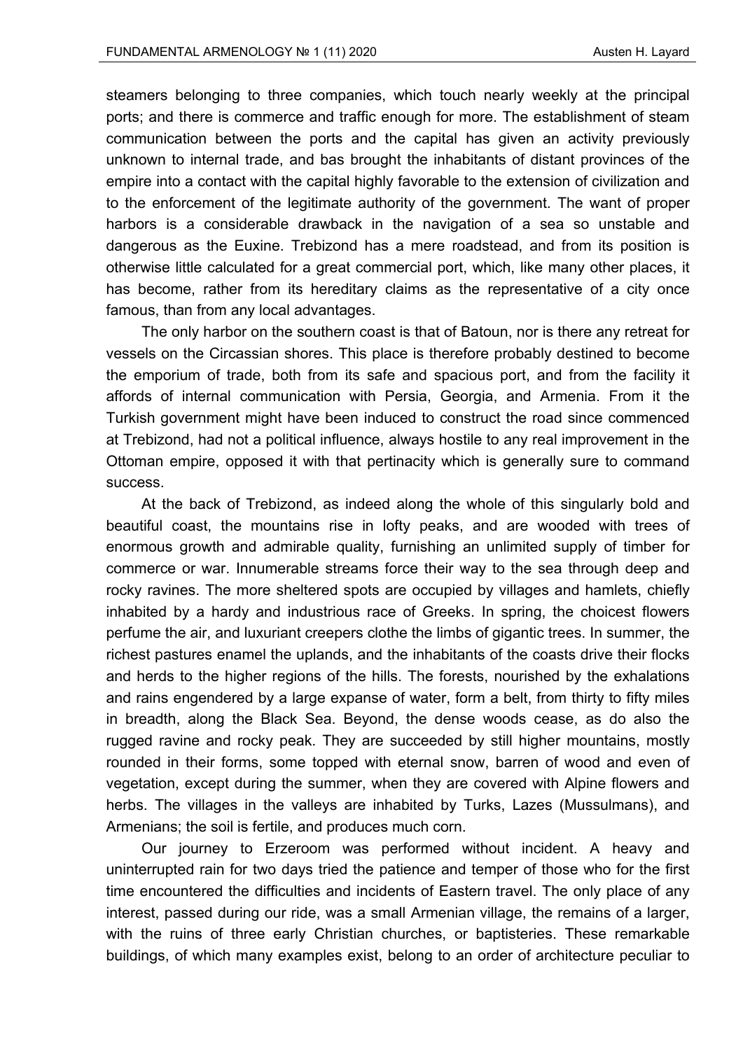steamers belonging to three companies, which touch nearly weekly at the principal ports; and there is commerce and traffic enough for more. The establishment of steam communication between the ports and the capital has given an activity previously unknown to internal trade, and bas brought the inhabitants of distant provinces of the empire into a contact with the capital highly favorable to the extension of civilization and to the enforcement of the legitimate authority of the government. The want of proper harbors is a considerable drawback in the navigation of a sea so unstable and dangerous as the Euxine. Trebizond has a mere roadstead, and from its position is otherwise little calculated for a great commercial port, which, like many other places, it has become, rather from its hereditary claims as the representative of a city once famous, than from any local advantages.

The only harbor on the southern coast is that of Batoun, nor is there any retreat for vessels on the Circassian shores. This place is therefore probably destined to become the emporium of trade, both from its safe and spacious port, and from the facility it affords of internal communication with Persia, Georgia, and Armenia. From it the Turkish government might have been induced to construct the road since commenced at Trebizond, had not a political influence, always hostile to any real improvement in the Ottoman empire, opposed it with that pertinacity which is generally sure to command success.

At the back of Trebizond, as indeed along the whole of this singularly bold and beautiful coast, the mountains rise in lofty peaks, and are wooded with trees of enormous growth and admirable quality, furnishing an unlimited supply of timber for commerce or war. Innumerable streams force their way to the sea through deep and rocky ravines. The more sheltered spots are occupied by villages and hamlets, chiefly inhabited by a hardy and industrious race of Greeks. In spring, the choicest flowers perfume the air, and luxuriant creepers clothe the limbs of gigantic trees. In summer, the richest pastures enamel the uplands, and the inhabitants of the coasts drive their flocks and herds to the higher regions of the hills. The forests, nourished by the exhalations and rains engendered by a large expanse of water, form a belt, from thirty to fifty miles in breadth, along the Black Sea. Beyond, the dense woods cease, as do also the rugged ravine and rocky peak. They are succeeded by still higher mountains, mostly rounded in their forms, some topped with eternal snow, barren of wood and even of vegetation, except during the summer, when they are covered with Alpine flowers and herbs. The villages in the valleys are inhabited by Turks, Lazes (Mussulmans), and Armenians; the soil is fertile, and produces much corn.

Our journey to Erzeroom was performed without incident. A heavy and uninterrupted rain for two days tried the patience and temper of those who for the first time encountered the difficulties and incidents of Eastern travel. The only place of any interest, passed during our ride, was a small Armenian village, the remains of a larger, with the ruins of three early Christian churches, or baptisteries. These remarkable buildings, of which many examples exist, belong to an order of architecture peculiar to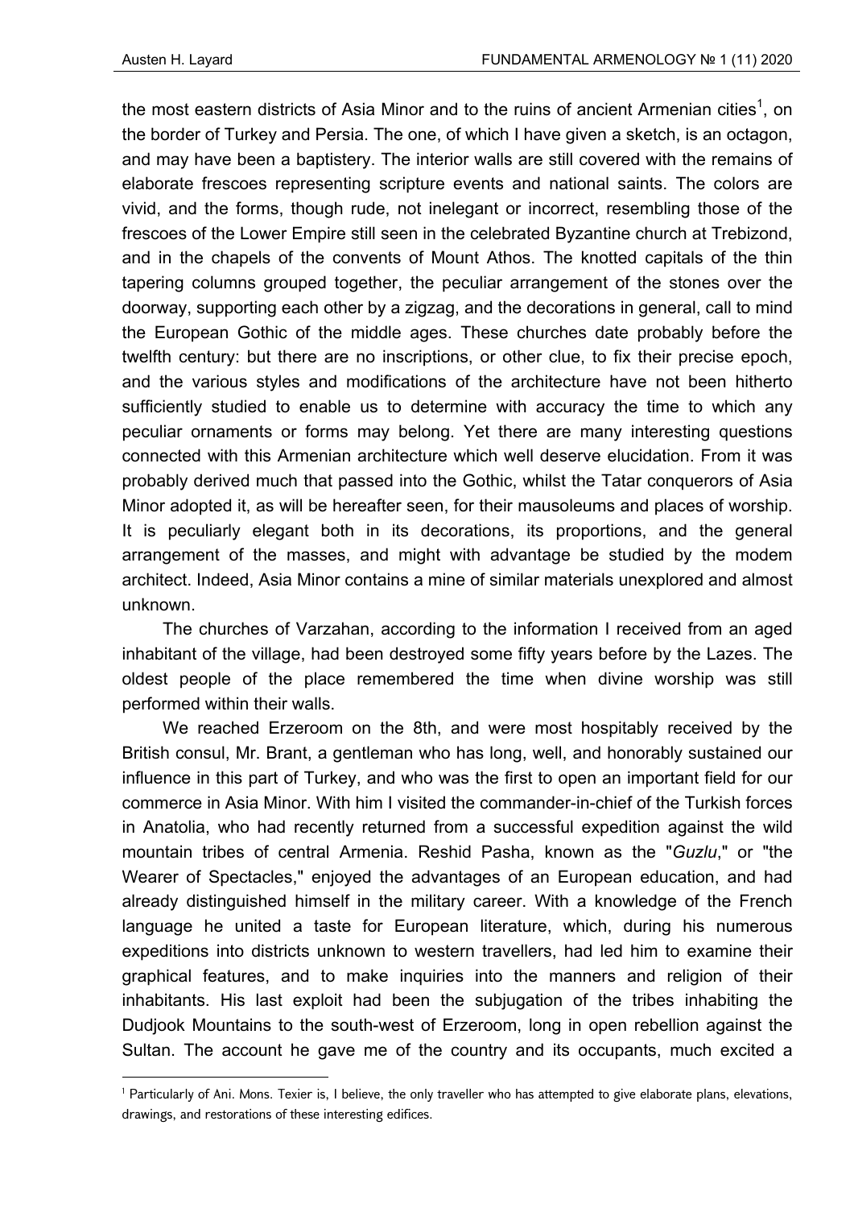the most eastern districts of Asia Minor and to the ruins of ancient Armenian cities[1], on the border of Turkey and Persia. The one, of which I have given a sketch, is an octagon, and may have been a baptistery. The interior walls are still covered with the remains of elaborate frescoes representing scripture events and national saints. The colors are vivid, and the forms, though rude, not inelegant or incorrect, resembling those of the frescoes of the Lower Empire still seen in the celebrated Byzantine church at Trebizond, and in the chapels of the convents of Mount Athos. The knotted capitals of the thin tapering columns grouped together, the peculiar arrangement of the stones over the doorway, supporting each other by a zigzag, and the decorations in general, call to mind the European Gothic of the middle ages. These churches date probably before the twelfth century: but there are no inscriptions, or other clue, to fix their precise epoch, and the various styles and modifications of the architecture have not been hitherto sufficiently studied to enable us to determine with accuracy the time to which any peculiar ornaments or forms may belong. Yet there are many interesting questions connected with this Armenian architecture which well deserve elucidation. From it was probably derived much that passed into the Gothic, whilst the Tatar conquerors of Asia Minor adopted it, as will be hereafter seen, for their mausoleums and places of worship. It is peculiarly elegant both in its decorations, its proportions, and the general arrangement of the masses, and might with advantage be studied by the modem architect. Indeed, Asia Minor contains a mine of similar materials unexplored and almost unknown.

The churches of Varzahan, according to the information I received from an aged inhabitant of the village, had been destroyed some fifty years before by the Lazes. The oldest people of the place remembered the time when divine worship was still performed within their walls.

We reached Erzeroom on the 8th, and were most hospitably received by the British consul, Mr. Brant, a gentleman who has long, well, and honorably sustained our influence in this part of Turkey, and who was the first to open an important field for our commerce in Asia Minor. With him I visited the commander-in-chief of the Turkish forces in Anatolia, who had recently returned from a successful expedition against the wild mountain tribes of central Armenia. Reshid Pasha, known as the "*Guzlu*," or "the Wearer of Spectacles," enjoyed the advantages of an European education, and had already distinguished himself in the military career. With a knowledge of the French language he united a taste for European literature, which, during his numerous expeditions into districts unknown to western travellers, had led him to examine their graphical features, and to make inquiries into the manners and religion of their inhabitants. His last exploit had been the subjugation of the tribes inhabiting the Dudjook Mountains to the south-west of Erzeroom, long in open rebellion against the Sultan. The account he gave me of the country and its occupants, much excited a

[1] Particularly of Ani. Mons. Texier is, I believe, the only traveller who has attempted to give elaborate plans, elevations, drawings, and restorations of these interesting edifices.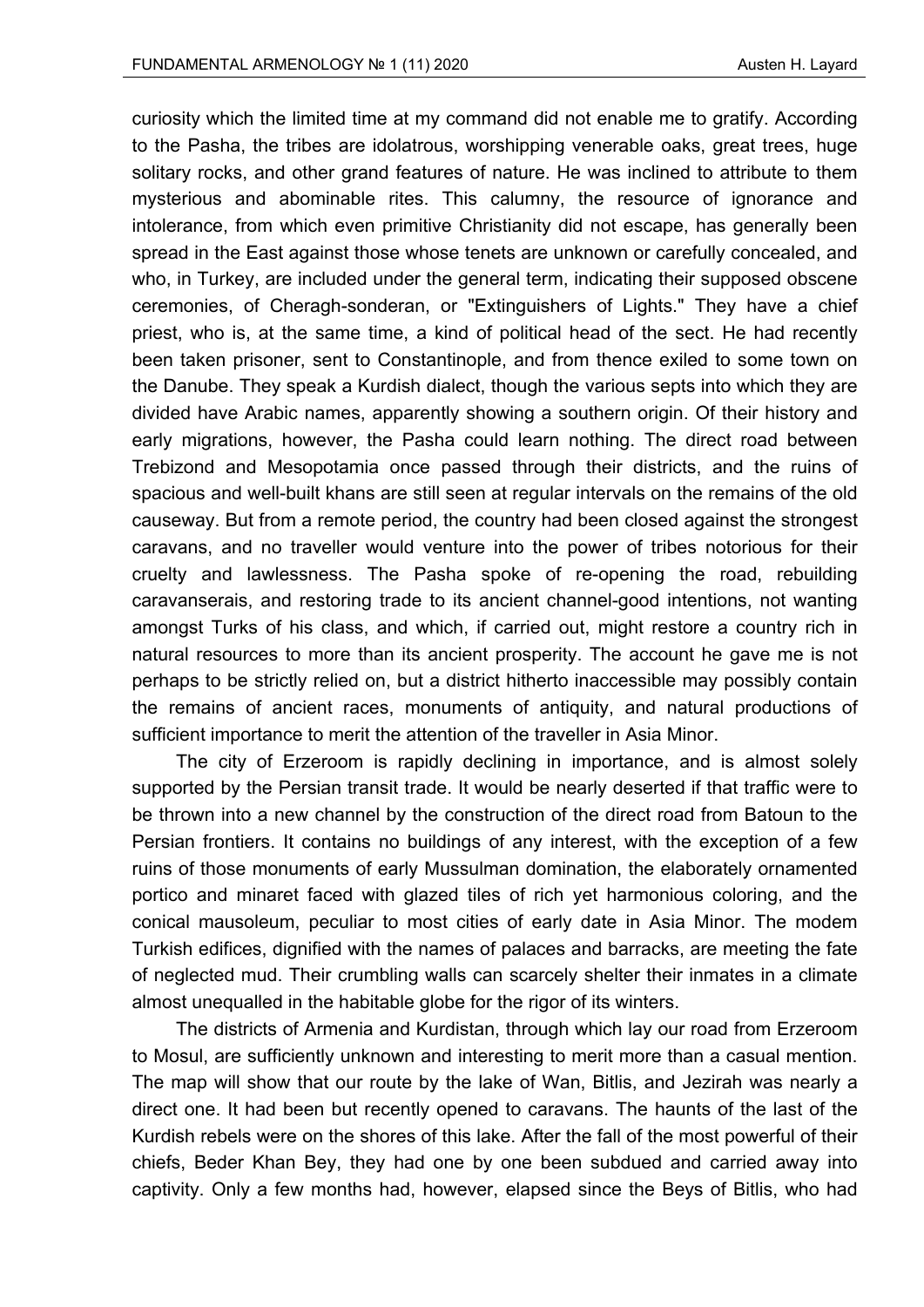curiosity which the limited time at my command did not enable me to gratify. According to the Pasha, the tribes are idolatrous, worshipping venerable oaks, great trees, huge solitary rocks, and other grand features of nature. He was inclined to attribute to them mysterious and abominable rites. This calumny, the resource of ignorance and intolerance, from which even primitive Christianity did not escape, has generally been spread in the East against those whose tenets are unknown or carefully concealed, and who, in Turkey, are included under the general term, indicating their supposed obscene ceremonies, of Cheragh-sonderan, or "Extinguishers of Lights." They have a chief priest, who is, at the same time, a kind of political head of the sect. He had recently been taken prisoner, sent to Constantinople, and from thence exiled to some town on the Danube. They speak a Kurdish dialect, though the various septs into which they are divided have Arabic names, apparently showing a southern origin. Of their history and early migrations, however, the Pasha could learn nothing. The direct road between Trebizond and Mesopotamia once passed through their districts, and the ruins of spacious and well-built khans are still seen at regular intervals on the remains of the old causeway. But from a remote period, the country had been closed against the strongest caravans, and no traveller would venture into the power of tribes notorious for their cruelty and lawlessness. The Pasha spoke of re-opening the road, rebuilding caravanserais, and restoring trade to its ancient channel-good intentions, not wanting amongst Turks of his class, and which, if carried out, might restore a country rich in natural resources to more than its ancient prosperity. The account he gave me is not perhaps to be strictly relied on, but a district hitherto inaccessible may possibly contain the remains of ancient races, monuments of antiquity, and natural productions of sufficient importance to merit the attention of the traveller in Asia Minor.

The city of Erzeroom is rapidly declining in importance, and is almost solely supported by the Persian transit trade. It would be nearly deserted if that traffic were to be thrown into a new channel by the construction of the direct road from Batoun to the Persian frontiers. It contains no buildings of any interest, with the exception of a few ruins of those monuments of early Mussulman domination, the elaborately ornamented portico and minaret faced with glazed tiles of rich yet harmonious coloring, and the conical mausoleum, peculiar to most cities of early date in Asia Minor. The modem Turkish edifices, dignified with the names of palaces and barracks, are meeting the fate of neglected mud. Their crumbling walls can scarcely shelter their inmates in a climate almost unequalled in the habitable globe for the rigor of its winters.

The districts of Armenia and Kurdistan, through which lay our road from Erzeroom to Mosul, are sufficiently unknown and interesting to merit more than a casual mention. The map will show that our route by the lake of Wan, Bitlis, and Jezirah was nearly a direct one. It had been but recently opened to caravans. The haunts of the last of the Kurdish rebels were on the shores of this lake. After the fall of the most powerful of their chiefs, Beder Khan Bey, they had one by one been subdued and carried away into captivity. Only a few months had, however, elapsed since the Beys of Bitlis, who had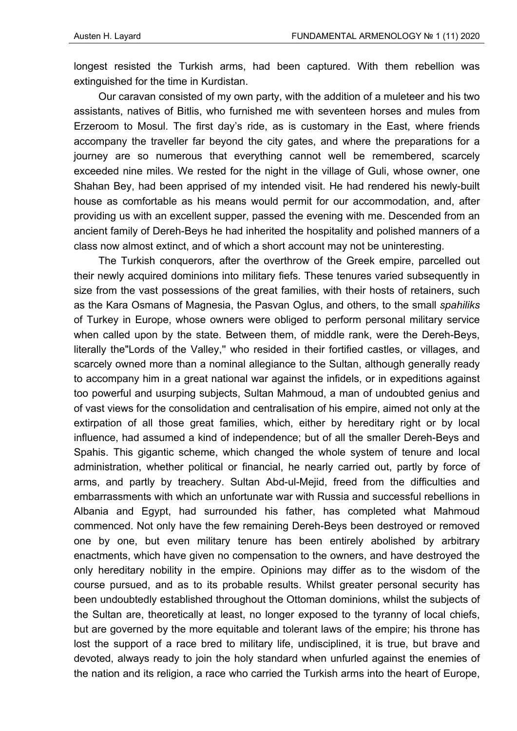longest resisted the Turkish arms, had been captured. With them rebellion was extinguished for the time in Kurdistan.

Our caravan consisted of my own party, with the addition of a muleteer and his two assistants, natives of Bitlis, who furnished me with seventeen horses and mules from Erzeroom to Mosul. The first day's ride, as is customary in the East, where friends accompany the traveller far beyond the city gates, and where the preparations for a journey are so numerous that everything cannot well be remembered, scarcely exceeded nine miles. We rested for the night in the village of Guli, whose owner, one Shahan Bey, had been apprised of my intended visit. He had rendered his newly-built house as comfortable as his means would permit for our accommodation, and, after providing us with an excellent supper, passed the evening with me. Descended from an ancient family of Dereh-Beys he had inherited the hospitality and polished manners of a class now almost extinct, and of which a short account may not be uninteresting.

The Turkish conquerors, after the overthrow of the Greek empire, parcelled out their newly acquired dominions into military fiefs. These tenures varied subsequently in size from the vast possessions of the great families, with their hosts of retainers, such as the Kara Osmans of Magnesia, the Pasvan Oglus, and others, to the small *spahiliks* of Turkey in Europe, whose owners were obliged to perform personal military service when called upon by the state. Between them, of middle rank, were the Dereh-Beys, literally the"Lords of the Valley," who resided in their fortified castles, or villages, and scarcely owned more than a nominal allegiance to the Sultan, although generally ready to accompany him in a great national war against the infidels, or in expeditions against too powerful and usurping subjects, Sultan Mahmoud, a man of undoubted genius and of vast views for the consolidation and centralisation of his empire, aimed not only at the extirpation of all those great families, which, either by hereditary right or by local influence, had assumed a kind of independence; but of all the smaller Dereh-Beys and Spahis. This gigantic scheme, which changed the whole system of tenure and local administration, whether political or financial, he nearly carried out, partly by force of arms, and partly by treachery. Sultan Abd-ul-Mejid, freed from the difficulties and embarrassments with which an unfortunate war with Russia and successful rebellions in Albania and Egypt, had surrounded his father, has completed what Mahmoud commenced. Not only have the few remaining Dereh-Beys been destroyed or removed one by one, but even military tenure has been entirely abolished by arbitrary enactments, which have given no compensation to the owners, and have destroyed the only hereditary nobility in the empire. Opinions may differ as to the wisdom of the course pursued, and as to its probable results. Whilst greater personal security has been undoubtedly established throughout the Ottoman dominions, whilst the subjects of the Sultan are, theoretically at least, no longer exposed to the tyranny of local chiefs, but are governed by the more equitable and tolerant laws of the empire; his throne has lost the support of a race bred to military life, undisciplined, it is true, but brave and devoted, always ready to join the holy standard when unfurled against the enemies of the nation and its religion, a race who carried the Turkish arms into the heart of Europe,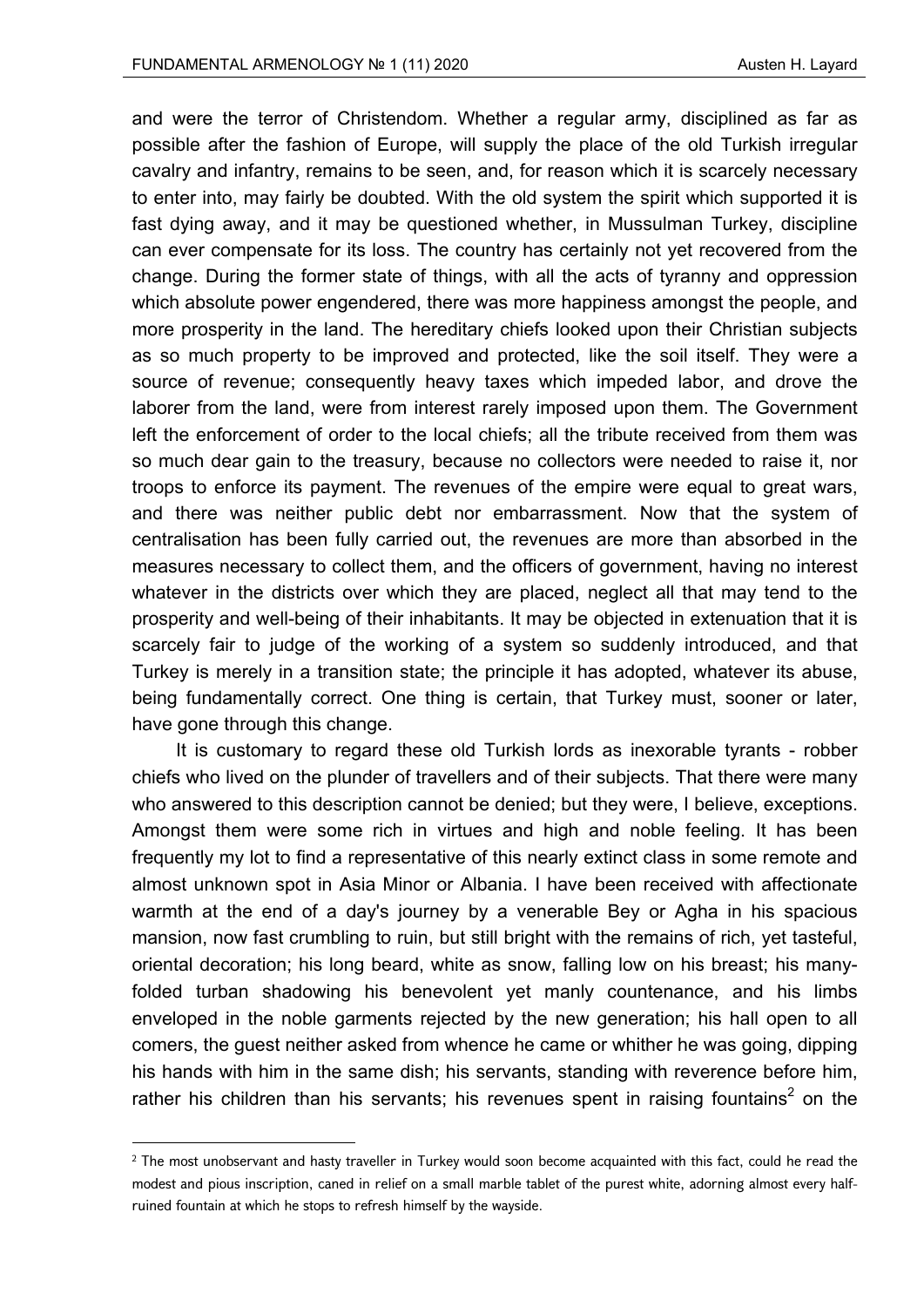and were the terror of Christendom. Whether a regular army, disciplined as far as possible after the fashion of Europe, will supply the place of the old Turkish irregular cavalry and infantry, remains to be seen, and, for reason which it is scarcely necessary to enter into, may fairly be doubted. With the old system the spirit which supported it is fast dying away, and it may be questioned whether, in Mussulman Turkey, discipline can ever compensate for its loss. The country has certainly not yet recovered from the change. During the former state of things, with all the acts of tyranny and oppression which absolute power engendered, there was more happiness amongst the people, and more prosperity in the land. The hereditary chiefs looked upon their Christian subjects as so much property to be improved and protected, like the soil itself. They were a source of revenue; consequently heavy taxes which impeded labor, and drove the laborer from the land, were from interest rarely imposed upon them. The Government left the enforcement of order to the local chiefs; all the tribute received from them was so much dear gain to the treasury, because no collectors were needed to raise it, nor troops to enforce its payment. The revenues of the empire were equal to great wars, and there was neither public debt nor embarrassment. Now that the system of centralisation has been fully carried out, the revenues are more than absorbed in the measures necessary to collect them, and the officers of government, having no interest whatever in the districts over which they are placed, neglect all that may tend to the prosperity and well-being of their inhabitants. It may be objected in extenuation that it is scarcely fair to judge of the working of a system so suddenly introduced, and that Turkey is merely in a transition state; the principle it has adopted, whatever its abuse, being fundamentally correct. One thing is certain, that Turkey must, sooner or later, have gone through this change.

It is customary to regard these old Turkish lords as inexorable tyrants - robber chiefs who lived on the plunder of travellers and of their subjects. That there were many who answered to this description cannot be denied; but they were, I believe, exceptions. Amongst them were some rich in virtues and high and noble feeling. It has been frequently my lot to find a representative of this nearly extinct class in some remote and almost unknown spot in Asia Minor or Albania. I have been received with affectionate warmth at the end of a day's journey by a venerable Bey or Agha in his spacious mansion, now fast crumbling to ruin, but still bright with the remains of rich, yet tasteful, oriental decoration; his long beard, white as snow, falling low on his breast; his many-folded turban shadowing his benevolent yet manly countenance, and his limbs enveloped in the noble garments rejected by the new generation; his hall open to all comers, the guest neither asked from whence he came or whither he was going, dipping his hands with him in the same dish; his servants, standing with reverence before him, rather his children than his servants; his revenues spent in raising fountains[2] on the

[2] The most unobservant and hasty traveller in Turkey would soon become acquainted with this fact, could he read the modest and pious inscription, caned in relief on a small marble tablet of the purest white, adorning almost every half-ruined fountain at which he stops to refresh himself by the wayside.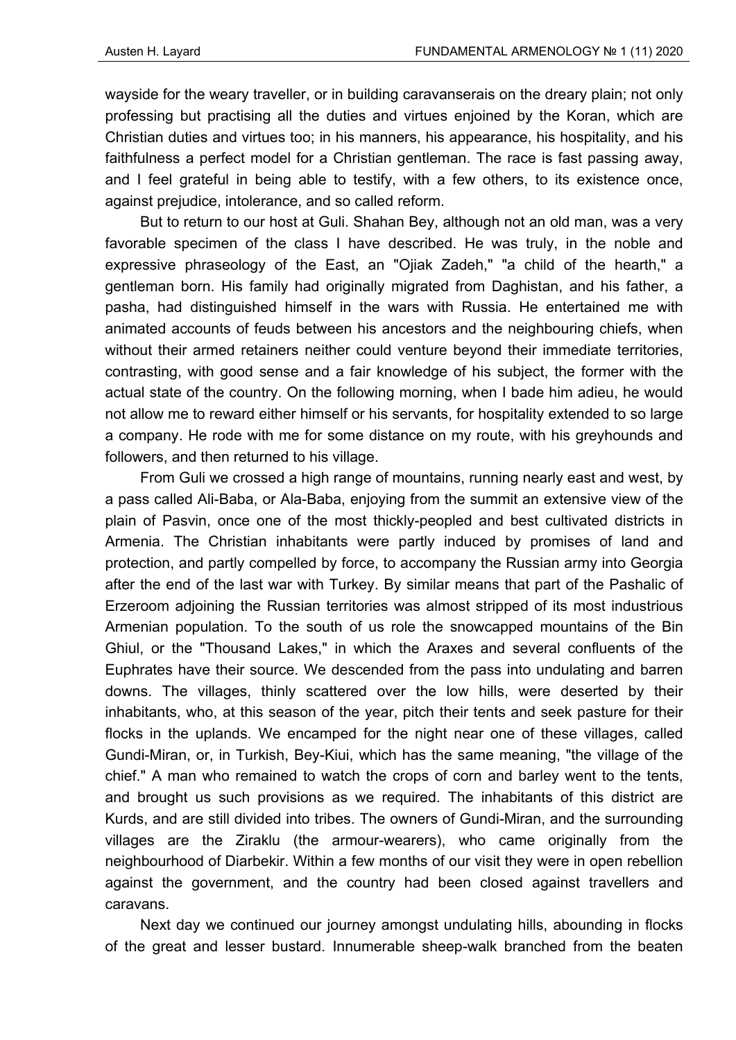wayside for the weary traveller, or in building caravanserais on the dreary plain; not only professing but practising all the duties and virtues enjoined by the Koran, which are Christian duties and virtues too; in his manners, his appearance, his hospitality, and his faithfulness a perfect model for a Christian gentleman. The race is fast passing away, and I feel grateful in being able to testify, with a few others, to its existence once, against prejudice, intolerance, and so called reform.

But to return to our host at Guli. Shahan Bey, although not an old man, was a very favorable specimen of the class I have described. He was truly, in the noble and expressive phraseology of the East, an "Ojiak Zadeh," "a child of the hearth," a gentleman born. His family had originally migrated from Daghistan, and his father, a pasha, had distinguished himself in the wars with Russia. He entertained me with animated accounts of feuds between his ancestors and the neighbouring chiefs, when without their armed retainers neither could venture beyond their immediate territories, contrasting, with good sense and a fair knowledge of his subject, the former with the actual state of the country. On the following morning, when I bade him adieu, he would not allow me to reward either himself or his servants, for hospitality extended to so large a company. He rode with me for some distance on my route, with his greyhounds and followers, and then returned to his village.

From Guli we crossed a high range of mountains, running nearly east and west, by a pass called Ali-Baba, or Ala-Baba, enjoying from the summit an extensive view of the plain of Pasvin, once one of the most thickly-peopled and best cultivated districts in Armenia. The Christian inhabitants were partly induced by promises of land and protection, and partly compelled by force, to accompany the Russian army into Georgia after the end of the last war with Turkey. By similar means that part of the Pashalic of Erzeroom adjoining the Russian territories was almost stripped of its most industrious Armenian population. To the south of us role the snowcapped mountains of the Bin Ghiul, or the "Thousand Lakes," in which the Araxes and several confluents of the Euphrates have their source. We descended from the pass into undulating and barren downs. The villages, thinly scattered over the low hills, were deserted by their inhabitants, who, at this season of the year, pitch their tents and seek pasture for their flocks in the uplands. We encamped for the night near one of these villages, called Gundi-Miran, or, in Turkish, Bey-Kiui, which has the same meaning, "the village of the chief." A man who remained to watch the crops of corn and barley went to the tents, and brought us such provisions as we required. The inhabitants of this district are Kurds, and are still divided into tribes. The owners of Gundi-Miran, and the surrounding villages are the Ziraklu (the armour-wearers), who came originally from the neighbourhood of Diarbekir. Within a few months of our visit they were in open rebellion against the government, and the country had been closed against travellers and caravans.

Next day we continued our journey amongst undulating hills, abounding in flocks of the great and lesser bustard. Innumerable sheep-walk branched from the beaten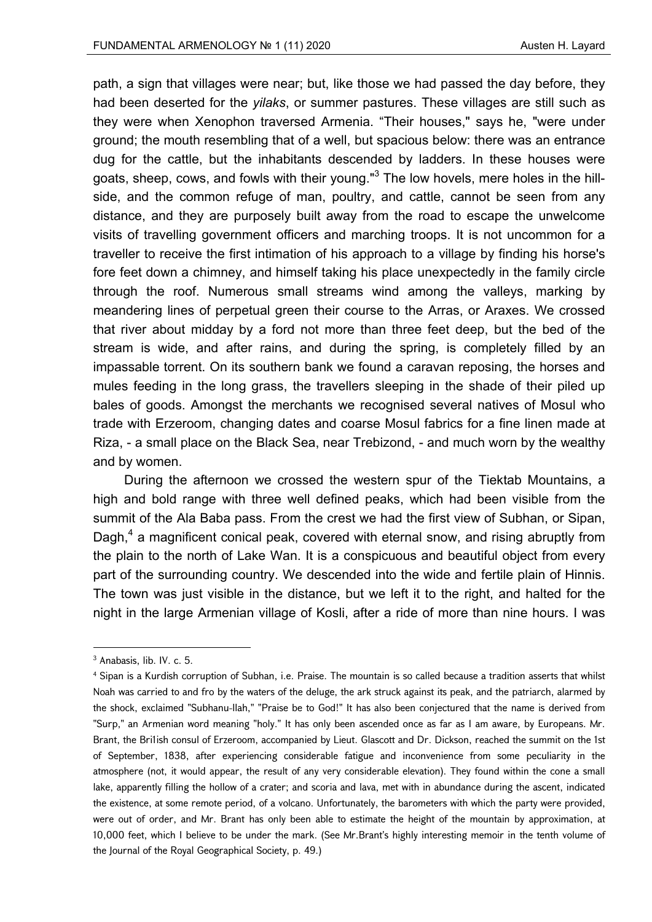path, a sign that villages were near; but, like those we had passed the day before, they had been deserted for the *yilaks*, or summer pastures. These villages are still such as they were when Xenophon traversed Armenia. "Their houses," says he, "were under ground; the mouth resembling that of a well, but spacious below: there was an entrance dug for the cattle, but the inhabitants descended by ladders. In these houses were goats, sheep, cows, and fowls with their young."[3] The low hovels, mere holes in the hill-side, and the common refuge of man, poultry, and cattle, cannot be seen from any distance, and they are purposely built away from the road to escape the unwelcome visits of travelling government officers and marching troops. It is not uncommon for a traveller to receive the first intimation of his approach to a village by finding his horse's fore feet down a chimney, and himself taking his place unexpectedly in the family circle through the roof. Numerous small streams wind among the valleys, marking by meandering lines of perpetual green their course to the Arras, or Araxes. We crossed that river about midday by a ford not more than three feet deep, but the bed of the stream is wide, and after rains, and during the spring, is completely filled by an impassable torrent. On its southern bank we found a caravan reposing, the horses and mules feeding in the long grass, the travellers sleeping in the shade of their piled up bales of goods. Amongst the merchants we recognised several natives of Mosul who trade with Erzeroom, changing dates and coarse Mosul fabrics for a fine linen made at Riza, - a small place on the Black Sea, near Trebizond, - and much worn by the wealthy and by women.

During the afternoon we crossed the western spur of the Tiektab Mountains, a high and bold range with three well defined peaks, which had been visible from the summit of the Ala Baba pass. From the crest we had the first view of Subhan, or Sipan, Dagh,[4] a magnificent conical peak, covered with eternal snow, and rising abruptly from the plain to the north of Lake Wan. It is a conspicuous and beautiful object from every part of the surrounding country. We descended into the wide and fertile plain of Hinnis. The town was just visible in the distance, but we left it to the right, and halted for the night in the large Armenian village of Kosli, after a ride of more than nine hours. I was

---

[3] Anabasis, lib. IV. c. 5.

[4] Sipan is a Kurdish corruption of Subhan, i.e. Praise. The mountain is so called because a tradition asserts that whilst Noah was carried to and fro by the waters of the deluge, the ark struck against its peak, and the patriarch, alarmed by the shock, exclaimed "Subhanu-llah," "Praise be to God!" It has also been conjectured that the name is derived from "Surp," an Armenian word meaning "holy." It has only been ascended once as far as I am aware, by Europeans. Mr. Brant, the Bri1ish consul of Erzeroom, accompanied by Lieut. Glascott and Dr. Dickson, reached the summit on the 1st of September, 1838, after experiencing considerable fatigue and inconvenience from some peculiarity in the atmosphere (not, it would appear, the result of any very considerable elevation). They found within the cone a small lake, apparently filling the hollow of a crater; and scoria and lava, met with in abundance during the ascent, indicated the existence, at some remote period, of a volcano. Unfortunately, the barometers with which the party were provided, were out of order, and Mr. Brant has only been able to estimate the height of the mountain by approximation, at 10,000 feet, which I believe to be under the mark. (See Mr.Brant's highly interesting memoir in the tenth volume of the Journal of the Royal Geographical Society, p. 49.)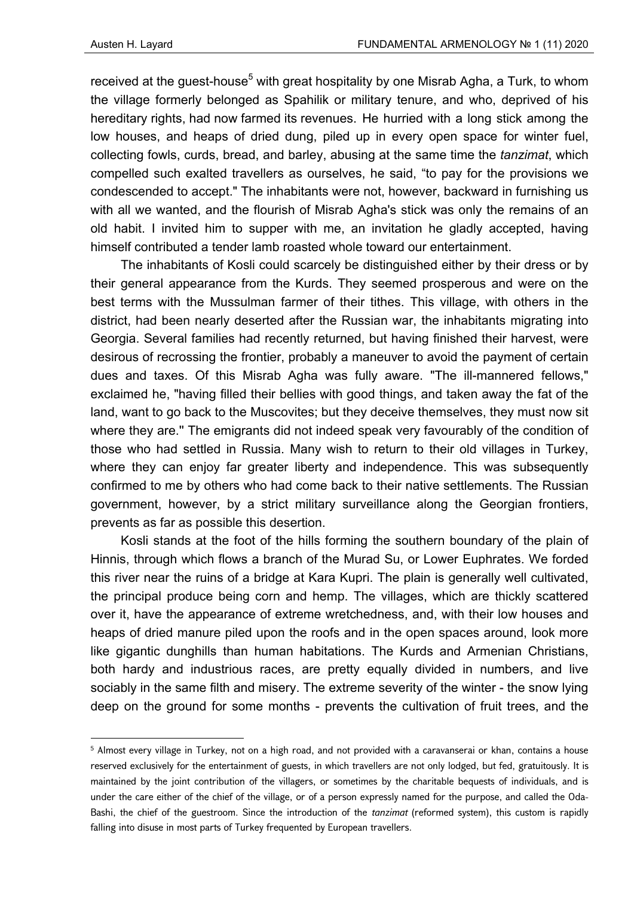received at the guest-house[5] with great hospitality by one Misrab Agha, a Turk, to whom the village formerly belonged as Spahilik or military tenure, and who, deprived of his hereditary rights, had now farmed its revenues. He hurried with a long stick among the low houses, and heaps of dried dung, piled up in every open space for winter fuel, collecting fowls, curds, bread, and barley, abusing at the same time the *tanzimat*, which compelled such exalted travellers as ourselves, he said, "to pay for the provisions we condescended to accept." The inhabitants were not, however, backward in furnishing us with all we wanted, and the flourish of Misrab Agha's stick was only the remains of an old habit. I invited him to supper with me, an invitation he gladly accepted, having himself contributed a tender lamb roasted whole toward our entertainment.

The inhabitants of Kosli could scarcely be distinguished either by their dress or by their general appearance from the Kurds. They seemed prosperous and were on the best terms with the Mussulman farmer of their tithes. This village, with others in the district, had been nearly deserted after the Russian war, the inhabitants migrating into Georgia. Several families had recently returned, but having finished their harvest, were desirous of recrossing the frontier, probably a maneuver to avoid the payment of certain dues and taxes. Of this Misrab Agha was fully aware. "The ill-mannered fellows," exclaimed he, "having filled their bellies with good things, and taken away the fat of the land, want to go back to the Muscovites; but they deceive themselves, they must now sit where they are." The emigrants did not indeed speak very favourably of the condition of those who had settled in Russia. Many wish to return to their old villages in Turkey, where they can enjoy far greater liberty and independence. This was subsequently confirmed to me by others who had come back to their native settlements. The Russian government, however, by a strict military surveillance along the Georgian frontiers, prevents as far as possible this desertion.

Kosli stands at the foot of the hills forming the southern boundary of the plain of Hinnis, through which flows a branch of the Murad Su, or Lower Euphrates. We forded this river near the ruins of a bridge at Kara Kupri. The plain is generally well cultivated, the principal produce being corn and hemp. The villages, which are thickly scattered over it, have the appearance of extreme wretchedness, and, with their low houses and heaps of dried manure piled upon the roofs and in the open spaces around, look more like gigantic dunghills than human habitations. The Kurds and Armenian Christians, both hardy and industrious races, are pretty equally divided in numbers, and live sociably in the same filth and misery. The extreme severity of the winter - the snow lying deep on the ground for some months - prevents the cultivation of fruit trees, and the

---

[5] Almost every village in Turkey, not on a high road, and not provided with a caravanserai or khan, contains a house reserved exclusively for the entertainment of guests, in which travellers are not only lodged, but fed, gratuitously. It is maintained by the joint contribution of the villagers, or sometimes by the charitable bequests of individuals, and is under the care either of the chief of the village, or of a person expressly named for the purpose, and called the Oda-Bashi, the chief of the guestroom. Since the introduction of the *tanzimat* (reformed system), this custom is rapidly falling into disuse in most parts of Turkey frequented by European travellers.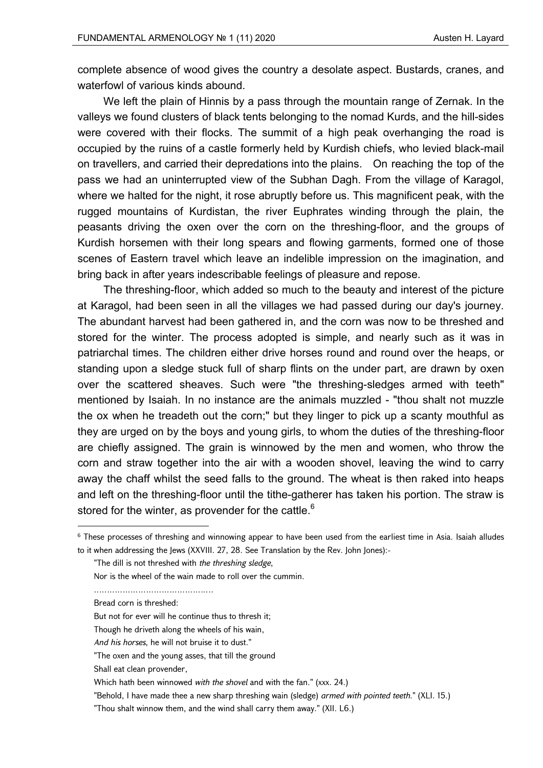complete absence of wood gives the country a desolate aspect. Bustards, cranes, and waterfowl of various kinds abound.

We left the plain of Hinnis by a pass through the mountain range of Zernak. In the valleys we found clusters of black tents belonging to the nomad Kurds, and the hill-sides were covered with their flocks. The summit of a high peak overhanging the road is occupied by the ruins of a castle formerly held by Kurdish chiefs, who levied black-mail on travellers, and carried their depredations into the plains. On reaching the top of the pass we had an uninterrupted view of the Subhan Dagh. From the village of Karagol, where we halted for the night, it rose abruptly before us. This magnificent peak, with the rugged mountains of Kurdistan, the river Euphrates winding through the plain, the peasants driving the oxen over the corn on the threshing-floor, and the groups of Kurdish horsemen with their long spears and flowing garments, formed one of those scenes of Eastern travel which leave an indelible impression on the imagination, and bring back in after years indescribable feelings of pleasure and repose.

The threshing-floor, which added so much to the beauty and interest of the picture at Karagol, had been seen in all the villages we had passed during our day's journey. The abundant harvest had been gathered in, and the corn was now to be threshed and stored for the winter. The process adopted is simple, and nearly such as it was in patriarchal times. The children either drive horses round and round over the heaps, or standing upon a sledge stuck full of sharp flints on the under part, are drawn by oxen over the scattered sheaves. Such were "the threshing-sledges armed with teeth" mentioned by Isaiah. In no instance are the animals muzzled - "thou shalt not muzzle the ox when he treadeth out the corn;" but they linger to pick up a scanty mouthful as they are urged on by the boys and young girls, to whom the duties of the threshing-floor are chiefly assigned. The grain is winnowed by the men and women, who throw the corn and straw together into the air with a wooden shovel, leaving the wind to carry away the chaff whilst the seed falls to the ground. The wheat is then raked into heaps and left on the threshing-floor until the tithe-gatherer has taken his portion. The straw is stored for the winter, as provender for the cattle.[6]

---

[6] These processes of threshing and winnowing appear to have been used from the earliest time in Asia. Isaiah alludes to it when addressing the Jews (XXVIII. 27, 28. See Translation by the Rev. John Jones):-

"The dill is not threshed with *the threshing sledge*,

Nor is the wheel of the wain made to roll over the cummin.

……………………………………

Bread corn is threshed:

But not for ever will he continue thus to thresh it;

Though he driveth along the wheels of his wain,

*And his horses*, he will not bruise it to dust."

"The oxen and the young asses, that till the ground

Shall eat clean provender,

Which hath been winnowed *with the shovel* and with the fan." (xxx. 24.)

"Behold, I have made thee a new sharp threshing wain (sledge) *armed with pointed teeth*." (XLI. 15.)

"Thou shalt winnow them, and the wind shall carry them away." (XII. L6.)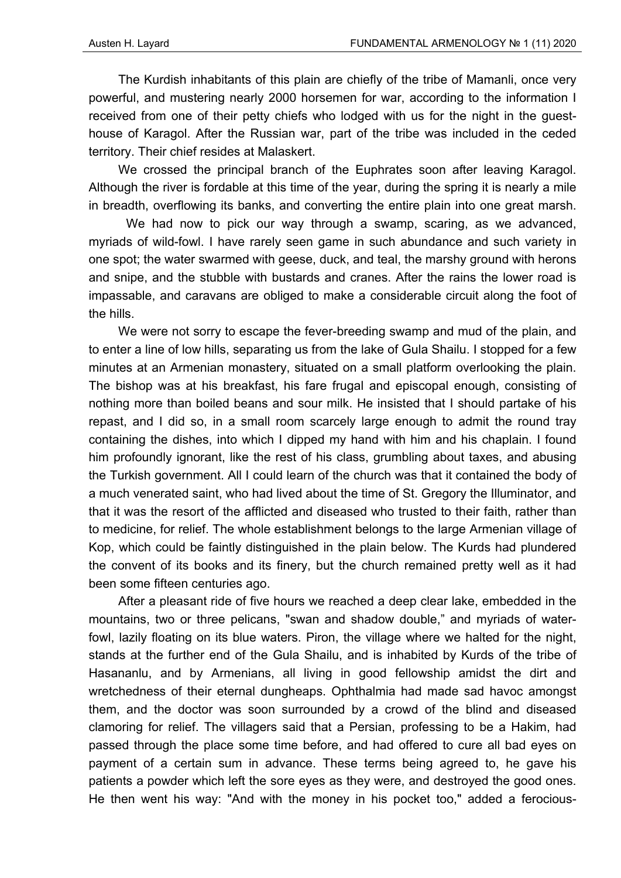The Kurdish inhabitants of this plain are chiefly of the tribe of Mamanli, once very powerful, and mustering nearly 2000 horsemen for war, according to the information I received from one of their petty chiefs who lodged with us for the night in the guest-house of Karagol. After the Russian war, part of the tribe was included in the ceded territory. Their chief resides at Malaskert.

We crossed the principal branch of the Euphrates soon after leaving Karagol. Although the river is fordable at this time of the year, during the spring it is nearly a mile in breadth, overflowing its banks, and converting the entire plain into one great marsh.

We had now to pick our way through a swamp, scaring, as we advanced, myriads of wild-fowl. I have rarely seen game in such abundance and such variety in one spot; the water swarmed with geese, duck, and teal, the marshy ground with herons and snipe, and the stubble with bustards and cranes. After the rains the lower road is impassable, and caravans are obliged to make a considerable circuit along the foot of the hills.

We were not sorry to escape the fever-breeding swamp and mud of the plain, and to enter a line of low hills, separating us from the lake of Gula Shailu. I stopped for a few minutes at an Armenian monastery, situated on a small platform overlooking the plain. The bishop was at his breakfast, his fare frugal and episcopal enough, consisting of nothing more than boiled beans and sour milk. He insisted that I should partake of his repast, and I did so, in a small room scarcely large enough to admit the round tray containing the dishes, into which I dipped my hand with him and his chaplain. I found him profoundly ignorant, like the rest of his class, grumbling about taxes, and abusing the Turkish government. All I could learn of the church was that it contained the body of a much venerated saint, who had lived about the time of St. Gregory the Illuminator, and that it was the resort of the afflicted and diseased who trusted to their faith, rather than to medicine, for relief. The whole establishment belongs to the large Armenian village of Kop, which could be faintly distinguished in the plain below. The Kurds had plundered the convent of its books and its finery, but the church remained pretty well as it had been some fifteen centuries ago.

After a pleasant ride of five hours we reached a deep clear lake, embedded in the mountains, two or three pelicans, "swan and shadow double," and myriads of water-fowl, lazily floating on its blue waters. Piron, the village where we halted for the night, stands at the further end of the Gula Shailu, and is inhabited by Kurds of the tribe of Hasananlu, and by Armenians, all living in good fellowship amidst the dirt and wretchedness of their eternal dungheaps. Ophthalmia had made sad havoc amongst them, and the doctor was soon surrounded by a crowd of the blind and diseased clamoring for relief. The villagers said that a Persian, professing to be a Hakim, had passed through the place some time before, and had offered to cure all bad eyes on payment of a certain sum in advance. These terms being agreed to, he gave his patients a powder which left the sore eyes as they were, and destroyed the good ones. He then went his way: "And with the money in his pocket too," added a ferocious-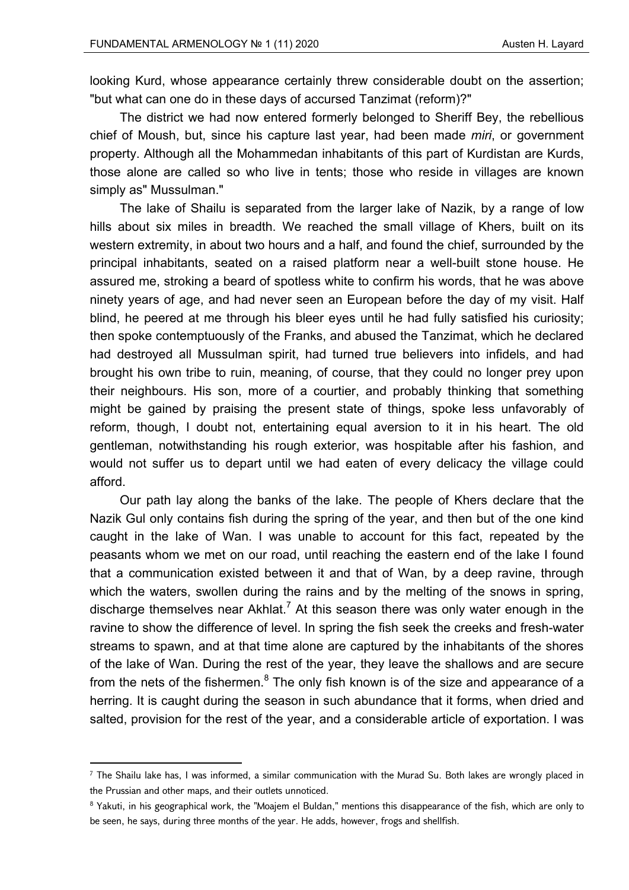looking Kurd, whose appearance certainly threw considerable doubt on the assertion; "but what can one do in these days of accursed Tanzimat (reform)?"

The district we had now entered formerly belonged to Sheriff Bey, the rebellious chief of Moush, but, since his capture last year, had been made *miri*, or government property. Although all the Mohammedan inhabitants of this part of Kurdistan are Kurds, those alone are called so who live in tents; those who reside in villages are known simply as" Mussulman."

The lake of Shailu is separated from the larger lake of Nazik, by a range of low hills about six miles in breadth. We reached the small village of Khers, built on its western extremity, in about two hours and a half, and found the chief, surrounded by the principal inhabitants, seated on a raised platform near a well-built stone house. He assured me, stroking a beard of spotless white to confirm his words, that he was above ninety years of age, and had never seen an European before the day of my visit. Half blind, he peered at me through his bleer eyes until he had fully satisfied his curiosity; then spoke contemptuously of the Franks, and abused the Tanzimat, which he declared had destroyed all Mussulman spirit, had turned true believers into infidels, and had brought his own tribe to ruin, meaning, of course, that they could no longer prey upon their neighbours. His son, more of a courtier, and probably thinking that something might be gained by praising the present state of things, spoke less unfavorably of reform, though, I doubt not, entertaining equal aversion to it in his heart. The old gentleman, notwithstanding his rough exterior, was hospitable after his fashion, and would not suffer us to depart until we had eaten of every delicacy the village could afford.

Our path lay along the banks of the lake. The people of Khers declare that the Nazik Gul only contains fish during the spring of the year, and then but of the one kind caught in the lake of Wan. I was unable to account for this fact, repeated by the peasants whom we met on our road, until reaching the eastern end of the lake I found that a communication existed between it and that of Wan, by a deep ravine, through which the waters, swollen during the rains and by the melting of the snows in spring, discharge themselves near Akhlat.[7] At this season there was only water enough in the ravine to show the difference of level. In spring the fish seek the creeks and fresh-water streams to spawn, and at that time alone are captured by the inhabitants of the shores of the lake of Wan. During the rest of the year, they leave the shallows and are secure from the nets of the fishermen.[8] The only fish known is of the size and appearance of a herring. It is caught during the season in such abundance that it forms, when dried and salted, provision for the rest of the year, and a considerable article of exportation. I was

---

[7] The Shailu lake has, I was informed, a similar communication with the Murad Su. Both lakes are wrongly placed in the Prussian and other maps, and their outlets unnoticed.

[8] Yakuti, in his geographical work, the "Moajem el Buldan," mentions this disappearance of the fish, which are only to be seen, he says, during three months of the year. He adds, however, frogs and shellfish.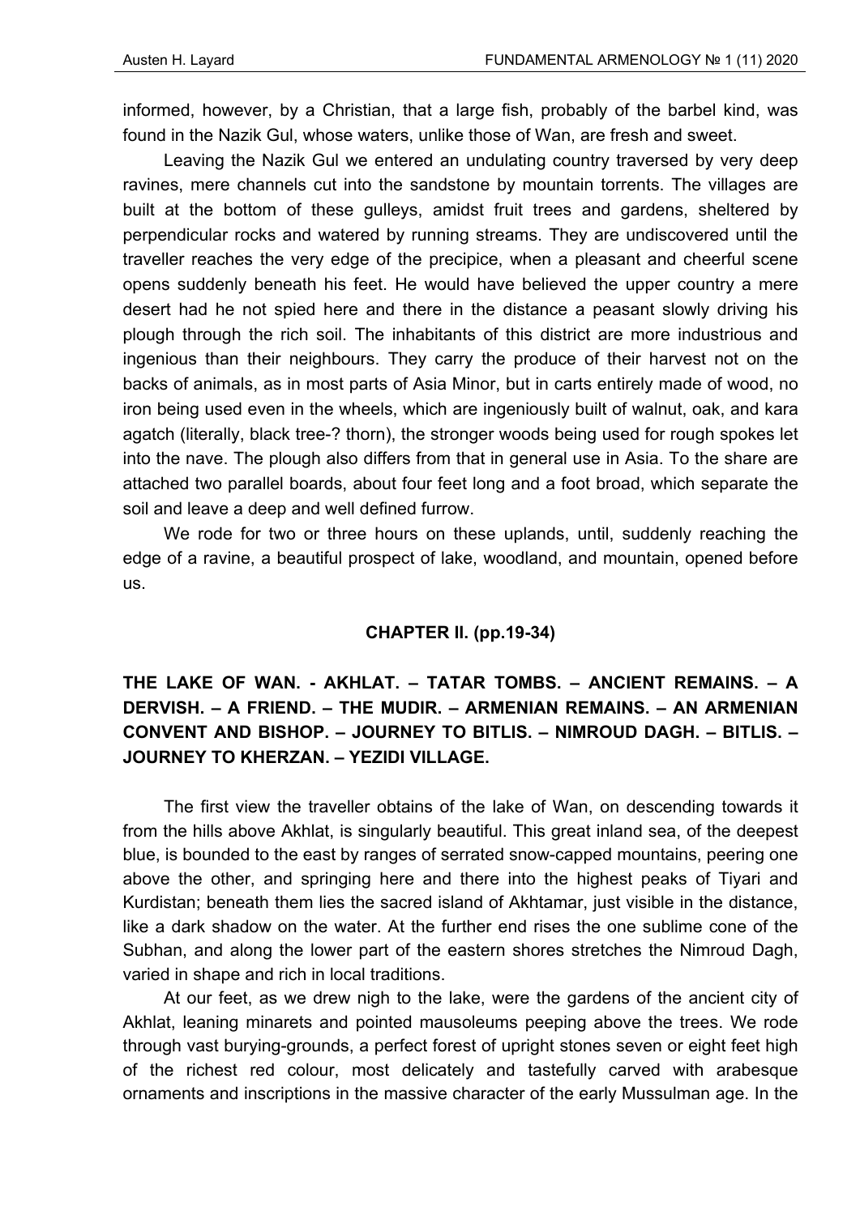informed, however, by a Christian, that a large fish, probably of the barbel kind, was found in the Nazik Gul, whose waters, unlike those of Wan, are fresh and sweet.

Leaving the Nazik Gul we entered an undulating country traversed by very deep ravines, mere channels cut into the sandstone by mountain torrents. The villages are built at the bottom of these gulleys, amidst fruit trees and gardens, sheltered by perpendicular rocks and watered by running streams. They are undiscovered until the traveller reaches the very edge of the precipice, when a pleasant and cheerful scene opens suddenly beneath his feet. He would have believed the upper country a mere desert had he not spied here and there in the distance a peasant slowly driving his plough through the rich soil. The inhabitants of this district are more industrious and ingenious than their neighbours. They carry the produce of their harvest not on the backs of animals, as in most parts of Asia Minor, but in carts entirely made of wood, no iron being used even in the wheels, which are ingeniously built of walnut, oak, and kara agatch (literally, black tree-? thorn), the stronger woods being used for rough spokes let into the nave. The plough also differs from that in general use in Asia. To the share are attached two parallel boards, about four feet long and a foot broad, which separate the soil and leave a deep and well defined furrow.

We rode for two or three hours on these uplands, until, suddenly reaching the edge of a ravine, a beautiful prospect of lake, woodland, and mountain, opened before us.

## CHAPTER II. (pp.19-34)

### THE LAKE OF WAN. - AKHLAT. – TATAR TOMBS. – ANCIENT REMAINS. – A DERVISH. – A FRIEND. – THE MUDIR. – ARMENIAN REMAINS. – AN ARMENIAN CONVENT AND BISHOP. – JOURNEY TO BITLIS. – NIMROUD DAGH. – BITLIS. – JOURNEY TO KHERZAN. – YEZIDI VILLAGE.

The first view the traveller obtains of the lake of Wan, on descending towards it from the hills above Akhlat, is singularly beautiful. This great inland sea, of the deepest blue, is bounded to the east by ranges of serrated snow-capped mountains, peering one above the other, and springing here and there into the highest peaks of Tiyari and Kurdistan; beneath them lies the sacred island of Akhtamar, just visible in the distance, like a dark shadow on the water. At the further end rises the one sublime cone of the Subhan, and along the lower part of the eastern shores stretches the Nimroud Dagh, varied in shape and rich in local traditions.

At our feet, as we drew nigh to the lake, were the gardens of the ancient city of Akhlat, leaning minarets and pointed mausoleums peeping above the trees. We rode through vast burying-grounds, a perfect forest of upright stones seven or eight feet high of the richest red colour, most delicately and tastefully carved with arabesque ornaments and inscriptions in the massive character of the early Mussulman age. In the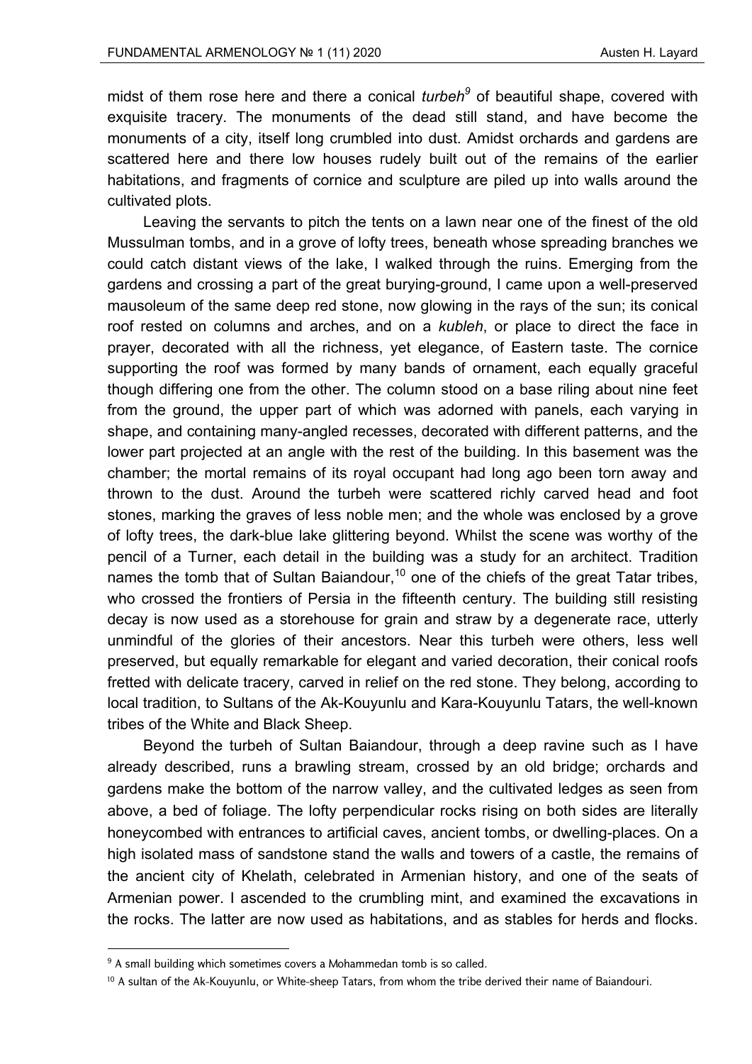midst of them rose here and there a conical *turbeh*[9] of beautiful shape, covered with exquisite tracery. The monuments of the dead still stand, and have become the monuments of a city, itself long crumbled into dust. Amidst orchards and gardens are scattered here and there low houses rudely built out of the remains of the earlier habitations, and fragments of cornice and sculpture are piled up into walls around the cultivated plots.

Leaving the servants to pitch the tents on a lawn near one of the finest of the old Mussulman tombs, and in a grove of lofty trees, beneath whose spreading branches we could catch distant views of the lake, I walked through the ruins. Emerging from the gardens and crossing a part of the great burying-ground, I came upon a well-preserved mausoleum of the same deep red stone, now glowing in the rays of the sun; its conical roof rested on columns and arches, and on a *kubleh*, or place to direct the face in prayer, decorated with all the richness, yet elegance, of Eastern taste. The cornice supporting the roof was formed by many bands of ornament, each equally graceful though differing one from the other. The column stood on a base riling about nine feet from the ground, the upper part of which was adorned with panels, each varying in shape, and containing many-angled recesses, decorated with different patterns, and the lower part projected at an angle with the rest of the building. In this basement was the chamber; the mortal remains of its royal occupant had long ago been torn away and thrown to the dust. Around the turbeh were scattered richly carved head and foot stones, marking the graves of less noble men; and the whole was enclosed by a grove of lofty trees, the dark-blue lake glittering beyond. Whilst the scene was worthy of the pencil of a Turner, each detail in the building was a study for an architect. Tradition names the tomb that of Sultan Baiandour,[10] one of the chiefs of the great Tatar tribes, who crossed the frontiers of Persia in the fifteenth century. The building still resisting decay is now used as a storehouse for grain and straw by a degenerate race, utterly unmindful of the glories of their ancestors. Near this turbeh were others, less well preserved, but equally remarkable for elegant and varied decoration, their conical roofs fretted with delicate tracery, carved in relief on the red stone. They belong, according to local tradition, to Sultans of the Ak-Kouyunlu and Kara-Kouyunlu Tatars, the well-known tribes of the White and Black Sheep.

Beyond the turbeh of Sultan Baiandour, through a deep ravine such as I have already described, runs a brawling stream, crossed by an old bridge; orchards and gardens make the bottom of the narrow valley, and the cultivated ledges as seen from above, a bed of foliage. The lofty perpendicular rocks rising on both sides are literally honeycombed with entrances to artificial caves, ancient tombs, or dwelling-places. On a high isolated mass of sandstone stand the walls and towers of a castle, the remains of the ancient city of Khelath, celebrated in Armenian history, and one of the seats of Armenian power. I ascended to the crumbling mint, and examined the excavations in the rocks. The latter are now used as habitations, and as stables for herds and flocks.

---

[9] A small building which sometimes covers a Mohammedan tomb is so called.

[10] A sultan of the Ak-Kouyunlu, or White-sheep Tatars, from whom the tribe derived their name of Baiandouri.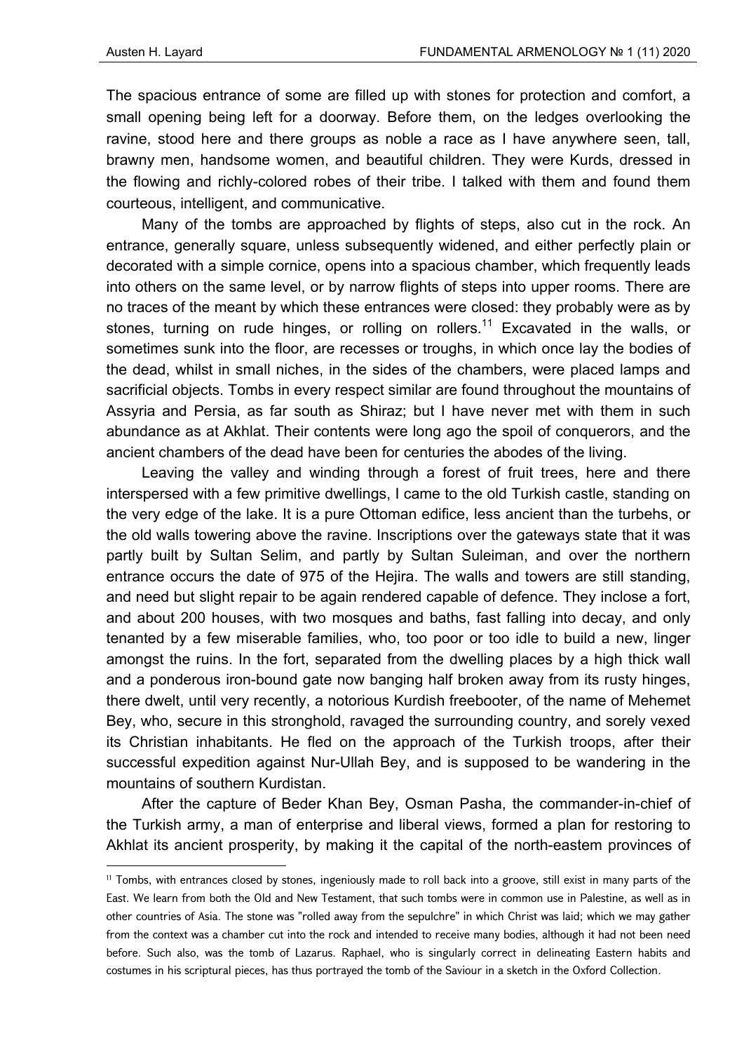The spacious entrance of some are filled up with stones for protection and comfort, a small opening being left for a doorway. Before them, on the ledges overlooking the ravine, stood here and there groups as noble a race as I have anywhere seen, tall, brawny men, handsome women, and beautiful children. They were Kurds, dressed in the flowing and richly-colored robes of their tribe. I talked with them and found them courteous, intelligent, and communicative.

Many of the tombs are approached by flights of steps, also cut in the rock. An entrance, generally square, unless subsequently widened, and either perfectly plain or decorated with a simple cornice, opens into a spacious chamber, which frequently leads into others on the same level, or by narrow flights of steps into upper rooms. There are no traces of the meant by which these entrances were closed: they probably were as by stones, turning on rude hinges, or rolling on rollers.[11] Excavated in the walls, or sometimes sunk into the floor, are recesses or troughs, in which once lay the bodies of the dead, whilst in small niches, in the sides of the chambers, were placed lamps and sacrificial objects. Tombs in every respect similar are found throughout the mountains of Assyria and Persia, as far south as Shiraz; but I have never met with them in such abundance as at Akhlat. Their contents were long ago the spoil of conquerors, and the ancient chambers of the dead have been for centuries the abodes of the living.

Leaving the valley and winding through a forest of fruit trees, here and there interspersed with a few primitive dwellings, I came to the old Turkish castle, standing on the very edge of the lake. It is a pure Ottoman edifice, less ancient than the turbehs, or the old walls towering above the ravine. Inscriptions over the gateways state that it was partly built by Sultan Selim, and partly by Sultan Suleiman, and over the northern entrance occurs the date of 975 of the Hejira. The walls and towers are still standing, and need but slight repair to be again rendered capable of defence. They inclose a fort, and about 200 houses, with two mosques and baths, fast falling into decay, and only tenanted by a few miserable families, who, too poor or too idle to build a new, linger amongst the ruins. In the fort, separated from the dwelling places by a high thick wall and a ponderous iron-bound gate now banging half broken away from its rusty hinges, there dwelt, until very recently, a notorious Kurdish freebooter, of the name of Mehemet Bey, who, secure in this stronghold, ravaged the surrounding country, and sorely vexed its Christian inhabitants. He fled on the approach of the Turkish troops, after their successful expedition against Nur-Ullah Bey, and is supposed to be wandering in the mountains of southern Kurdistan.

After the capture of Beder Khan Bey, Osman Pasha, the commander-in-chief of the Turkish army, a man of enterprise and liberal views, formed a plan for restoring to Akhlat its ancient prosperity, by making it the capital of the north-eastem provinces of

---

[11] Tombs, with entrances closed by stones, ingeniously made to roll back into a groove, still exist in many parts of the East. We learn from both the Old and New Testament, that such tombs were in common use in Palestine, as well as in other countries of Asia. The stone was "rolled away from the sepulchre" in which Christ was laid; which we may gather from the context was a chamber cut into the rock and intended to receive many bodies, although it had not been need before. Such also, was the tomb of Lazarus. Raphael, who is singularly correct in delineating Eastern habits and costumes in his scriptural pieces, has thus portrayed the tomb of the Saviour in a sketch in the Oxford Collection.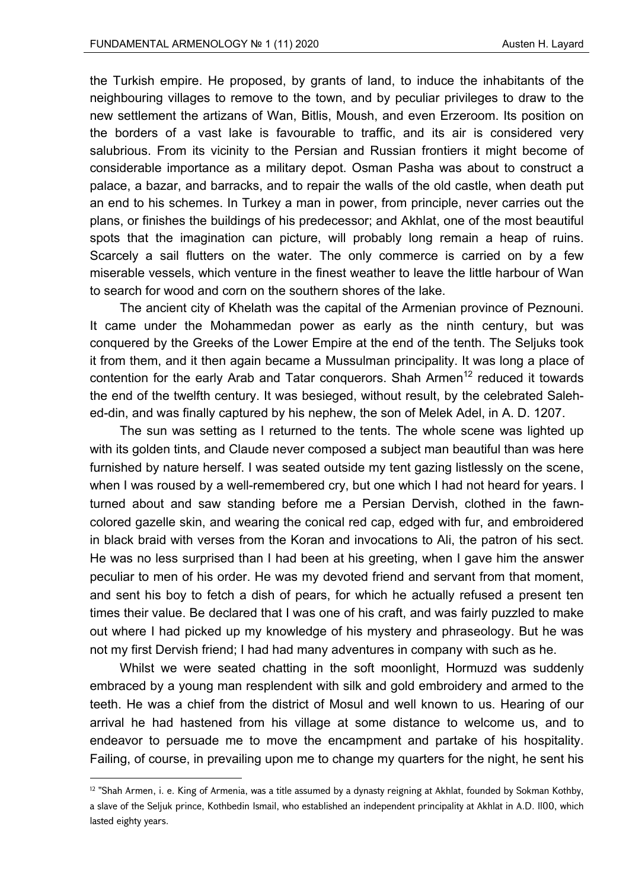the Turkish empire. He proposed, by grants of land, to induce the inhabitants of the neighbouring villages to remove to the town, and by peculiar privileges to draw to the new settlement the artizans of Wan, Bitlis, Moush, and even Erzeroom. Its position on the borders of a vast lake is favourable to traffic, and its air is considered very salubrious. From its vicinity to the Persian and Russian frontiers it might become of considerable importance as a military depot. Osman Pasha was about to construct a palace, a bazar, and barracks, and to repair the walls of the old castle, when death put an end to his schemes. In Turkey a man in power, from principle, never carries out the plans, or finishes the buildings of his predecessor; and Akhlat, one of the most beautiful spots that the imagination can picture, will probably long remain a heap of ruins. Scarcely a sail flutters on the water. The only commerce is carried on by a few miserable vessels, which venture in the finest weather to leave the little harbour of Wan to search for wood and corn on the southern shores of the lake.

The ancient city of Khelath was the capital of the Armenian province of Peznouni. It came under the Mohammedan power as early as the ninth century, but was conquered by the Greeks of the Lower Empire at the end of the tenth. The Seljuks took it from them, and it then again became a Mussulman principality. It was long a place of contention for the early Arab and Tatar conquerors. Shah Armen[12] reduced it towards the end of the twelfth century. It was besieged, without result, by the celebrated Saleh-ed-din, and was finally captured by his nephew, the son of Melek Adel, in A. D. 1207.

The sun was setting as I returned to the tents. The whole scene was lighted up with its golden tints, and Claude never composed a subject man beautiful than was here furnished by nature herself. I was seated outside my tent gazing listlessly on the scene, when I was roused by a well-remembered cry, but one which I had not heard for years. I turned about and saw standing before me a Persian Dervish, clothed in the fawn-colored gazelle skin, and wearing the conical red cap, edged with fur, and embroidered in black braid with verses from the Koran and invocations to Ali, the patron of his sect. He was no less surprised than I had been at his greeting, when I gave him the answer peculiar to men of his order. He was my devoted friend and servant from that moment, and sent his boy to fetch a dish of pears, for which he actually refused a present ten times their value. Be declared that I was one of his craft, and was fairly puzzled to make out where I had picked up my knowledge of his mystery and phraseology. But he was not my first Dervish friend; I had had many adventures in company with such as he.

Whilst we were seated chatting in the soft moonlight, Hormuzd was suddenly embraced by a young man resplendent with silk and gold embroidery and armed to the teeth. He was a chief from the district of Mosul and well known to us. Hearing of our arrival he had hastened from his village at some distance to welcome us, and to endeavor to persuade me to move the encampment and partake of his hospitality. Failing, of course, in prevailing upon me to change my quarters for the night, he sent his

---

[12] "Shah Armen, i. e. King of Armenia, was a title assumed by a dynasty reigning at Akhlat, founded by Sokman Kothby, a slave of the Seljuk prince, Kothbedin Ismail, who established an independent principality at Akhlat in A.D. 1100, which lasted eighty years.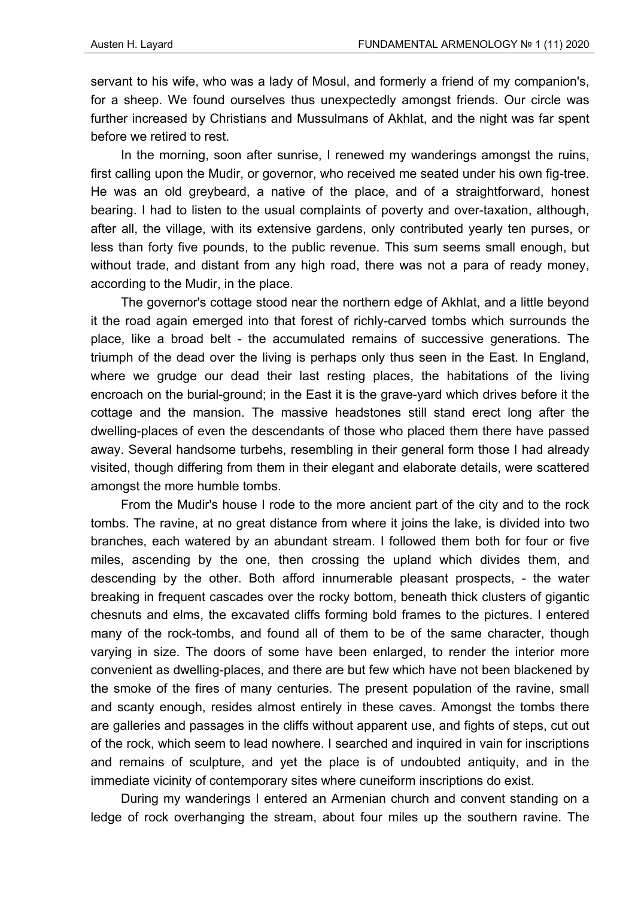servant to his wife, who was a lady of Mosul, and formerly a friend of my companion's, for a sheep. We found ourselves thus unexpectedly amongst friends. Our circle was further increased by Christians and Mussulmans of Akhlat, and the night was far spent before we retired to rest.

In the morning, soon after sunrise, I renewed my wanderings amongst the ruins, first calling upon the Mudir, or governor, who received me seated under his own fig-tree. He was an old greybeard, a native of the place, and of a straightforward, honest bearing. I had to listen to the usual complaints of poverty and over-taxation, although, after all, the village, with its extensive gardens, only contributed yearly ten purses, or less than forty five pounds, to the public revenue. This sum seems small enough, but without trade, and distant from any high road, there was not a para of ready money, according to the Mudir, in the place.

The governor's cottage stood near the northern edge of Akhlat, and a little beyond it the road again emerged into that forest of richly-carved tombs which surrounds the place, like a broad belt - the accumulated remains of successive generations. The triumph of the dead over the living is perhaps only thus seen in the East. In England, where we grudge our dead their last resting places, the habitations of the living encroach on the burial-ground; in the East it is the grave-yard which drives before it the cottage and the mansion. The massive headstones still stand erect long after the dwelling-places of even the descendants of those who placed them there have passed away. Several handsome turbehs, resembling in their general form those I had already visited, though differing from them in their elegant and elaborate details, were scattered amongst the more humble tombs.

From the Mudir's house I rode to the more ancient part of the city and to the rock tombs. The ravine, at no great distance from where it joins the lake, is divided into two branches, each watered by an abundant stream. I followed them both for four or five miles, ascending by the one, then crossing the upland which divides them, and descending by the other. Both afford innumerable pleasant prospects, - the water breaking in frequent cascades over the rocky bottom, beneath thick clusters of gigantic chesnuts and elms, the excavated cliffs forming bold frames to the pictures. I entered many of the rock-tombs, and found all of them to be of the same character, though varying in size. The doors of some have been enlarged, to render the interior more convenient as dwelling-places, and there are but few which have not been blackened by the smoke of the fires of many centuries. The present population of the ravine, small and scanty enough, resides almost entirely in these caves. Amongst the tombs there are galleries and passages in the cliffs without apparent use, and fights of steps, cut out of the rock, which seem to lead nowhere. I searched and inquired in vain for inscriptions and remains of sculpture, and yet the place is of undoubted antiquity, and in the immediate vicinity of contemporary sites where cuneiform inscriptions do exist.

During my wanderings I entered an Armenian church and convent standing on a ledge of rock overhanging the stream, about four miles up the southern ravine. The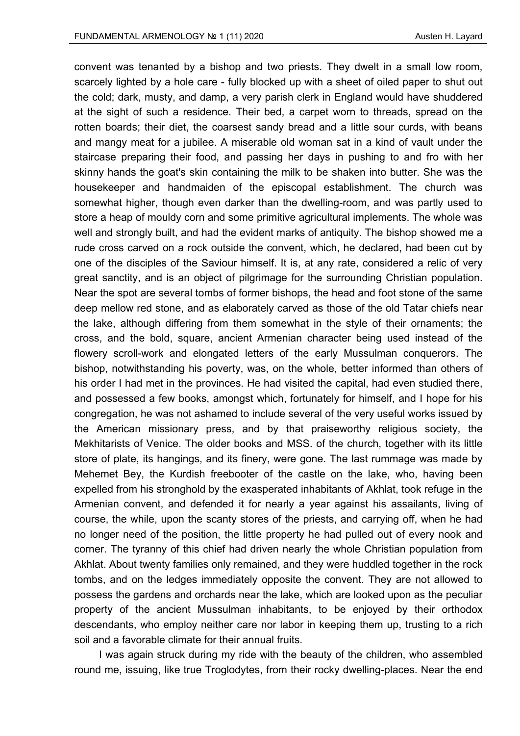convent was tenanted by a bishop and two priests. They dwelt in a small low room, scarcely lighted by a hole care - fully blocked up with a sheet of oiled paper to shut out the cold; dark, musty, and damp, a very parish clerk in England would have shuddered at the sight of such a residence. Their bed, a carpet worn to threads, spread on the rotten boards; their diet, the coarsest sandy bread and a little sour curds, with beans and mangy meat for a jubilee. A miserable old woman sat in a kind of vault under the staircase preparing their food, and passing her days in pushing to and fro with her skinny hands the goat's skin containing the milk to be shaken into butter. She was the housekeeper and handmaiden of the episcopal establishment. The church was somewhat higher, though even darker than the dwelling-room, and was partly used to store a heap of mouldy corn and some primitive agricultural implements. The whole was well and strongly built, and had the evident marks of antiquity. The bishop showed me a rude cross carved on a rock outside the convent, which, he declared, had been cut by one of the disciples of the Saviour himself. It is, at any rate, considered a relic of very great sanctity, and is an object of pilgrimage for the surrounding Christian population. Near the spot are several tombs of former bishops, the head and foot stone of the same deep mellow red stone, and as elaborately carved as those of the old Tatar chiefs near the lake, although differing from them somewhat in the style of their ornaments; the cross, and the bold, square, ancient Armenian character being used instead of the flowery scroll-work and elongated letters of the early Mussulman conquerors. The bishop, notwithstanding his poverty, was, on the whole, better informed than others of his order I had met in the provinces. He had visited the capital, had even studied there, and possessed a few books, amongst which, fortunately for himself, and I hope for his congregation, he was not ashamed to include several of the very useful works issued by the American missionary press, and by that praiseworthy religious society, the Mekhitarists of Venice. The older books and MSS. of the church, together with its little store of plate, its hangings, and its finery, were gone. The last rummage was made by Mehemet Bey, the Kurdish freebooter of the castle on the lake, who, having been expelled from his stronghold by the exasperated inhabitants of Akhlat, took refuge in the Armenian convent, and defended it for nearly a year against his assailants, living of course, the while, upon the scanty stores of the priests, and carrying off, when he had no longer need of the position, the little property he had pulled out of every nook and corner. The tyranny of this chief had driven nearly the whole Christian population from Akhlat. About twenty families only remained, and they were huddled together in the rock tombs, and on the ledges immediately opposite the convent. They are not allowed to possess the gardens and orchards near the lake, which are looked upon as the peculiar property of the ancient Mussulman inhabitants, to be enjoyed by their orthodox descendants, who employ neither care nor labor in keeping them up, trusting to a rich soil and a favorable climate for their annual fruits.

I was again struck during my ride with the beauty of the children, who assembled round me, issuing, like true Troglodytes, from their rocky dwelling-places. Near the end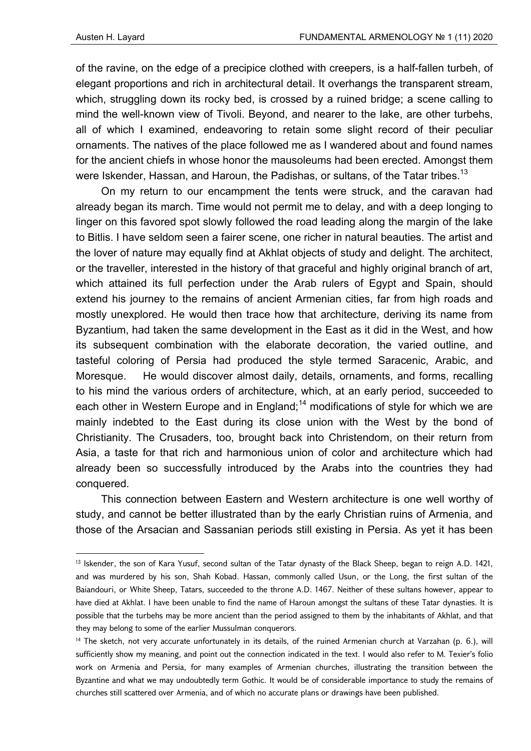of the ravine, on the edge of a precipice clothed with creepers, is a half-fallen turbeh, of elegant proportions and rich in architectural detail. It overhangs the transparent stream, which, struggling down its rocky bed, is crossed by a ruined bridge; a scene calling to mind the well-known view of Tivoli. Beyond, and nearer to the lake, are other turbehs, all of which I examined, endeavoring to retain some slight record of their peculiar ornaments. The natives of the place followed me as I wandered about and found names for the ancient chiefs in whose honor the mausoleums had been erected. Amongst them were Iskender, Hassan, and Haroun, the Padishas, or sultans, of the Tatar tribes.[13]

On my return to our encampment the tents were struck, and the caravan had already began its march. Time would not permit me to delay, and with a deep longing to linger on this favored spot slowly followed the road leading along the margin of the lake to Bitlis. I have seldom seen a fairer scene, one richer in natural beauties. The artist and the lover of nature may equally find at Akhlat objects of study and delight. The architect, or the traveller, interested in the history of that graceful and highly original branch of art, which attained its full perfection under the Arab rulers of Egypt and Spain, should extend his journey to the remains of ancient Armenian cities, far from high roads and mostly unexplored. He would then trace how that architecture, deriving its name from Byzantium, had taken the same development in the East as it did in the West, and how its subsequent combination with the elaborate decoration, the varied outline, and tasteful coloring of Persia had produced the style termed Saracenic, Arabic, and Moresque. He would discover almost daily, details, ornaments, and forms, recalling to his mind the various orders of architecture, which, at an early period, succeeded to each other in Western Europe and in England;[14] modifications of style for which we are mainly indebted to the East during its close union with the West by the bond of Christianity. The Crusaders, too, brought back into Christendom, on their return from Asia, a taste for that rich and harmonious union of color and architecture which had already been so successfully introduced by the Arabs into the countries they had conquered.

This connection between Eastern and Western architecture is one well worthy of study, and cannot be better illustrated than by the early Christian ruins of Armenia, and those of the Arsacian and Sassanian periods still existing in Persia. As yet it has been

---

[13] Iskender, the son of Kara Yusuf, second sultan of the Tatar dynasty of the Black Sheep, began to reign A.D. 1421, and was murdered by his son, Shah Kobad. Hassan, commonly called Usun, or the Long, the first sultan of the Baiandouri, or White Sheep, Tatars, succeeded to the throne A.D. 1467. Neither of these sultans however, appear to have died at Akhlat. I have been unable to find the name of Haroun amongst the sultans of these Tatar dynasties. It is possible that the turbehs may be more ancient than the period assigned to them by the inhabitants of Akhlat, and that they may belong to some of the earlier Mussulman conquerors.

[14] The sketch, not very accurate unfortunately in its details, of the ruined Armenian church at Varzahan (p. 6.), will sufficiently show my meaning, and point out the connection indicated in the text. I would also refer to M. Texier's folio work on Armenia and Persia, for many examples of Armenian churches, illustrating the transition between the Byzantine and what we may undoubtedly term Gothic. It would be of considerable importance to study the remains of churches still scattered over Armenia, and of which no accurate plans or drawings have been published.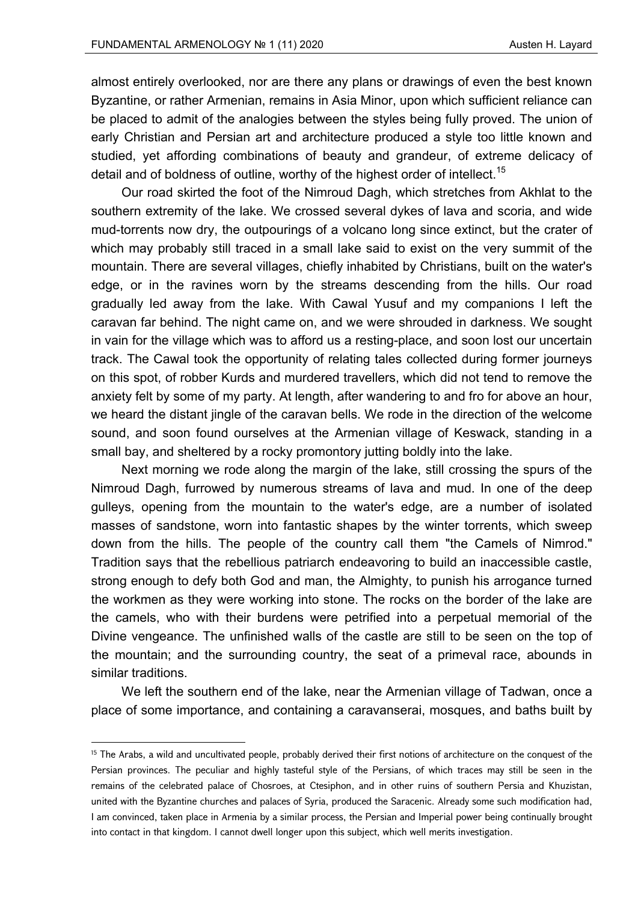almost entirely overlooked, nor are there any plans or drawings of even the best known Byzantine, or rather Armenian, remains in Asia Minor, upon which sufficient reliance can be placed to admit of the analogies between the styles being fully proved. The union of early Christian and Persian art and architecture produced a style too little known and studied, yet affording combinations of beauty and grandeur, of extreme delicacy of detail and of boldness of outline, worthy of the highest order of intellect.[15]

Our road skirted the foot of the Nimroud Dagh, which stretches from Akhlat to the southern extremity of the lake. We crossed several dykes of lava and scoria, and wide mud-torrents now dry, the outpourings of a volcano long since extinct, but the crater of which may probably still traced in a small lake said to exist on the very summit of the mountain. There are several villages, chiefly inhabited by Christians, built on the water's edge, or in the ravines worn by the streams descending from the hills. Our road gradually led away from the lake. With Cawal Yusuf and my companions I left the caravan far behind. The night came on, and we were shrouded in darkness. We sought in vain for the village which was to afford us a resting-place, and soon lost our uncertain track. The Cawal took the opportunity of relating tales collected during former journeys on this spot, of robber Kurds and murdered travellers, which did not tend to remove the anxiety felt by some of my party. At length, after wandering to and fro for above an hour, we heard the distant jingle of the caravan bells. We rode in the direction of the welcome sound, and soon found ourselves at the Armenian village of Keswack, standing in a small bay, and sheltered by a rocky promontory jutting boldly into the lake.

Next morning we rode along the margin of the lake, still crossing the spurs of the Nimroud Dagh, furrowed by numerous streams of lava and mud. In one of the deep gulleys, opening from the mountain to the water's edge, are a number of isolated masses of sandstone, worn into fantastic shapes by the winter torrents, which sweep down from the hills. The people of the country call them "the Camels of Nimrod." Tradition says that the rebellious patriarch endeavoring to build an inaccessible castle, strong enough to defy both God and man, the Almighty, to punish his arrogance turned the workmen as they were working into stone. The rocks on the border of the lake are the camels, who with their burdens were petrified into a perpetual memorial of the Divine vengeance. The unfinished walls of the castle are still to be seen on the top of the mountain; and the surrounding country, the seat of a primeval race, abounds in similar traditions.

We left the southern end of the lake, near the Armenian village of Tadwan, once a place of some importance, and containing a caravanserai, mosques, and baths built by

---

[15] The Arabs, a wild and uncultivated people, probably derived their first notions of architecture on the conquest of the Persian provinces. The peculiar and highly tasteful style of the Persians, of which traces may still be seen in the remains of the celebrated palace of Chosroes, at Ctesiphon, and in other ruins of southern Persia and Khuzistan, united with the Byzantine churches and palaces of Syria, produced the Saracenic. Already some such modification had, I am convinced, taken place in Armenia by a similar process, the Persian and Imperial power being continually brought into contact in that kingdom. I cannot dwell longer upon this subject, which well merits investigation.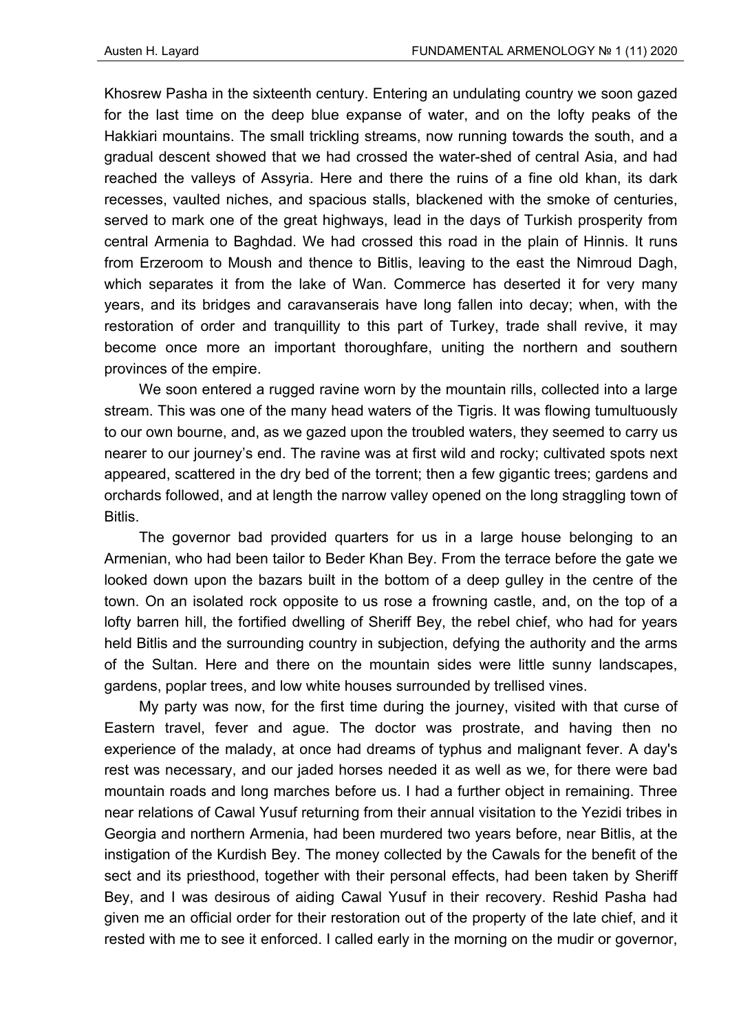Khosrew Pasha in the sixteenth century. Entering an undulating country we soon gazed for the last time on the deep blue expanse of water, and on the lofty peaks of the Hakkiari mountains. The small trickling streams, now running towards the south, and a gradual descent showed that we had crossed the water-shed of central Asia, and had reached the valleys of Assyria. Here and there the ruins of a fine old khan, its dark recesses, vaulted niches, and spacious stalls, blackened with the smoke of centuries, served to mark one of the great highways, lead in the days of Turkish prosperity from central Armenia to Baghdad. We had crossed this road in the plain of Hinnis. It runs from Erzeroom to Moush and thence to Bitlis, leaving to the east the Nimroud Dagh, which separates it from the lake of Wan. Commerce has deserted it for very many years, and its bridges and caravanserais have long fallen into decay; when, with the restoration of order and tranquillity to this part of Turkey, trade shall revive, it may become once more an important thoroughfare, uniting the northern and southern provinces of the empire.

We soon entered a rugged ravine worn by the mountain rills, collected into a large stream. This was one of the many head waters of the Tigris. It was flowing tumultuously to our own bourne, and, as we gazed upon the troubled waters, they seemed to carry us nearer to our journey's end. The ravine was at first wild and rocky; cultivated spots next appeared, scattered in the dry bed of the torrent; then a few gigantic trees; gardens and orchards followed, and at length the narrow valley opened on the long straggling town of Bitlis.

The governor bad provided quarters for us in a large house belonging to an Armenian, who had been tailor to Beder Khan Bey. From the terrace before the gate we looked down upon the bazars built in the bottom of a deep gulley in the centre of the town. On an isolated rock opposite to us rose a frowning castle, and, on the top of a lofty barren hill, the fortified dwelling of Sheriff Bey, the rebel chief, who had for years held Bitlis and the surrounding country in subjection, defying the authority and the arms of the Sultan. Here and there on the mountain sides were little sunny landscapes, gardens, poplar trees, and low white houses surrounded by trellised vines.

My party was now, for the first time during the journey, visited with that curse of Eastern travel, fever and ague. The doctor was prostrate, and having then no experience of the malady, at once had dreams of typhus and malignant fever. A day's rest was necessary, and our jaded horses needed it as well as we, for there were bad mountain roads and long marches before us. I had a further object in remaining. Three near relations of Cawal Yusuf returning from their annual visitation to the Yezidi tribes in Georgia and northern Armenia, had been murdered two years before, near Bitlis, at the instigation of the Kurdish Bey. The money collected by the Cawals for the benefit of the sect and its priesthood, together with their personal effects, had been taken by Sheriff Bey, and I was desirous of aiding Cawal Yusuf in their recovery. Reshid Pasha had given me an official order for their restoration out of the property of the late chief, and it rested with me to see it enforced. I called early in the morning on the mudir or governor,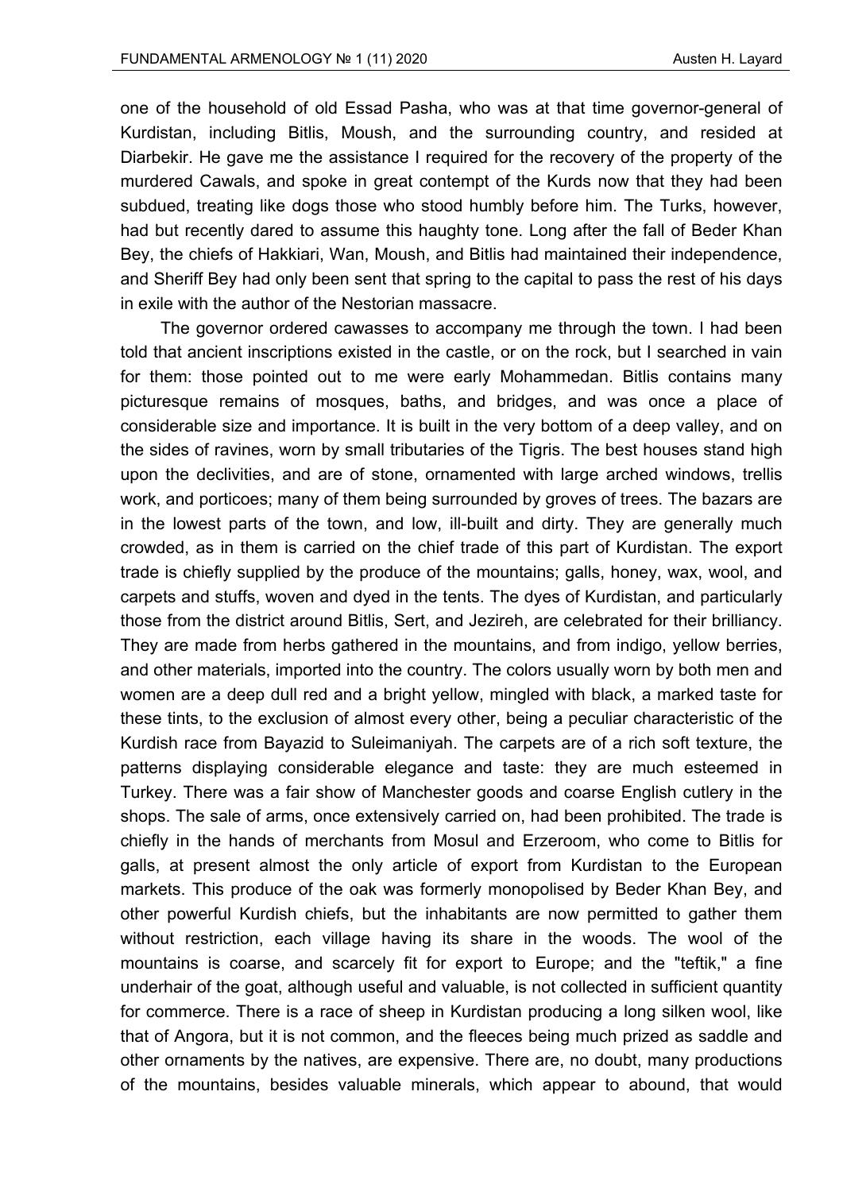one of the household of old Essad Pasha, who was at that time governor-general of Kurdistan, including Bitlis, Moush, and the surrounding country, and resided at Diarbekir. He gave me the assistance I required for the recovery of the property of the murdered Cawals, and spoke in great contempt of the Kurds now that they had been subdued, treating like dogs those who stood humbly before him. The Turks, however, had but recently dared to assume this haughty tone. Long after the fall of Beder Khan Bey, the chiefs of Hakkiari, Wan, Moush, and Bitlis had maintained their independence, and Sheriff Bey had only been sent that spring to the capital to pass the rest of his days in exile with the author of the Nestorian massacre.

The governor ordered cawasses to accompany me through the town. I had been told that ancient inscriptions existed in the castle, or on the rock, but I searched in vain for them: those pointed out to me were early Mohammedan. Bitlis contains many picturesque remains of mosques, baths, and bridges, and was once a place of considerable size and importance. It is built in the very bottom of a deep valley, and on the sides of ravines, worn by small tributaries of the Tigris. The best houses stand high upon the declivities, and are of stone, ornamented with large arched windows, trellis work, and porticoes; many of them being surrounded by groves of trees. The bazars are in the lowest parts of the town, and low, ill-built and dirty. They are generally much crowded, as in them is carried on the chief trade of this part of Kurdistan. The export trade is chiefly supplied by the produce of the mountains; galls, honey, wax, wool, and carpets and stuffs, woven and dyed in the tents. The dyes of Kurdistan, and particularly those from the district around Bitlis, Sert, and Jezireh, are celebrated for their brilliancy. They are made from herbs gathered in the mountains, and from indigo, yellow berries, and other materials, imported into the country. The colors usually worn by both men and women are a deep dull red and a bright yellow, mingled with black, a marked taste for these tints, to the exclusion of almost every other, being a peculiar characteristic of the Kurdish race from Bayazid to Suleimaniyah. The carpets are of a rich soft texture, the patterns displaying considerable elegance and taste: they are much esteemed in Turkey. There was a fair show of Manchester goods and coarse English cutlery in the shops. The sale of arms, once extensively carried on, had been prohibited. The trade is chiefly in the hands of merchants from Mosul and Erzeroom, who come to Bitlis for galls, at present almost the only article of export from Kurdistan to the European markets. This produce of the oak was formerly monopolised by Beder Khan Bey, and other powerful Kurdish chiefs, but the inhabitants are now permitted to gather them without restriction, each village having its share in the woods. The wool of the mountains is coarse, and scarcely fit for export to Europe; and the "teftik," a fine underhair of the goat, although useful and valuable, is not collected in sufficient quantity for commerce. There is a race of sheep in Kurdistan producing a long silken wool, like that of Angora, but it is not common, and the fleeces being much prized as saddle and other ornaments by the natives, are expensive. There are, no doubt, many productions of the mountains, besides valuable minerals, which appear to abound, that would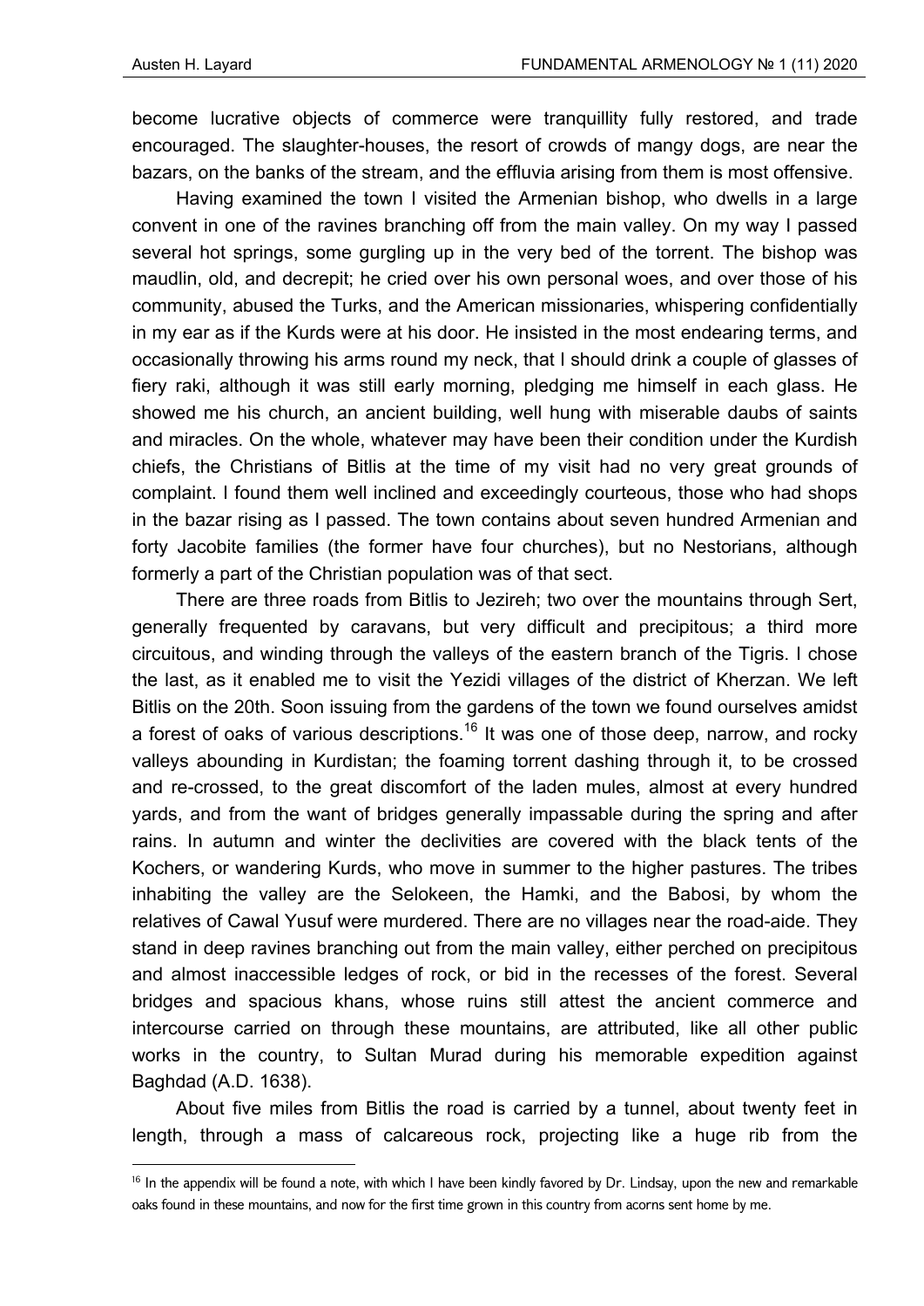become lucrative objects of commerce were tranquillity fully restored, and trade encouraged. The slaughter-houses, the resort of crowds of mangy dogs, are near the bazars, on the banks of the stream, and the effluvia arising from them is most offensive.

Having examined the town I visited the Armenian bishop, who dwells in a large convent in one of the ravines branching off from the main valley. On my way I passed several hot springs, some gurgling up in the very bed of the torrent. The bishop was maudlin, old, and decrepit; he cried over his own personal woes, and over those of his community, abused the Turks, and the American missionaries, whispering confidentially in my ear as if the Kurds were at his door. He insisted in the most endearing terms, and occasionally throwing his arms round my neck, that I should drink a couple of glasses of fiery raki, although it was still early morning, pledging me himself in each glass. He showed me his church, an ancient building, well hung with miserable daubs of saints and miracles. On the whole, whatever may have been their condition under the Kurdish chiefs, the Christians of Bitlis at the time of my visit had no very great grounds of complaint. I found them well inclined and exceedingly courteous, those who had shops in the bazar rising as I passed. The town contains about seven hundred Armenian and forty Jacobite families (the former have four churches), but no Nestorians, although formerly a part of the Christian population was of that sect.

There are three roads from Bitlis to Jezireh; two over the mountains through Sert, generally frequented by caravans, but very difficult and precipitous; a third more circuitous, and winding through the valleys of the eastern branch of the Tigris. I chose the last, as it enabled me to visit the Yezidi villages of the district of Kherzan. We left Bitlis on the 20th. Soon issuing from the gardens of the town we found ourselves amidst a forest of oaks of various descriptions.[16] It was one of those deep, narrow, and rocky valleys abounding in Kurdistan; the foaming torrent dashing through it, to be crossed and re-crossed, to the great discomfort of the laden mules, almost at every hundred yards, and from the want of bridges generally impassable during the spring and after rains. In autumn and winter the declivities are covered with the black tents of the Kochers, or wandering Kurds, who move in summer to the higher pastures. The tribes inhabiting the valley are the Selokeen, the Hamki, and the Babosi, by whom the relatives of Cawal Yusuf were murdered. There are no villages near the road-aide. They stand in deep ravines branching out from the main valley, either perched on precipitous and almost inaccessible ledges of rock, or bid in the recesses of the forest. Several bridges and spacious khans, whose ruins still attest the ancient commerce and intercourse carried on through these mountains, are attributed, like all other public works in the country, to Sultan Murad during his memorable expedition against Baghdad (A.D. 1638).

About five miles from Bitlis the road is carried by a tunnel, about twenty feet in length, through a mass of calcareous rock, projecting like a huge rib from the

[16] In the appendix will be found a note, with which I have been kindly favored by Dr. Lindsay, upon the new and remarkable oaks found in these mountains, and now for the first time grown in this country from acorns sent home by me.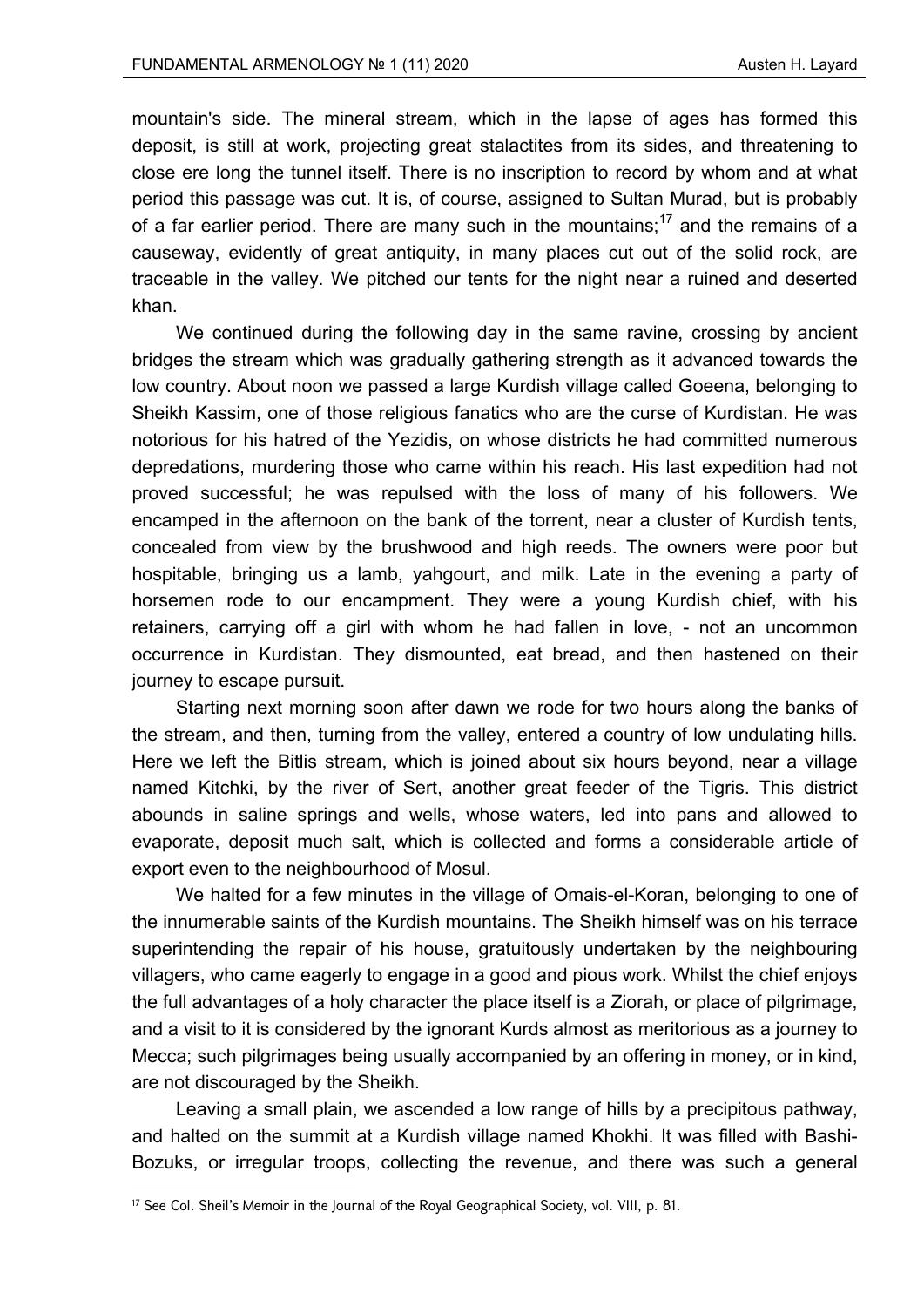mountain's side. The mineral stream, which in the lapse of ages has formed this deposit, is still at work, projecting great stalactites from its sides, and threatening to close ere long the tunnel itself. There is no inscription to record by whom and at what period this passage was cut. It is, of course, assigned to Sultan Murad, but is probably of a far earlier period. There are many such in the mountains;[17] and the remains of a causeway, evidently of great antiquity, in many places cut out of the solid rock, are traceable in the valley. We pitched our tents for the night near a ruined and deserted khan.

We continued during the following day in the same ravine, crossing by ancient bridges the stream which was gradually gathering strength as it advanced towards the low country. About noon we passed a large Kurdish village called Goeena, belonging to Sheikh Kassim, one of those religious fanatics who are the curse of Kurdistan. He was notorious for his hatred of the Yezidis, on whose districts he had committed numerous depredations, murdering those who came within his reach. His last expedition had not proved successful; he was repulsed with the loss of many of his followers. We encamped in the afternoon on the bank of the torrent, near a cluster of Kurdish tents, concealed from view by the brushwood and high reeds. The owners were poor but hospitable, bringing us a lamb, yahgourt, and milk. Late in the evening a party of horsemen rode to our encampment. They were a young Kurdish chief, with his retainers, carrying off a girl with whom he had fallen in love, - not an uncommon occurrence in Kurdistan. They dismounted, eat bread, and then hastened on their journey to escape pursuit.

Starting next morning soon after dawn we rode for two hours along the banks of the stream, and then, turning from the valley, entered a country of low undulating hills. Here we left the Bitlis stream, which is joined about six hours beyond, near a village named Kitchki, by the river of Sert, another great feeder of the Tigris. This district abounds in saline springs and wells, whose waters, led into pans and allowed to evaporate, deposit much salt, which is collected and forms a considerable article of export even to the neighbourhood of Mosul.

We halted for a few minutes in the village of Omais-el-Koran, belonging to one of the innumerable saints of the Kurdish mountains. The Sheikh himself was on his terrace superintending the repair of his house, gratuitously undertaken by the neighbouring villagers, who came eagerly to engage in a good and pious work. Whilst the chief enjoys the full advantages of a holy character the place itself is a Ziorah, or place of pilgrimage, and a visit to it is considered by the ignorant Kurds almost as meritorious as a journey to Mecca; such pilgrimages being usually accompanied by an offering in money, or in kind, are not discouraged by the Sheikh.

Leaving a small plain, we ascended a low range of hills by a precipitous pathway, and halted on the summit at a Kurdish village named Khokhi. It was filled with Bashi-Bozuks, or irregular troops, collecting the revenue, and there was such a general

[17] See Col. Sheil's Memoir in the Journal of the Royal Geographical Society, vol. VIII, p. 81.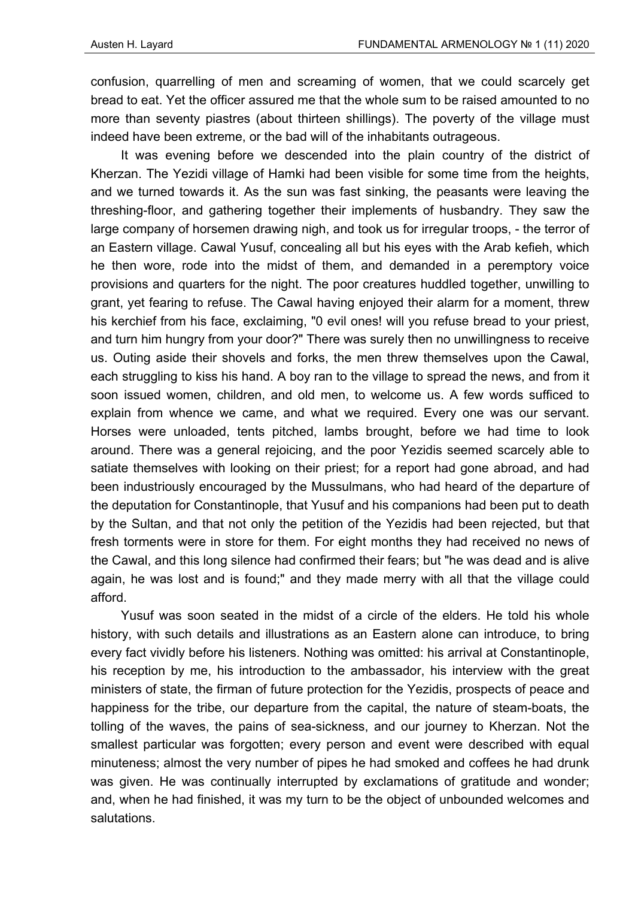confusion, quarrelling of men and screaming of women, that we could scarcely get bread to eat. Yet the officer assured me that the whole sum to be raised amounted to no more than seventy piastres (about thirteen shillings). The poverty of the village must indeed have been extreme, or the bad will of the inhabitants outrageous.

It was evening before we descended into the plain country of the district of Kherzan. The Yezidi village of Hamki had been visible for some time from the heights, and we turned towards it. As the sun was fast sinking, the peasants were leaving the threshing-floor, and gathering together their implements of husbandry. They saw the large company of horsemen drawing nigh, and took us for irregular troops, - the terror of an Eastern village. Cawal Yusuf, concealing all but his eyes with the Arab kefieh, which he then wore, rode into the midst of them, and demanded in a peremptory voice provisions and quarters for the night. The poor creatures huddled together, unwilling to grant, yet fearing to refuse. The Cawal having enjoyed their alarm for a moment, threw his kerchief from his face, exclaiming, "0 evil ones! will you refuse bread to your priest, and turn him hungry from your door?" There was surely then no unwillingness to receive us. Outing aside their shovels and forks, the men threw themselves upon the Cawal, each struggling to kiss his hand. A boy ran to the village to spread the news, and from it soon issued women, children, and old men, to welcome us. A few words sufficed to explain from whence we came, and what we required. Every one was our servant. Horses were unloaded, tents pitched, lambs brought, before we had time to look around. There was a general rejoicing, and the poor Yezidis seemed scarcely able to satiate themselves with looking on their priest; for a report had gone abroad, and had been industriously encouraged by the Mussulmans, who had heard of the departure of the deputation for Constantinople, that Yusuf and his companions had been put to death by the Sultan, and that not only the petition of the Yezidis had been rejected, but that fresh torments were in store for them. For eight months they had received no news of the Cawal, and this long silence had confirmed their fears; but "he was dead and is alive again, he was lost and is found;" and they made merry with all that the village could afford.

Yusuf was soon seated in the midst of a circle of the elders. He told his whole history, with such details and illustrations as an Eastern alone can introduce, to bring every fact vividly before his listeners. Nothing was omitted: his arrival at Constantinople, his reception by me, his introduction to the ambassador, his interview with the great ministers of state, the firman of future protection for the Yezidis, prospects of peace and happiness for the tribe, our departure from the capital, the nature of steam-boats, the tolling of the waves, the pains of sea-sickness, and our journey to Kherzan. Not the smallest particular was forgotten; every person and event were described with equal minuteness; almost the very number of pipes he had smoked and coffees he had drunk was given. He was continually interrupted by exclamations of gratitude and wonder; and, when he had finished, it was my turn to be the object of unbounded welcomes and salutations.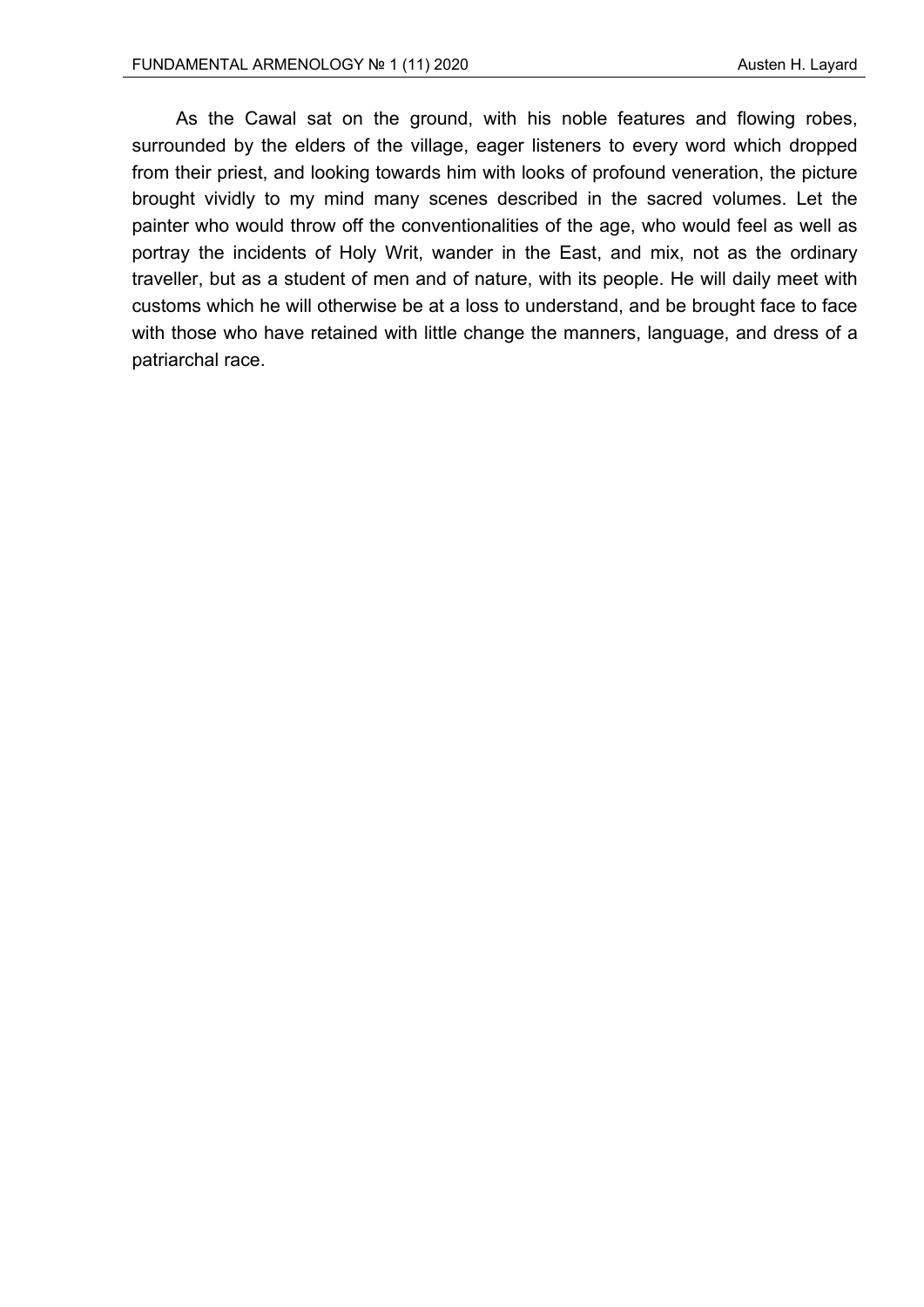As the Cawal sat on the ground, with his noble features and flowing robes, surrounded by the elders of the village, eager listeners to every word which dropped from their priest, and looking towards him with looks of profound veneration, the picture brought vividly to my mind many scenes described in the sacred volumes. Let the painter who would throw off the conventionalities of the age, who would feel as well as portray the incidents of Holy Writ, wander in the East, and mix, not as the ordinary traveller, but as a student of men and of nature, with its people. He will daily meet with customs which he will otherwise be at a loss to understand, and be brought face to face with those who have retained with little change the manners, language, and dress of a patriarchal race.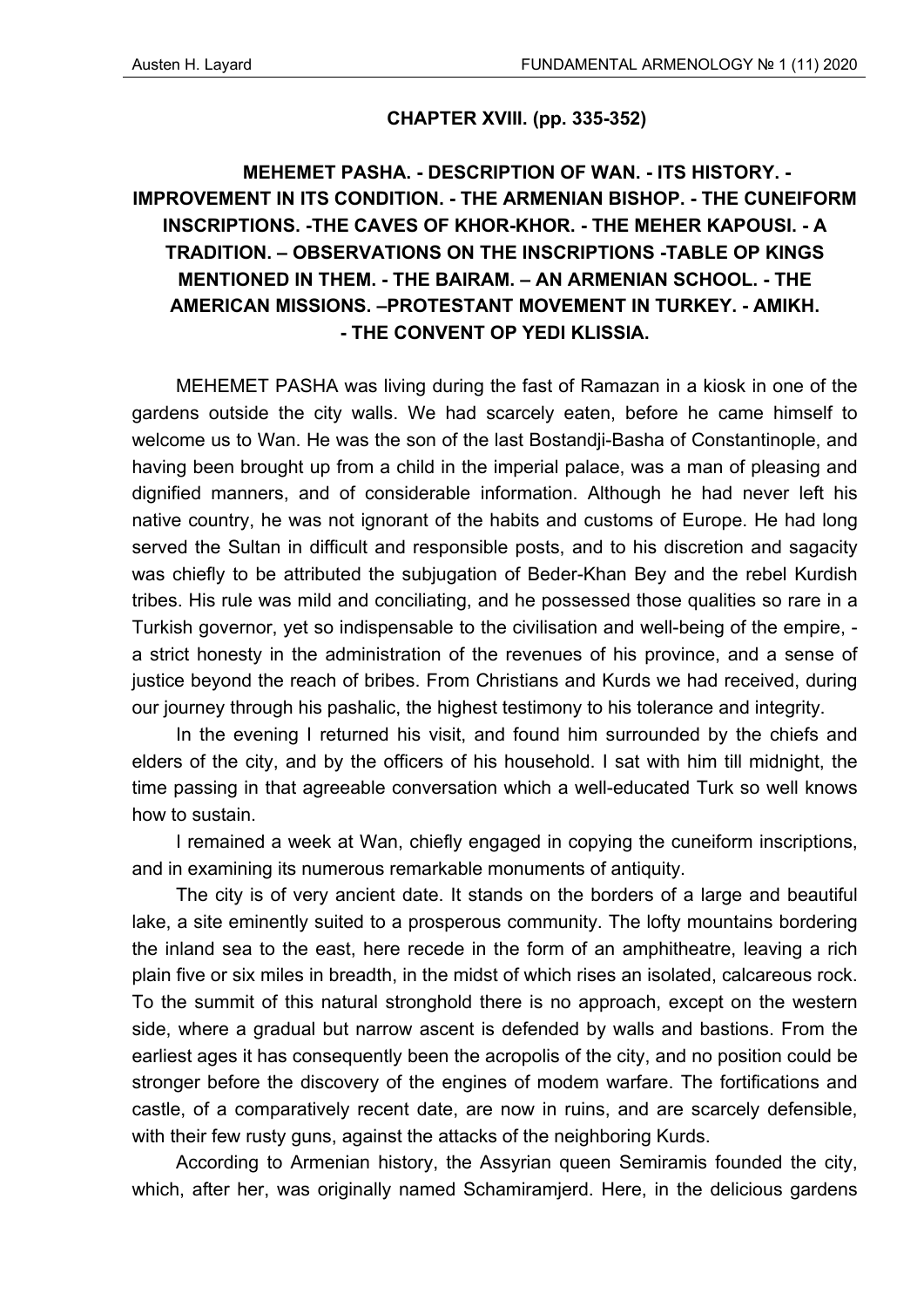## CHAPTER XVIII. (pp. 335-352)

### MEHEMET PASHA. - DESCRIPTION OF WAN. - ITS HISTORY. - IMPROVEMENT IN ITS CONDITION. - THE ARMENIAN BISHOP. - THE CUNEIFORM INSCRIPTIONS. -THE CAVES OF KHOR-KHOR. - THE MEHER KAPOUSI. - A TRADITION. – OBSERVATIONS ON THE INSCRIPTIONS -TABLE OP KINGS MENTIONED IN THEM. - THE BAIRAM. – AN ARMENIAN SCHOOL. - THE AMERICAN MISSIONS. –PROTESTANT MOVEMENT IN TURKEY. - AMIKH. - THE CONVENT OP YEDI KLISSIA.

MEHEMET PASHA was living during the fast of Ramazan in a kiosk in one of the gardens outside the city walls. We had scarcely eaten, before he came himself to welcome us to Wan. He was the son of the last Bostandji-Basha of Constantinople, and having been brought up from a child in the imperial palace, was a man of pleasing and dignified manners, and of considerable information. Although he had never left his native country, he was not ignorant of the habits and customs of Europe. He had long served the Sultan in difficult and responsible posts, and to his discretion and sagacity was chiefly to be attributed the subjugation of Beder-Khan Bey and the rebel Kurdish tribes. His rule was mild and conciliating, and he possessed those qualities so rare in a Turkish governor, yet so indispensable to the civilisation and well-being of the empire, - a strict honesty in the administration of the revenues of his province, and a sense of justice beyond the reach of bribes. From Christians and Kurds we had received, during our journey through his pashalic, the highest testimony to his tolerance and integrity.

In the evening I returned his visit, and found him surrounded by the chiefs and elders of the city, and by the officers of his household. I sat with him till midnight, the time passing in that agreeable conversation which a well-educated Turk so well knows how to sustain.

I remained a week at Wan, chiefly engaged in copying the cuneiform inscriptions, and in examining its numerous remarkable monuments of antiquity.

The city is of very ancient date. It stands on the borders of a large and beautiful lake, a site eminently suited to a prosperous community. The lofty mountains bordering the inland sea to the east, here recede in the form of an amphitheatre, leaving a rich plain five or six miles in breadth, in the midst of which rises an isolated, calcareous rock. To the summit of this natural stronghold there is no approach, except on the western side, where a gradual but narrow ascent is defended by walls and bastions. From the earliest ages it has consequently been the acropolis of the city, and no position could be stronger before the discovery of the engines of modem warfare. The fortifications and castle, of a comparatively recent date, are now in ruins, and are scarcely defensible, with their few rusty guns, against the attacks of the neighboring Kurds.

According to Armenian history, the Assyrian queen Semiramis founded the city, which, after her, was originally named Schamiramjerd. Here, in the delicious gardens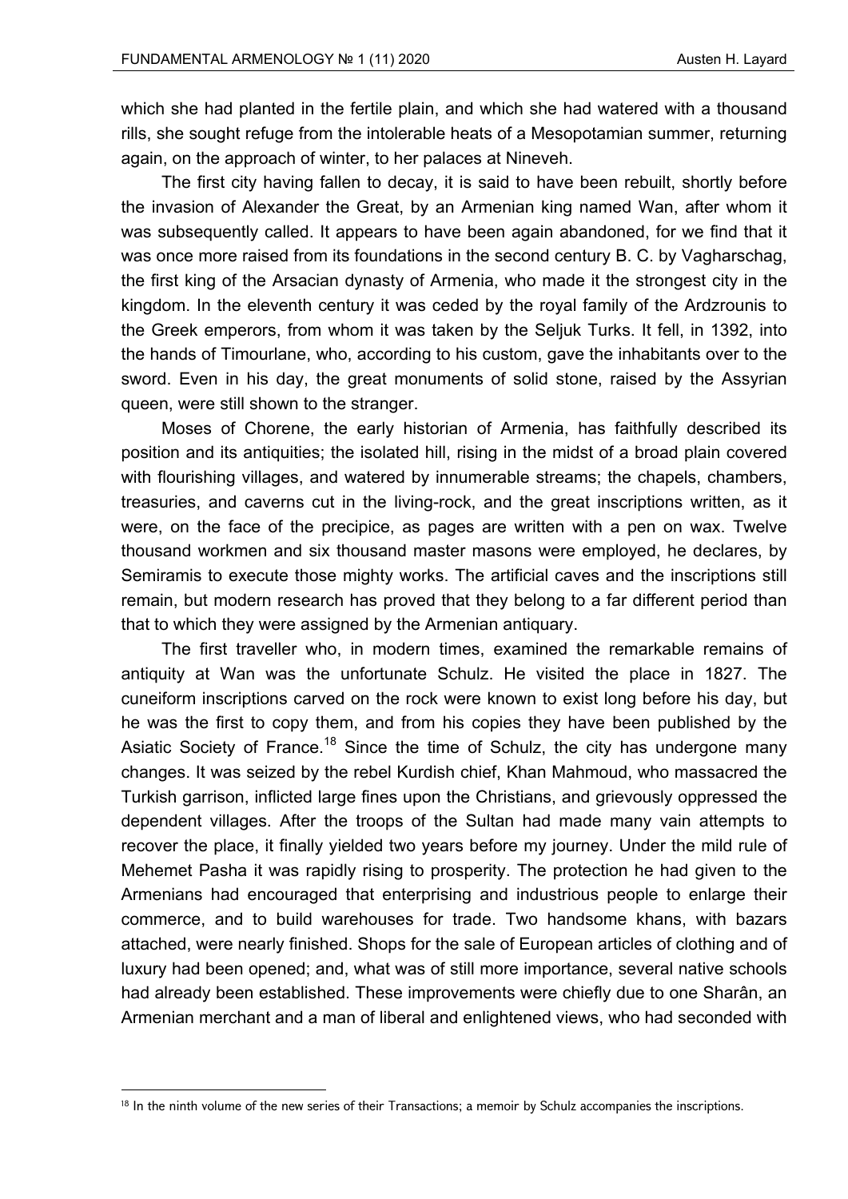which she had planted in the fertile plain, and which she had watered with a thousand rills, she sought refuge from the intolerable heats of a Mesopotamian summer, returning again, on the approach of winter, to her palaces at Nineveh.

The first city having fallen to decay, it is said to have been rebuilt, shortly before the invasion of Alexander the Great, by an Armenian king named Wan, after whom it was subsequently called. It appears to have been again abandoned, for we find that it was once more raised from its foundations in the second century B. C. by Vagharschag, the first king of the Arsacian dynasty of Armenia, who made it the strongest city in the kingdom. In the eleventh century it was ceded by the royal family of the Ardzrounis to the Greek emperors, from whom it was taken by the Seljuk Turks. It fell, in 1392, into the hands of Timourlane, who, according to his custom, gave the inhabitants over to the sword. Even in his day, the great monuments of solid stone, raised by the Assyrian queen, were still shown to the stranger.

Moses of Chorene, the early historian of Armenia, has faithfully described its position and its antiquities; the isolated hill, rising in the midst of a broad plain covered with flourishing villages, and watered by innumerable streams; the chapels, chambers, treasuries, and caverns cut in the living-rock, and the great inscriptions written, as it were, on the face of the precipice, as pages are written with a pen on wax. Twelve thousand workmen and six thousand master masons were employed, he declares, by Semiramis to execute those mighty works. The artificial caves and the inscriptions still remain, but modern research has proved that they belong to a far different period than that to which they were assigned by the Armenian antiquary.

The first traveller who, in modern times, examined the remarkable remains of antiquity at Wan was the unfortunate Schulz. He visited the place in 1827. The cuneiform inscriptions carved on the rock were known to exist long before his day, but he was the first to copy them, and from his copies they have been published by the Asiatic Society of France.[18] Since the time of Schulz, the city has undergone many changes. It was seized by the rebel Kurdish chief, Khan Mahmoud, who massacred the Turkish garrison, inflicted large fines upon the Christians, and grievously oppressed the dependent villages. After the troops of the Sultan had made many vain attempts to recover the place, it finally yielded two years before my journey. Under the mild rule of Mehemet Pasha it was rapidly rising to prosperity. The protection he had given to the Armenians had encouraged that enterprising and industrious people to enlarge their commerce, and to build warehouses for trade. Two handsome khans, with bazars attached, were nearly finished. Shops for the sale of European articles of clothing and of luxury had been opened; and, what was of still more importance, several native schools had already been established. These improvements were chiefly due to one Sharân, an Armenian merchant and a man of liberal and enlightened views, who had seconded with

[18] In the ninth volume of the new series of their Transactions; a memoir by Schulz accompanies the inscriptions.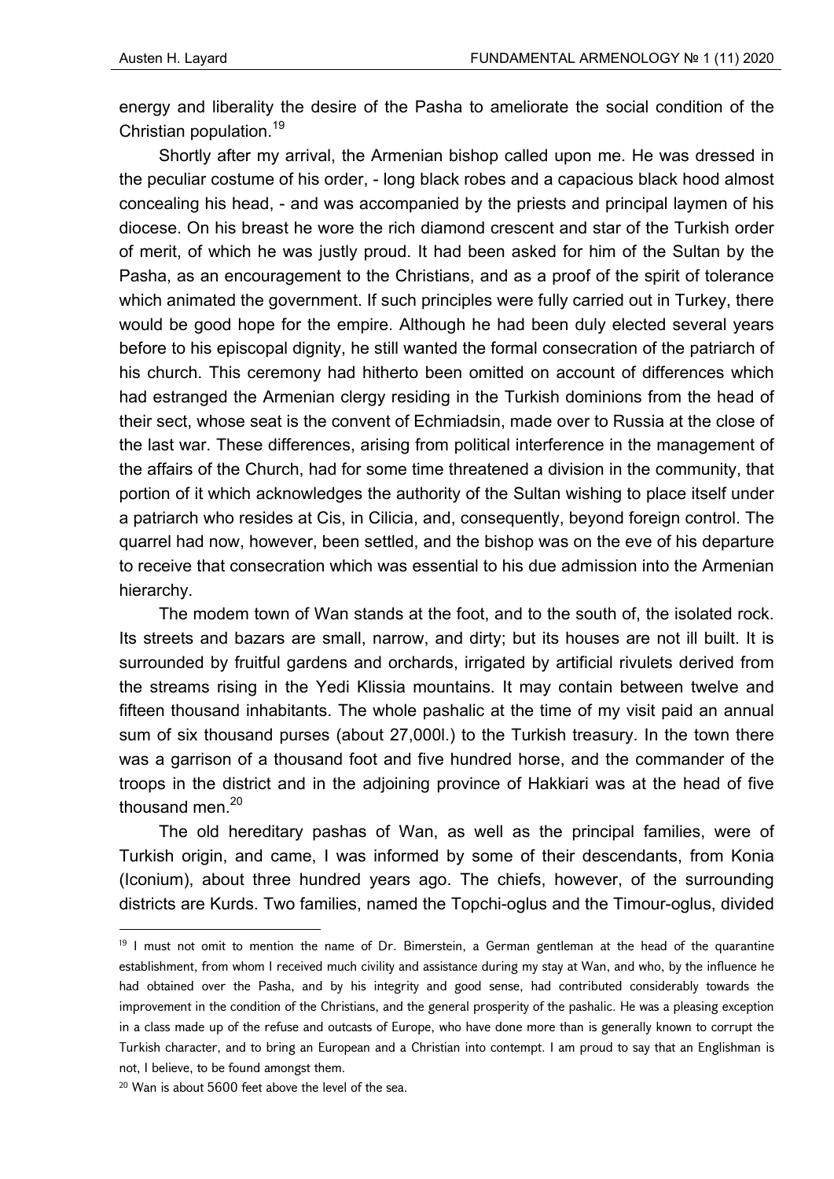energy and liberality the desire of the Pasha to ameliorate the social condition of the Christian population.[19]

Shortly after my arrival, the Armenian bishop called upon me. He was dressed in the peculiar costume of his order, - long black robes and a capacious black hood almost concealing his head, - and was accompanied by the priests and principal laymen of his diocese. On his breast he wore the rich diamond crescent and star of the Turkish order of merit, of which he was justly proud. It had been asked for him of the Sultan by the Pasha, as an encouragement to the Christians, and as a proof of the spirit of tolerance which animated the government. If such principles were fully carried out in Turkey, there would be good hope for the empire. Although he had been duly elected several years before to his episcopal dignity, he still wanted the formal consecration of the patriarch of his church. This ceremony had hitherto been omitted on account of differences which had estranged the Armenian clergy residing in the Turkish dominions from the head of their sect, whose seat is the convent of Echmiadsin, made over to Russia at the close of the last war. These differences, arising from political interference in the management of the affairs of the Church, had for some time threatened a division in the community, that portion of it which acknowledges the authority of the Sultan wishing to place itself under a patriarch who resides at Cis, in Cilicia, and, consequently, beyond foreign control. The quarrel had now, however, been settled, and the bishop was on the eve of his departure to receive that consecration which was essential to his due admission into the Armenian hierarchy.

The modem town of Wan stands at the foot, and to the south of, the isolated rock. Its streets and bazars are small, narrow, and dirty; but its houses are not ill built. It is surrounded by fruitful gardens and orchards, irrigated by artificial rivulets derived from the streams rising in the Yedi Klissia mountains. It may contain between twelve and fifteen thousand inhabitants. The whole pashalic at the time of my visit paid an annual sum of six thousand purses (about 27,000l.) to the Turkish treasury. In the town there was a garrison of a thousand foot and five hundred horse, and the commander of the troops in the district and in the adjoining province of Hakkiari was at the head of five thousand men.[20]

The old hereditary pashas of Wan, as well as the principal families, were of Turkish origin, and came, I was informed by some of their descendants, from Konia (Iconium), about three hundred years ago. The chiefs, however, of the surrounding districts are Kurds. Two families, named the Topchi-oglus and the Timour-oglus, divided

---

[19] I must not omit to mention the name of Dr. Bimerstein, a German gentleman at the head of the quarantine establishment, from whom I received much civility and assistance during my stay at Wan, and who, by the influence he had obtained over the Pasha, and by his integrity and good sense, had contributed considerably towards the improvement in the condition of the Christians, and the general prosperity of the pashalic. He was a pleasing exception in a class made up of the refuse and outcasts of Europe, who have done more than is generally known to corrupt the Turkish character, and to bring an European and a Christian into contempt. I am proud to say that an Englishman is not, I believe, to be found amongst them.

[20] Wan is about 5600 feet above the level of the sea.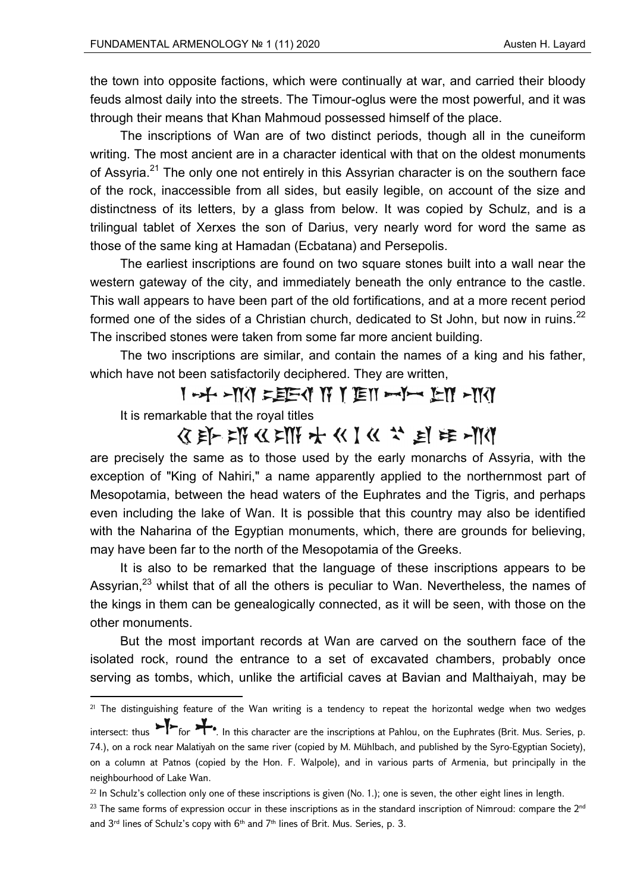the town into opposite factions, which were continually at war, and carried their bloody feuds almost daily into the streets. The Timour-oglus were the most powerful, and it was through their means that Khan Mahmoud possessed himself of the place.

The inscriptions of Wan are of two distinct periods, though all in the cuneiform writing. The most ancient are in a character identical with that on the oldest monuments of Assyria.[21] The only one not entirely in this Assyrian character is on the southern face of the rock, inaccessible from all sides, but easily legible, on account of the size and distinctness of its letters, by a glass from below. It was copied by Schulz, and is a trilingual tablet of Xerxes the son of Darius, very nearly word for word the same as those of the same king at Hamadan (Ecbatana) and Persepolis.

The earliest inscriptions are found on two square stones built into a wall near the western gateway of the city, and immediately beneath the only entrance to the castle. This wall appears to have been part of the old fortifications, and at a more recent period formed one of the sides of a Christian church, dedicated to St John, but now in ruins.[22] The inscribed stones were taken from some far more ancient building.

The two inscriptions are similar, and contain the names of a king and his father, which have not been satisfactorily deciphered. They are written,

[cuneiform]

It is remarkable that the royal titles

[cuneiform]

are precisely the same as to those used by the early monarchs of Assyria, with the exception of "King of Nahiri," a name apparently applied to the northernmost part of Mesopotamia, between the head waters of the Euphrates and the Tigris, and perhaps even including the lake of Wan. It is possible that this country may also be identified with the Naharina of the Egyptian monuments, which, there are grounds for believing, may have been far to the north of the Mesopotamia of the Greeks.

It is also to be remarked that the language of these inscriptions appears to be Assyrian,[23] whilst that of all the others is peculiar to Wan. Nevertheless, the names of the kings in them can be genealogically connected, as it will be seen, with those on the other monuments.

But the most important records at Wan are carved on the southern face of the isolated rock, round the entrance to a set of excavated chambers, probably once serving as tombs, which, unlike the artificial caves at Bavian and Malthaiyah, may be

---

[21] The distinguishing feature of the Wan writing is a tendency to repeat the horizontal wedge when two wedges intersect: thus [cuneiform] for [cuneiform]. In this character are the inscriptions at Pahlou, on the Euphrates (Brit. Mus. Series, p. 74.), on a rock near Malatiyah on the same river (copied by M. Mühlbach, and published by the Syro-Egyptian Society), on a column at Patnos (copied by the Hon. F. Walpole), and in various parts of Armenia, but principally in the neighbourhood of Lake Wan.

[22] In Schulz's collection only one of these inscriptions is given (No. 1.); one is seven, the other eight lines in length.

[23] The same forms of expression occur in these inscriptions as in the standard inscription of Nimroud: compare the 2nd and 3rd lines of Schulz's copy with 6th and 7th lines of Brit. Mus. Series, p. 3.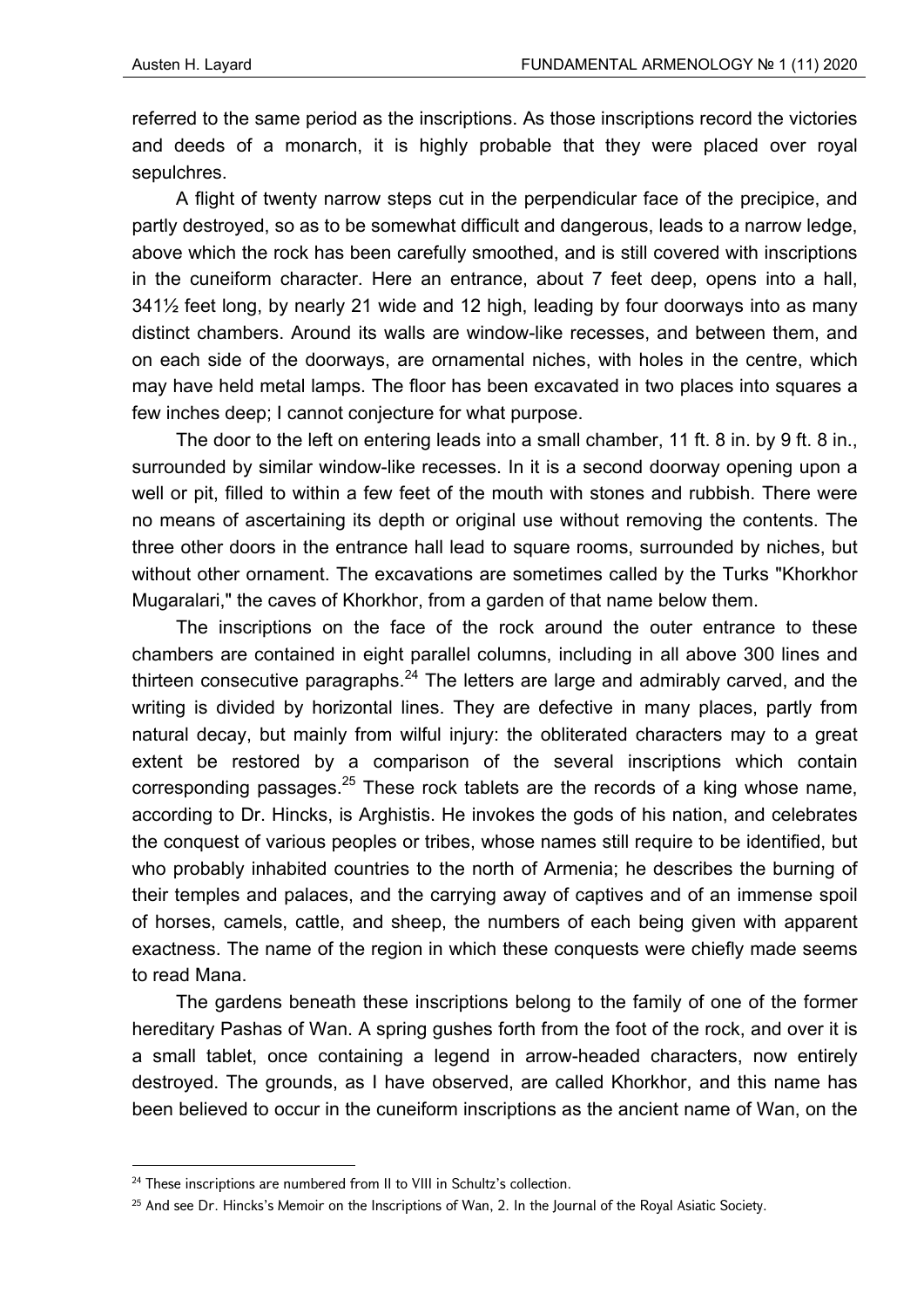referred to the same period as the inscriptions. As those inscriptions record the victories and deeds of a monarch, it is highly probable that they were placed over royal sepulchres.

A flight of twenty narrow steps cut in the perpendicular face of the precipice, and partly destroyed, so as to be somewhat difficult and dangerous, leads to a narrow ledge, above which the rock has been carefully smoothed, and is still covered with inscriptions in the cuneiform character. Here an entrance, about 7 feet deep, opens into a hall, 341½ feet long, by nearly 21 wide and 12 high, leading by four doorways into as many distinct chambers. Around its walls are window-like recesses, and between them, and on each side of the doorways, are ornamental niches, with holes in the centre, which may have held metal lamps. The floor has been excavated in two places into squares a few inches deep; I cannot conjecture for what purpose.

The door to the left on entering leads into a small chamber, 11 ft. 8 in. by 9 ft. 8 in., surrounded by similar window-like recesses. In it is a second doorway opening upon a well or pit, filled to within a few feet of the mouth with stones and rubbish. There were no means of ascertaining its depth or original use without removing the contents. The three other doors in the entrance hall lead to square rooms, surrounded by niches, but without other ornament. The excavations are sometimes called by the Turks "Khorkhor Mugaralari," the caves of Khorkhor, from a garden of that name below them.

The inscriptions on the face of the rock around the outer entrance to these chambers are contained in eight parallel columns, including in all above 300 lines and thirteen consecutive paragraphs.[24] The letters are large and admirably carved, and the writing is divided by horizontal lines. They are defective in many places, partly from natural decay, but mainly from wilful injury: the obliterated characters may to a great extent be restored by a comparison of the several inscriptions which contain corresponding passages.[25] These rock tablets are the records of a king whose name, according to Dr. Hincks, is Arghistis. He invokes the gods of his nation, and celebrates the conquest of various peoples or tribes, whose names still require to be identified, but who probably inhabited countries to the north of Armenia; he describes the burning of their temples and palaces, and the carrying away of captives and of an immense spoil of horses, camels, cattle, and sheep, the numbers of each being given with apparent exactness. The name of the region in which these conquests were chiefly made seems to read Mana.

The gardens beneath these inscriptions belong to the family of one of the former hereditary Pashas of Wan. A spring gushes forth from the foot of the rock, and over it is a small tablet, once containing a legend in arrow-headed characters, now entirely destroyed. The grounds, as I have observed, are called Khorkhor, and this name has been believed to occur in the cuneiform inscriptions as the ancient name of Wan, on the

---

[24] These inscriptions are numbered from II to VIII in Schultz's collection.

[25] And see Dr. Hincks's Memoir on the Inscriptions of Wan, 2. In the Journal of the Royal Asiatic Society.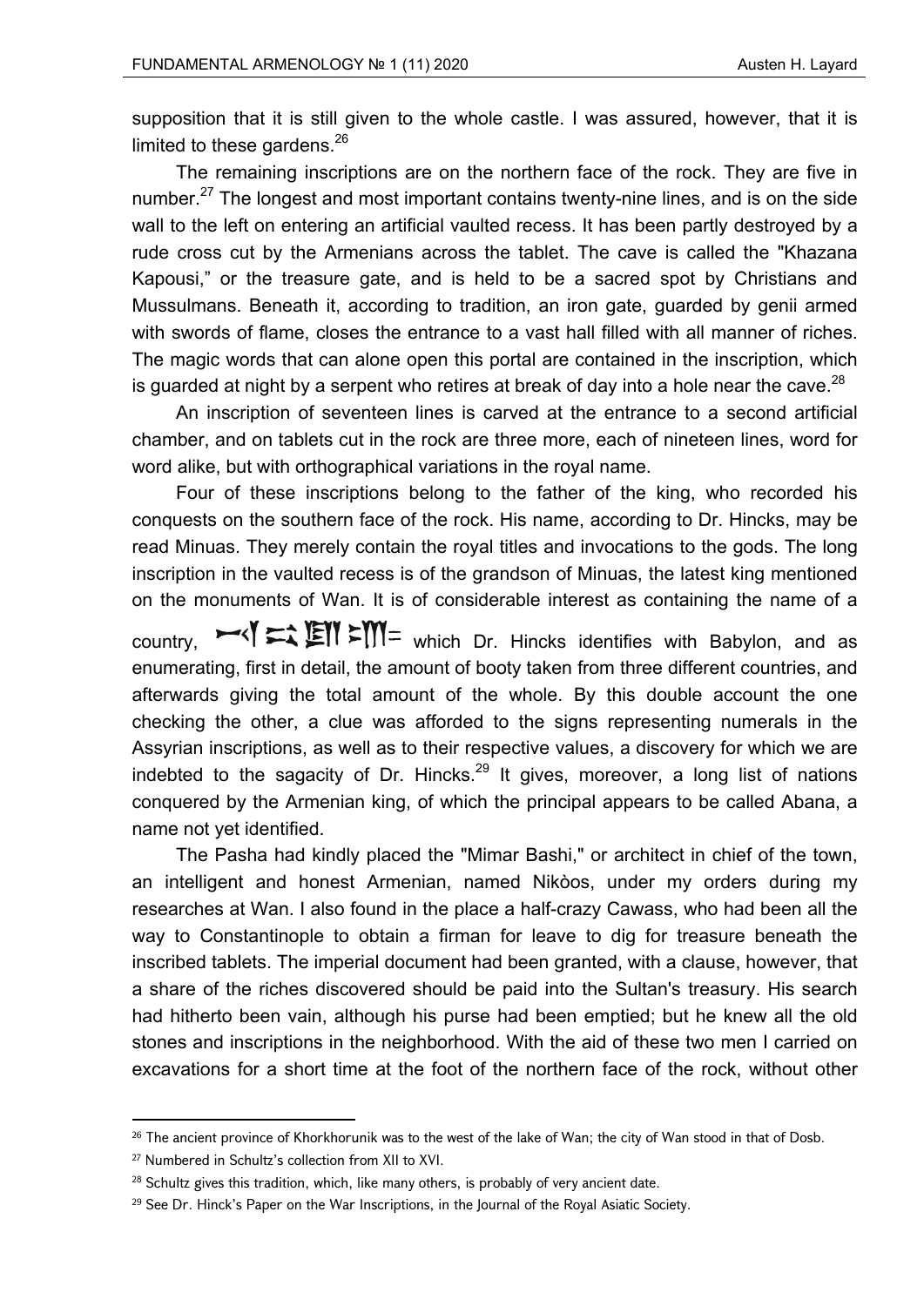supposition that it is still given to the whole castle. I was assured, however, that it is limited to these gardens.[26]

The remaining inscriptions are on the northern face of the rock. They are five in number.[27] The longest and most important contains twenty-nine lines, and is on the side wall to the left on entering an artificial vaulted recess. It has been partly destroyed by a rude cross cut by the Armenians across the tablet. The cave is called the "Khazana Kapousi," or the treasure gate, and is held to be a sacred spot by Christians and Mussulmans. Beneath it, according to tradition, an iron gate, guarded by genii armed with swords of flame, closes the entrance to a vast hall filled with all manner of riches. The magic words that can alone open this portal are contained in the inscription, which is guarded at night by a serpent who retires at break of day into a hole near the cave.[28]

An inscription of seventeen lines is carved at the entrance to a second artificial chamber, and on tablets cut in the rock are three more, each of nineteen lines, word for word alike, but with orthographical variations in the royal name.

Four of these inscriptions belong to the father of the king, who recorded his conquests on the southern face of the rock. His name, according to Dr. Hincks, may be read Minuas. They merely contain the royal titles and invocations to the gods. The long inscription in the vaulted recess is of the grandson of Minuas, the latest king mentioned on the monuments of Wan. It is of considerable interest as containing the name of a country, which Dr. Hincks identifies with Babylon, and as enumerating, first in detail, the amount of booty taken from three different countries, and afterwards giving the total amount of the whole. By this double account the one checking the other, a clue was afforded to the signs representing numerals in the Assyrian inscriptions, as well as to their respective values, a discovery for which we are indebted to the sagacity of Dr. Hincks.[29] It gives, moreover, a long list of nations conquered by the Armenian king, of which the principal appears to be called Abana, a name not yet identified.

The Pasha had kindly placed the "Mimar Bashi," or architect in chief of the town, an intelligent and honest Armenian, named Nikòos, under my orders during my researches at Wan. I also found in the place a half-crazy Cawass, who had been all the way to Constantinople to obtain a firman for leave to dig for treasure beneath the inscribed tablets. The imperial document had been granted, with a clause, however, that a share of the riches discovered should be paid into the Sultan's treasury. His search had hitherto been vain, although his purse had been emptied; but he knew all the old stones and inscriptions in the neighborhood. With the aid of these two men I carried on excavations for a short time at the foot of the northern face of the rock, without other

---

[26] The ancient province of Khorkhorunik was to the west of the lake of Wan; the city of Wan stood in that of Dosb.

[27] Numbered in Schultz's collection from XII to XVI.

[28] Schultz gives this tradition, which, like many others, is probably of very ancient date.

[29] See Dr. Hinck's Paper on the War Inscriptions, in the Journal of the Royal Asiatic Society.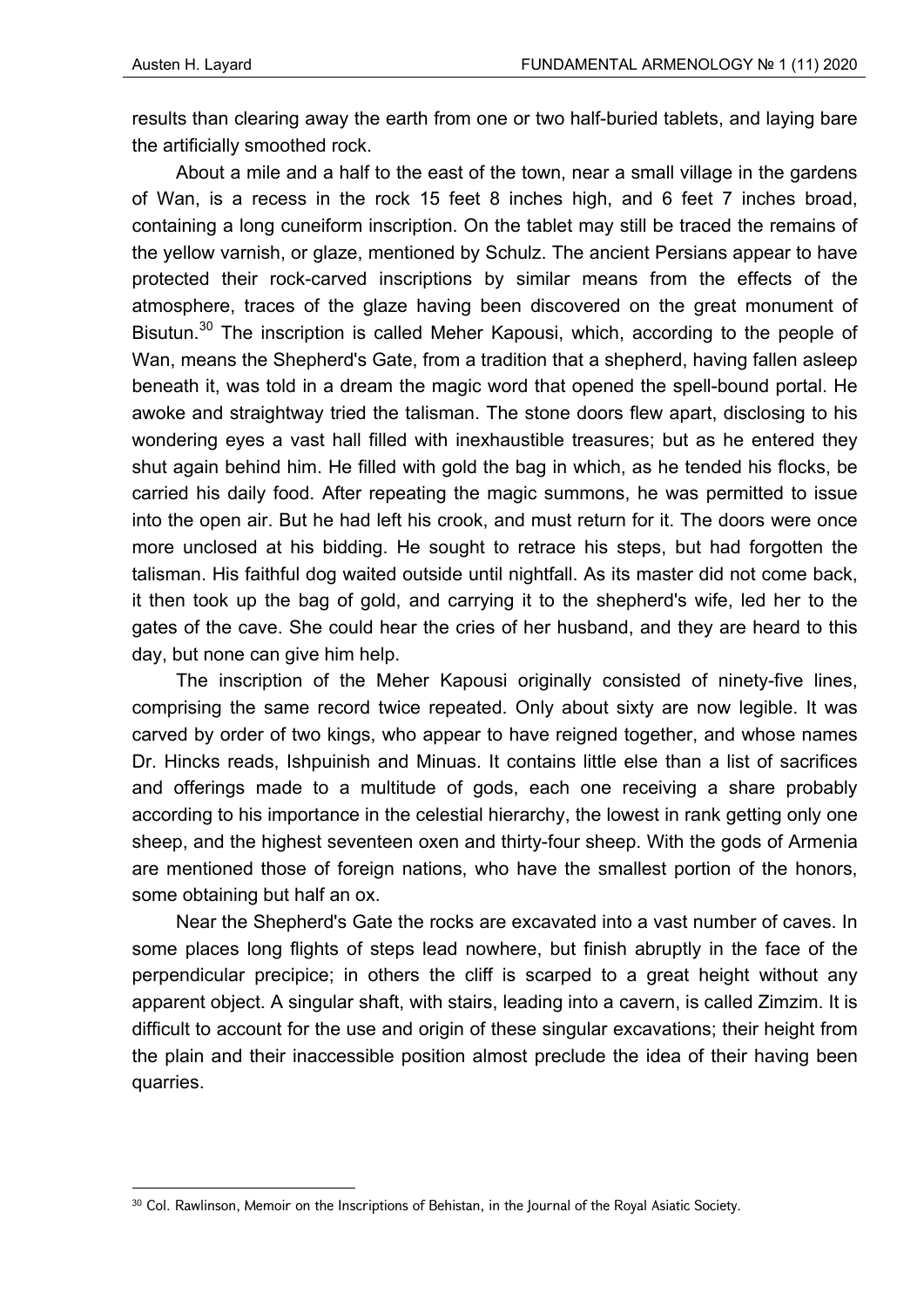results than clearing away the earth from one or two half-buried tablets, and laying bare the artificially smoothed rock.

About a mile and a half to the east of the town, near a small village in the gardens of Wan, is a recess in the rock 15 feet 8 inches high, and 6 feet 7 inches broad, containing a long cuneiform inscription. On the tablet may still be traced the remains of the yellow varnish, or glaze, mentioned by Schulz. The ancient Persians appear to have protected their rock-carved inscriptions by similar means from the effects of the atmosphere, traces of the glaze having been discovered on the great monument of Bisutun.[30] The inscription is called Meher Kapousi, which, according to the people of Wan, means the Shepherd's Gate, from a tradition that a shepherd, having fallen asleep beneath it, was told in a dream the magic word that opened the spell-bound portal. He awoke and straightway tried the talisman. The stone doors flew apart, disclosing to his wondering eyes a vast hall filled with inexhaustible treasures; but as he entered they shut again behind him. He filled with gold the bag in which, as he tended his flocks, be carried his daily food. After repeating the magic summons, he was permitted to issue into the open air. But he had left his crook, and must return for it. The doors were once more unclosed at his bidding. He sought to retrace his steps, but had forgotten the talisman. His faithful dog waited outside until nightfall. As its master did not come back, it then took up the bag of gold, and carrying it to the shepherd's wife, led her to the gates of the cave. She could hear the cries of her husband, and they are heard to this day, but none can give him help.

The inscription of the Meher Kapousi originally consisted of ninety-five lines, comprising the same record twice repeated. Only about sixty are now legible. It was carved by order of two kings, who appear to have reigned together, and whose names Dr. Hincks reads, Ishpuinish and Minuas. It contains little else than a list of sacrifices and offerings made to a multitude of gods, each one receiving a share probably according to his importance in the celestial hierarchy, the lowest in rank getting only one sheep, and the highest seventeen oxen and thirty-four sheep. With the gods of Armenia are mentioned those of foreign nations, who have the smallest portion of the honors, some obtaining but half an ox.

Near the Shepherd's Gate the rocks are excavated into a vast number of caves. In some places long flights of steps lead nowhere, but finish abruptly in the face of the perpendicular precipice; in others the cliff is scarped to a great height without any apparent object. A singular shaft, with stairs, leading into a cavern, is called Zimzim. It is difficult to account for the use and origin of these singular excavations; their height from the plain and their inaccessible position almost preclude the idea of their having been quarries.

[30] Col. Rawlinson, Memoir on the Inscriptions of Behistan, in the Journal of the Royal Asiatic Society.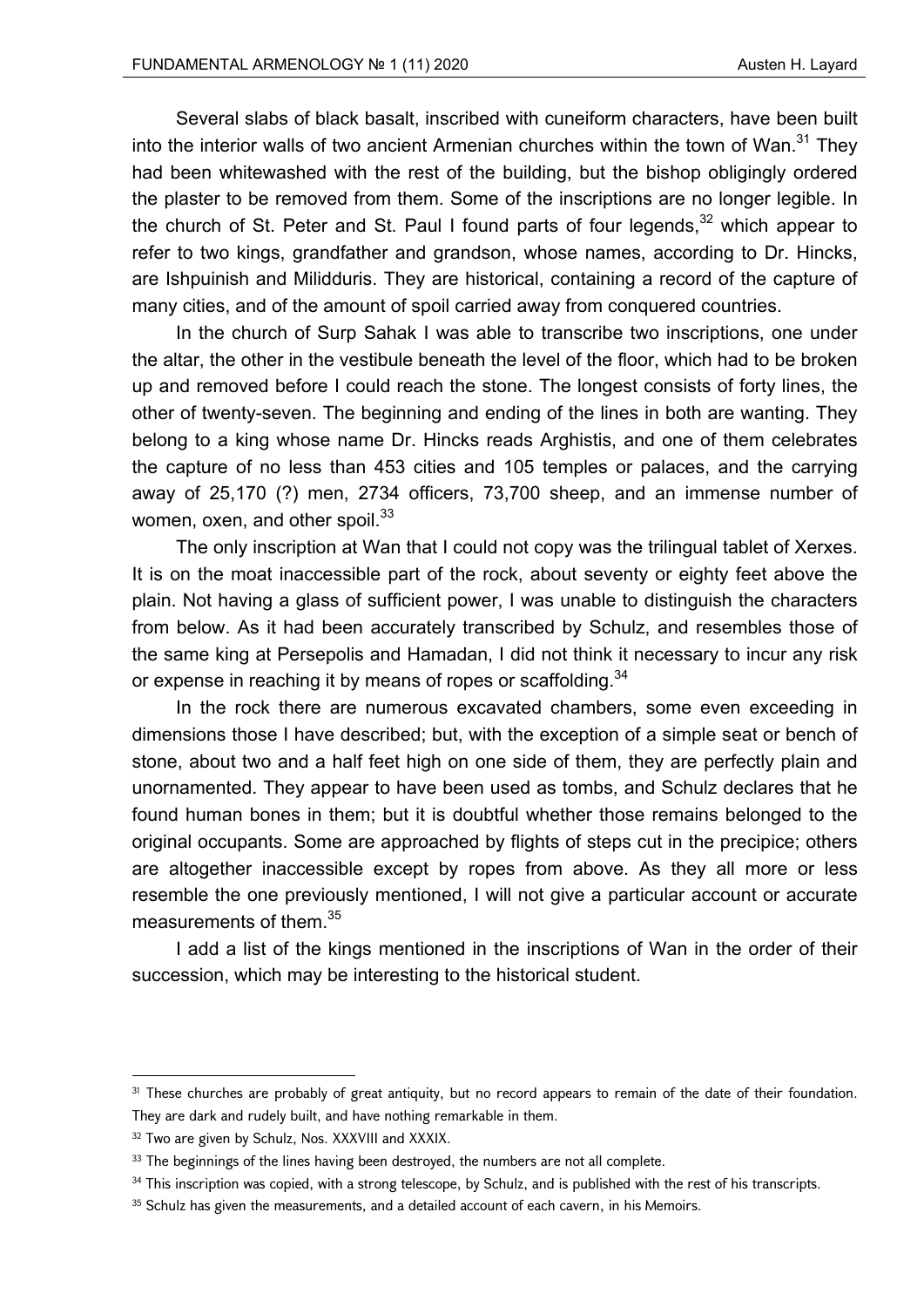Several slabs of black basalt, inscribed with cuneiform characters, have been built into the interior walls of two ancient Armenian churches within the town of Wan.[31] They had been whitewashed with the rest of the building, but the bishop obligingly ordered the plaster to be removed from them. Some of the inscriptions are no longer legible. In the church of St. Peter and St. Paul I found parts of four legends,[32] which appear to refer to two kings, grandfather and grandson, whose names, according to Dr. Hincks, are Ishpuinish and Milidduris. They are historical, containing a record of the capture of many cities, and of the amount of spoil carried away from conquered countries.

In the church of Surp Sahak I was able to transcribe two inscriptions, one under the altar, the other in the vestibule beneath the level of the floor, which had to be broken up and removed before I could reach the stone. The longest consists of forty lines, the other of twenty-seven. The beginning and ending of the lines in both are wanting. They belong to a king whose name Dr. Hincks reads Arghistis, and one of them celebrates the capture of no less than 453 cities and 105 temples or palaces, and the carrying away of 25,170 (?) men, 2734 officers, 73,700 sheep, and an immense number of women, oxen, and other spoil.[33]

The only inscription at Wan that I could not copy was the trilingual tablet of Xerxes. It is on the moat inaccessible part of the rock, about seventy or eighty feet above the plain. Not having a glass of sufficient power, I was unable to distinguish the characters from below. As it had been accurately transcribed by Schulz, and resembles those of the same king at Persepolis and Hamadan, I did not think it necessary to incur any risk or expense in reaching it by means of ropes or scaffolding.[34]

In the rock there are numerous excavated chambers, some even exceeding in dimensions those I have described; but, with the exception of a simple seat or bench of stone, about two and a half feet high on one side of them, they are perfectly plain and unornamented. They appear to have been used as tombs, and Schulz declares that he found human bones in them; but it is doubtful whether those remains belonged to the original occupants. Some are approached by flights of steps cut in the precipice; others are altogether inaccessible except by ropes from above. As they all more or less resemble the one previously mentioned, I will not give a particular account or accurate measurements of them.[35]

I add a list of the kings mentioned in the inscriptions of Wan in the order of their succession, which may be interesting to the historical student.

---

[31] These churches are probably of great antiquity, but no record appears to remain of the date of their foundation. They are dark and rudely built, and have nothing remarkable in them.

[32] Two are given by Schulz, Nos. XXXVIII and XXXIX.

[33] The beginnings of the lines having been destroyed, the numbers are not all complete.

[34] This inscription was copied, with a strong telescope, by Schulz, and is published with the rest of his transcripts.

[35] Schulz has given the measurements, and a detailed account of each cavern, in his Memoirs.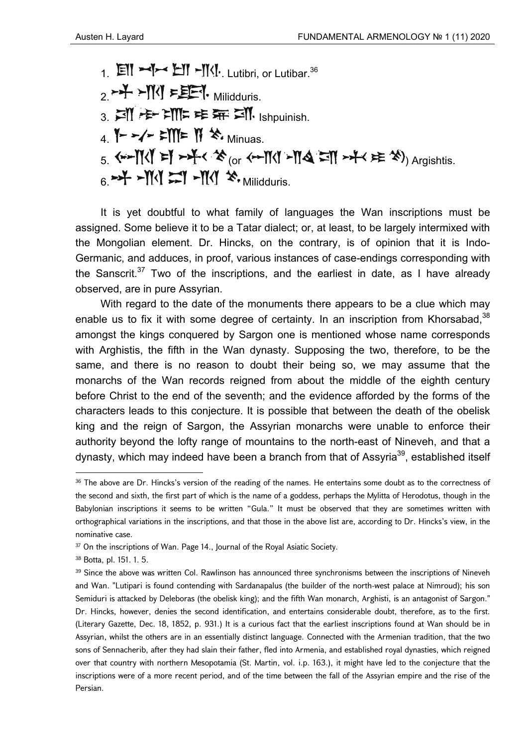1. 𒁺 𒈬 𒋾 𒁍. Lutibri, or Lutibar.[36]
2. Milidduris.
3. Ishpuinish.
4. Minuas.
5. (or ) Argishtis.
6. Milidduris.

It is yet doubtful to what family of languages the Wan inscriptions must be assigned. Some believe it to be a Tatar dialect; or, at least, to be largely intermixed with the Mongolian element. Dr. Hincks, on the contrary, is of opinion that it is Indo-Germanic, and adduces, in proof, various instances of case-endings corresponding with the Sanscrit.[37] Two of the inscriptions, and the earliest in date, as I have already observed, are in pure Assyrian.

With regard to the date of the monuments there appears to be a clue which may enable us to fix it with some degree of certainty. In an inscription from Khorsabad,[38] amongst the kings conquered by Sargon one is mentioned whose name corresponds with Arghistis, the fifth in the Wan dynasty. Supposing the two, therefore, to be the same, and there is no reason to doubt their being so, we may assume that the monarchs of the Wan records reigned from about the middle of the eighth century before Christ to the end of the seventh; and the evidence afforded by the forms of the characters leads to this conjecture. It is possible that between the death of the obelisk king and the reign of Sargon, the Assyrian monarchs were unable to enforce their authority beyond the lofty range of mountains to the north-east of Nineveh, and that a dynasty, which may indeed have been a branch from that of Assyria[39], established itself

---

[36] The above are Dr. Hincks's version of the reading of the names. He entertains some doubt as to the correctness of the second and sixth, the first part of which is the name of a goddess, perhaps the Mylitta of Herodotus, though in the Babylonian inscriptions it seems to be written "Gula." It must be observed that they are sometimes written with orthographical variations in the inscriptions, and that those in the above list are, according to Dr. Hincks's view, in the nominative case.

[37] On the inscriptions of Wan. Page 14., Journal of the Royal Asiatic Society.

[38] Botta, pl. 151. 1. 5.

[39] Since the above was written Col. Rawlinson has announced three synchronisms between the inscriptions of Nineveh and Wan. "Lutipari is found contending with Sardanapalus (the builder of the north-west palace at Nimroud); his son Semiduri is attacked by Deleboras (the obelisk king); and the fifth Wan monarch, Arghisti, is an antagonist of Sargon." Dr. Hincks, however, denies the second identification, and entertains considerable doubt, therefore, as to the first. (Literary Gazette, Dec. 18, 1852, p. 931.) It is a curious fact that the earliest inscriptions found at Wan should be in Assyrian, whilst the others are in an essentially distinct language. Connected with the Armenian tradition, that the two sons of Sennacherib, after they had slain their father, fled into Armenia, and established royal dynasties, which reigned over that country with northern Mesopotamia (St. Martin, vol. i.p. 163.), it might have led to the conjecture that the inscriptions were of a more recent period, and of the time between the fall of the Assyrian empire and the rise of the Persian.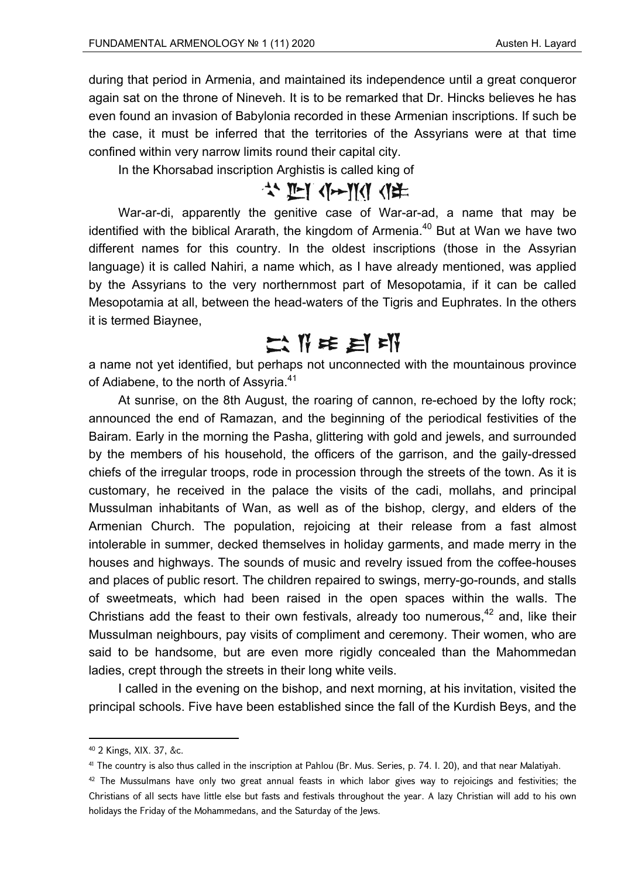during that period in Armenia, and maintained its independence until a great conqueror again sat on the throne of Nineveh. It is to be remarked that Dr. Hincks believes he has even found an invasion of Babylonia recorded in these Armenian inscriptions. If such be the case, it must be inferred that the territories of the Assyrians were at that time confined within very narrow limits round their capital city.

In the Khorsabad inscription Arghistis is called king of

War-ar-di, apparently the genitive case of War-ar-ad, a name that may be identified with the biblical Ararath, the kingdom of Armenia.[40] But at Wan we have two different names for this country. In the oldest inscriptions (those in the Assyrian language) it is called Nahiri, a name which, as I have already mentioned, was applied by the Assyrians to the very northernmost part of Mesopotamia, if it can be called Mesopotamia at all, between the head-waters of the Tigris and Euphrates. In the others it is termed Biaynee,

a name not yet identified, but perhaps not unconnected with the mountainous province of Adiabene, to the north of Assyria.[41]

At sunrise, on the 8th August, the roaring of cannon, re-echoed by the lofty rock; announced the end of Ramazan, and the beginning of the periodical festivities of the Bairam. Early in the morning the Pasha, glittering with gold and jewels, and surrounded by the members of his household, the officers of the garrison, and the gaily-dressed chiefs of the irregular troops, rode in procession through the streets of the town. As it is customary, he received in the palace the visits of the cadi, mollahs, and principal Mussulman inhabitants of Wan, as well as of the bishop, clergy, and elders of the Armenian Church. The population, rejoicing at their release from a fast almost intolerable in summer, decked themselves in holiday garments, and made merry in the houses and highways. The sounds of music and revelry issued from the coffee-houses and places of public resort. The children repaired to swings, merry-go-rounds, and stalls of sweetmeats, which had been raised in the open spaces within the walls. The Christians add the feast to their own festivals, already too numerous,[42] and, like their Mussulman neighbours, pay visits of compliment and ceremony. Their women, who are said to be handsome, but are even more rigidly concealed than the Mahommedan ladies, crept through the streets in their long white veils.

I called in the evening on the bishop, and next morning, at his invitation, visited the principal schools. Five have been established since the fall of the Kurdish Beys, and the

---

[40] 2 Kings, XIX. 37, &c.

[41] The country is also thus called in the inscription at Pahlou (Br. Mus. Series, p. 74. l. 20), and that near Malatiyah.

[42] The Mussulmans have only two great annual feasts in which labor gives way to rejoicings and festivities; the Christians of all sects have little else but fasts and festivals throughout the year. A lazy Christian will add to his own holidays the Friday of the Mohammedans, and the Saturday of the Jews.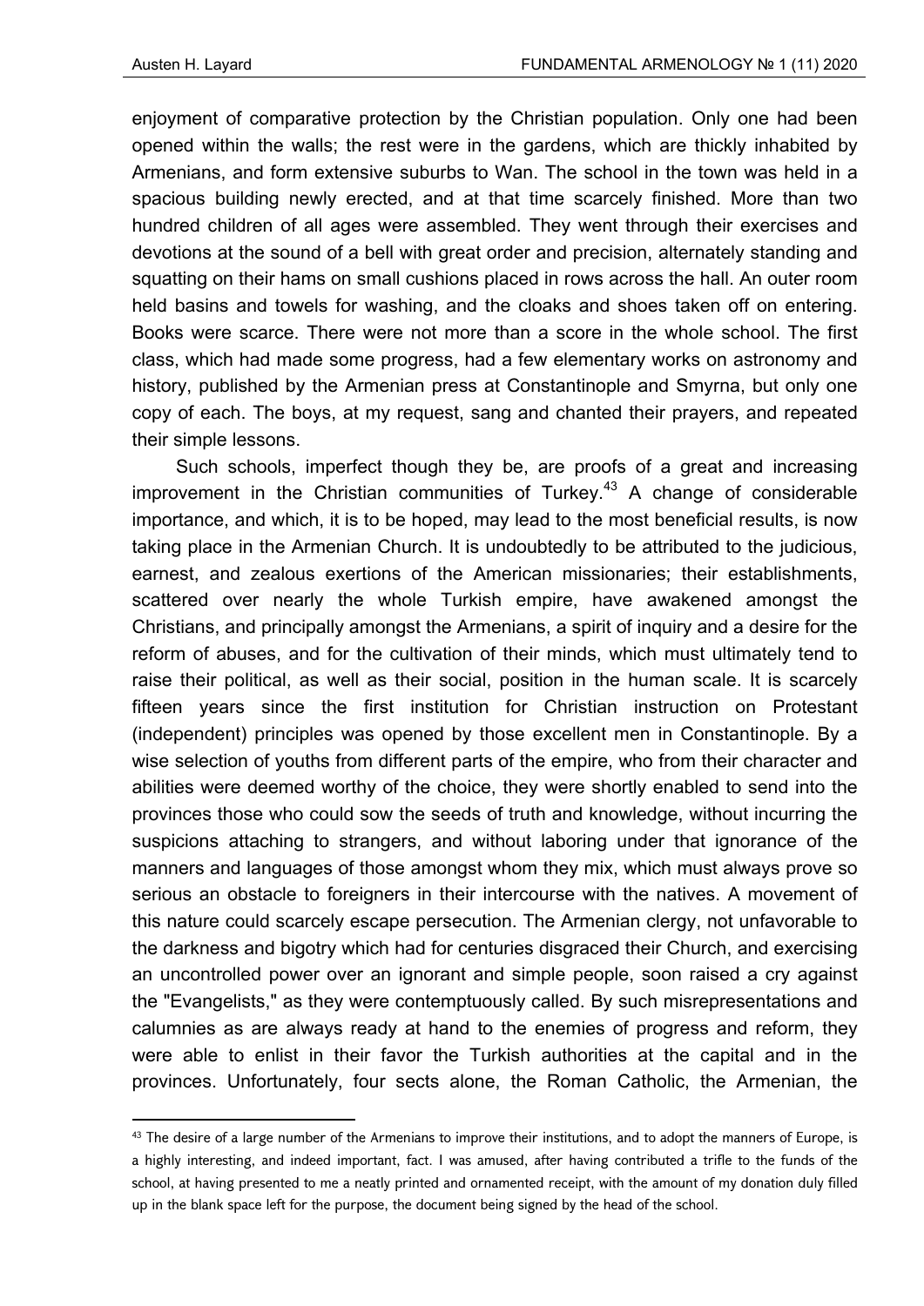enjoyment of comparative protection by the Christian population. Only one had been opened within the walls; the rest were in the gardens, which are thickly inhabited by Armenians, and form extensive suburbs to Wan. The school in the town was held in a spacious building newly erected, and at that time scarcely finished. More than two hundred children of all ages were assembled. They went through their exercises and devotions at the sound of a bell with great order and precision, alternately standing and squatting on their hams on small cushions placed in rows across the hall. An outer room held basins and towels for washing, and the cloaks and shoes taken off on entering. Books were scarce. There were not more than a score in the whole school. The first class, which had made some progress, had a few elementary works on astronomy and history, published by the Armenian press at Constantinople and Smyrna, but only one copy of each. The boys, at my request, sang and chanted their prayers, and repeated their simple lessons.

Such schools, imperfect though they be, are proofs of a great and increasing improvement in the Christian communities of Turkey.[43] A change of considerable importance, and which, it is to be hoped, may lead to the most beneficial results, is now taking place in the Armenian Church. It is undoubtedly to be attributed to the judicious, earnest, and zealous exertions of the American missionaries; their establishments, scattered over nearly the whole Turkish empire, have awakened amongst the Christians, and principally amongst the Armenians, a spirit of inquiry and a desire for the reform of abuses, and for the cultivation of their minds, which must ultimately tend to raise their political, as well as their social, position in the human scale. It is scarcely fifteen years since the first institution for Christian instruction on Protestant (independent) principles was opened by those excellent men in Constantinople. By a wise selection of youths from different parts of the empire, who from their character and abilities were deemed worthy of the choice, they were shortly enabled to send into the provinces those who could sow the seeds of truth and knowledge, without incurring the suspicions attaching to strangers, and without laboring under that ignorance of the manners and languages of those amongst whom they mix, which must always prove so serious an obstacle to foreigners in their intercourse with the natives. A movement of this nature could scarcely escape persecution. The Armenian clergy, not unfavorable to the darkness and bigotry which had for centuries disgraced their Church, and exercising an uncontrolled power over an ignorant and simple people, soon raised a cry against the "Evangelists," as they were contemptuously called. By such misrepresentations and calumnies as are always ready at hand to the enemies of progress and reform, they were able to enlist in their favor the Turkish authorities at the capital and in the provinces. Unfortunately, four sects alone, the Roman Catholic, the Armenian, the

[43] The desire of a large number of the Armenians to improve their institutions, and to adopt the manners of Europe, is a highly interesting, and indeed important, fact. I was amused, after having contributed a trifle to the funds of the school, at having presented to me a neatly printed and ornamented receipt, with the amount of my donation duly filled up in the blank space left for the purpose, the document being signed by the head of the school.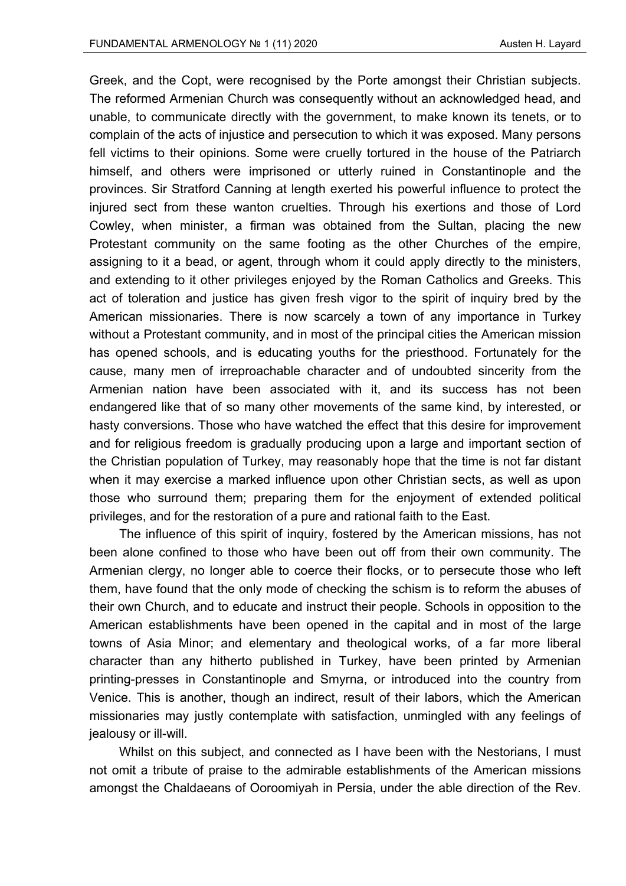Greek, and the Copt, were recognised by the Porte amongst their Christian subjects. The reformed Armenian Church was consequently without an acknowledged head, and unable, to communicate directly with the government, to make known its tenets, or to complain of the acts of injustice and persecution to which it was exposed. Many persons fell victims to their opinions. Some were cruelly tortured in the house of the Patriarch himself, and others were imprisoned or utterly ruined in Constantinople and the provinces. Sir Stratford Canning at length exerted his powerful influence to protect the injured sect from these wanton cruelties. Through his exertions and those of Lord Cowley, when minister, a firman was obtained from the Sultan, placing the new Protestant community on the same footing as the other Churches of the empire, assigning to it a bead, or agent, through whom it could apply directly to the ministers, and extending to it other privileges enjoyed by the Roman Catholics and Greeks. This act of toleration and justice has given fresh vigor to the spirit of inquiry bred by the American missionaries. There is now scarcely a town of any importance in Turkey without a Protestant community, and in most of the principal cities the American mission has opened schools, and is educating youths for the priesthood. Fortunately for the cause, many men of irreproachable character and of undoubted sincerity from the Armenian nation have been associated with it, and its success has not been endangered like that of so many other movements of the same kind, by interested, or hasty conversions. Those who have watched the effect that this desire for improvement and for religious freedom is gradually producing upon a large and important section of the Christian population of Turkey, may reasonably hope that the time is not far distant when it may exercise a marked influence upon other Christian sects, as well as upon those who surround them; preparing them for the enjoyment of extended political privileges, and for the restoration of a pure and rational faith to the East.

The influence of this spirit of inquiry, fostered by the American missions, has not been alone confined to those who have been out off from their own community. The Armenian clergy, no longer able to coerce their flocks, or to persecute those who left them, have found that the only mode of checking the schism is to reform the abuses of their own Church, and to educate and instruct their people. Schools in opposition to the American establishments have been opened in the capital and in most of the large towns of Asia Minor; and elementary and theological works, of a far more liberal character than any hitherto published in Turkey, have been printed by Armenian printing-presses in Constantinople and Smyrna, or introduced into the country from Venice. This is another, though an indirect, result of their labors, which the American missionaries may justly contemplate with satisfaction, unmingled with any feelings of jealousy or ill-will.

Whilst on this subject, and connected as I have been with the Nestorians, I must not omit a tribute of praise to the admirable establishments of the American missions amongst the Chaldaeans of Ooroomiyah in Persia, under the able direction of the Rev.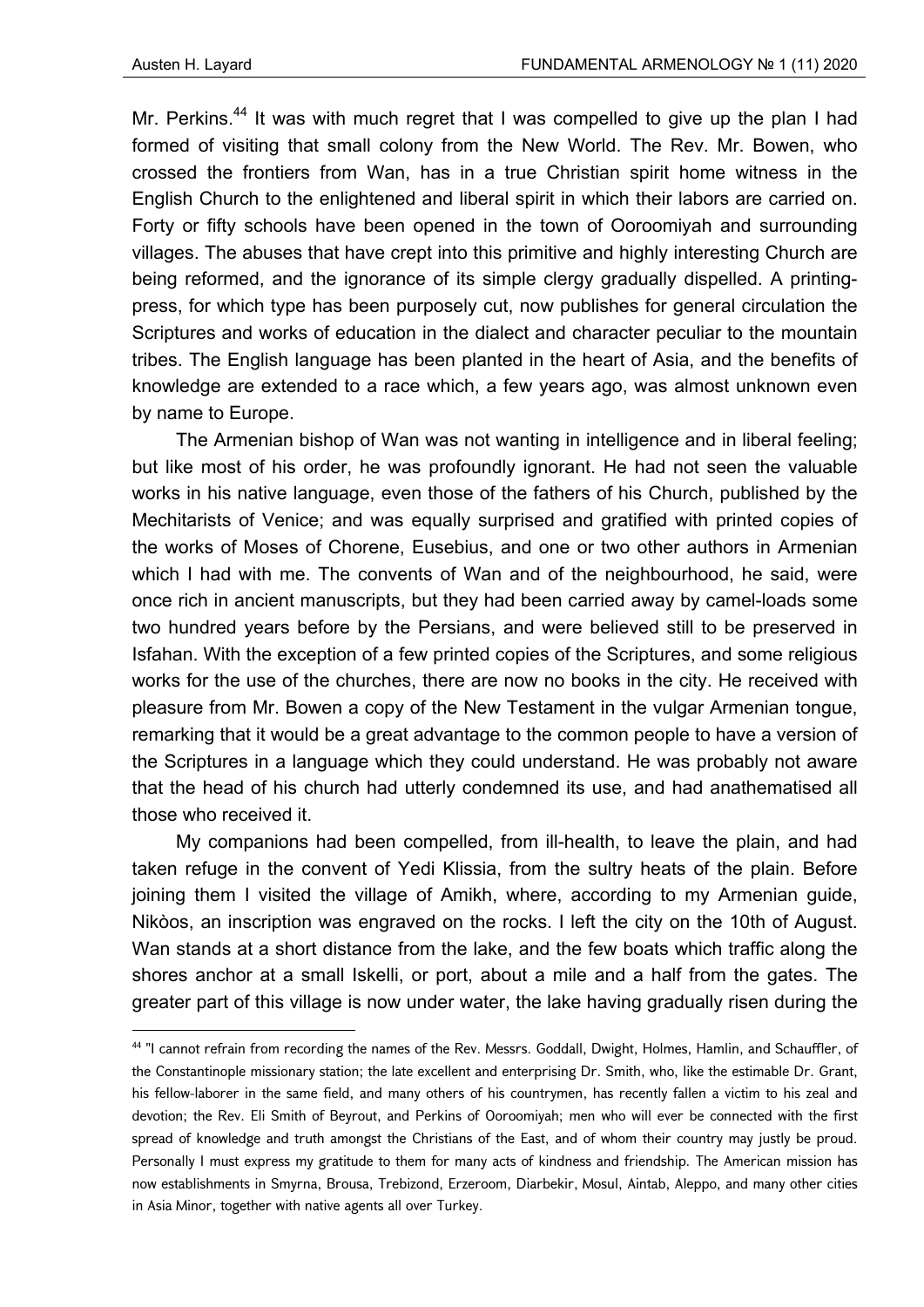Mr. Perkins.[44] It was with much regret that I was compelled to give up the plan I had formed of visiting that small colony from the New World. The Rev. Mr. Bowen, who crossed the frontiers from Wan, has in a true Christian spirit home witness in the English Church to the enlightened and liberal spirit in which their labors are carried on. Forty or fifty schools have been opened in the town of Ooroomiyah and surrounding villages. The abuses that have crept into this primitive and highly interesting Church are being reformed, and the ignorance of its simple clergy gradually dispelled. A printing-press, for which type has been purposely cut, now publishes for general circulation the Scriptures and works of education in the dialect and character peculiar to the mountain tribes. The English language has been planted in the heart of Asia, and the benefits of knowledge are extended to a race which, a few years ago, was almost unknown even by name to Europe.

The Armenian bishop of Wan was not wanting in intelligence and in liberal feeling; but like most of his order, he was profoundly ignorant. He had not seen the valuable works in his native language, even those of the fathers of his Church, published by the Mechitarists of Venice; and was equally surprised and gratified with printed copies of the works of Moses of Chorene, Eusebius, and one or two other authors in Armenian which I had with me. The convents of Wan and of the neighbourhood, he said, were once rich in ancient manuscripts, but they had been carried away by camel-loads some two hundred years before by the Persians, and were believed still to be preserved in Isfahan. With the exception of a few printed copies of the Scriptures, and some religious works for the use of the churches, there are now no books in the city. He received with pleasure from Mr. Bowen a copy of the New Testament in the vulgar Armenian tongue, remarking that it would be a great advantage to the common people to have a version of the Scriptures in a language which they could understand. He was probably not aware that the head of his church had utterly condemned its use, and had anathematised all those who received it.

My companions had been compelled, from ill-health, to leave the plain, and had taken refuge in the convent of Yedi Klissia, from the sultry heats of the plain. Before joining them I visited the village of Amikh, where, according to my Armenian guide, Nikòos, an inscription was engraved on the rocks. I left the city on the 10th of August. Wan stands at a short distance from the lake, and the few boats which traffic along the shores anchor at a small Iskelli, or port, about a mile and a half from the gates. The greater part of this village is now under water, the lake having gradually risen during the

---

[44] "I cannot refrain from recording the names of the Rev. Messrs. Goddall, Dwight, Holmes, Hamlin, and Schauffler, of the Constantinople missionary station; the late excellent and enterprising Dr. Smith, who, like the estimable Dr. Grant, his fellow-laborer in the same field, and many others of his countrymen, has recently fallen a victim to his zeal and devotion; the Rev. Eli Smith of Beyrout, and Perkins of Ooroomiyah; men who will ever be connected with the first spread of knowledge and truth amongst the Christians of the East, and of whom their country may justly be proud. Personally I must express my gratitude to them for many acts of kindness and friendship. The American mission has now establishments in Smyrna, Brousa, Trebizond, Erzeroom, Diarbekir, Mosul, Aintab, Aleppo, and many other cities in Asia Minor, together with native agents all over Turkey.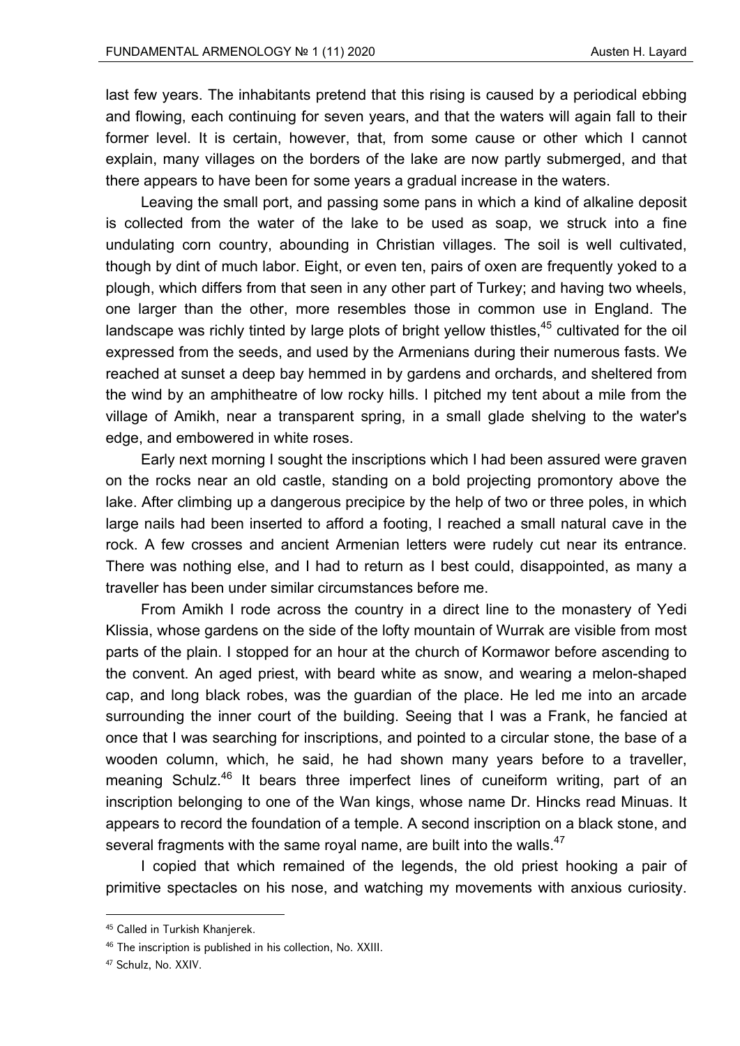last few years. The inhabitants pretend that this rising is caused by a periodical ebbing and flowing, each continuing for seven years, and that the waters will again fall to their former level. It is certain, however, that, from some cause or other which I cannot explain, many villages on the borders of the lake are now partly submerged, and that there appears to have been for some years a gradual increase in the waters.

Leaving the small port, and passing some pans in which a kind of alkaline deposit is collected from the water of the lake to be used as soap, we struck into a fine undulating corn country, abounding in Christian villages. The soil is well cultivated, though by dint of much labor. Eight, or even ten, pairs of oxen are frequently yoked to a plough, which differs from that seen in any other part of Turkey; and having two wheels, one larger than the other, more resembles those in common use in England. The landscape was richly tinted by large plots of bright yellow thistles,[45] cultivated for the oil expressed from the seeds, and used by the Armenians during their numerous fasts. We reached at sunset a deep bay hemmed in by gardens and orchards, and sheltered from the wind by an amphitheatre of low rocky hills. I pitched my tent about a mile from the village of Amikh, near a transparent spring, in a small glade shelving to the water's edge, and embowered in white roses.

Early next morning I sought the inscriptions which I had been assured were graven on the rocks near an old castle, standing on a bold projecting promontory above the lake. After climbing up a dangerous precipice by the help of two or three poles, in which large nails had been inserted to afford a footing, I reached a small natural cave in the rock. A few crosses and ancient Armenian letters were rudely cut near its entrance. There was nothing else, and I had to return as I best could, disappointed, as many a traveller has been under similar circumstances before me.

From Amikh I rode across the country in a direct line to the monastery of Yedi Klissia, whose gardens on the side of the lofty mountain of Wurrak are visible from most parts of the plain. I stopped for an hour at the church of Kormawor before ascending to the convent. An aged priest, with beard white as snow, and wearing a melon-shaped cap, and long black robes, was the guardian of the place. He led me into an arcade surrounding the inner court of the building. Seeing that I was a Frank, he fancied at once that I was searching for inscriptions, and pointed to a circular stone, the base of a wooden column, which, he said, he had shown many years before to a traveller, meaning Schulz.[46] It bears three imperfect lines of cuneiform writing, part of an inscription belonging to one of the Wan kings, whose name Dr. Hincks read Minuas. It appears to record the foundation of a temple. A second inscription on a black stone, and several fragments with the same royal name, are built into the walls.[47]

I copied that which remained of the legends, the old priest hooking a pair of primitive spectacles on his nose, and watching my movements with anxious curiosity.

---

[45] Called in Turkish Khanjerek.

[46] The inscription is published in his collection, No. XXIII.

[47] Schulz, No. XXIV.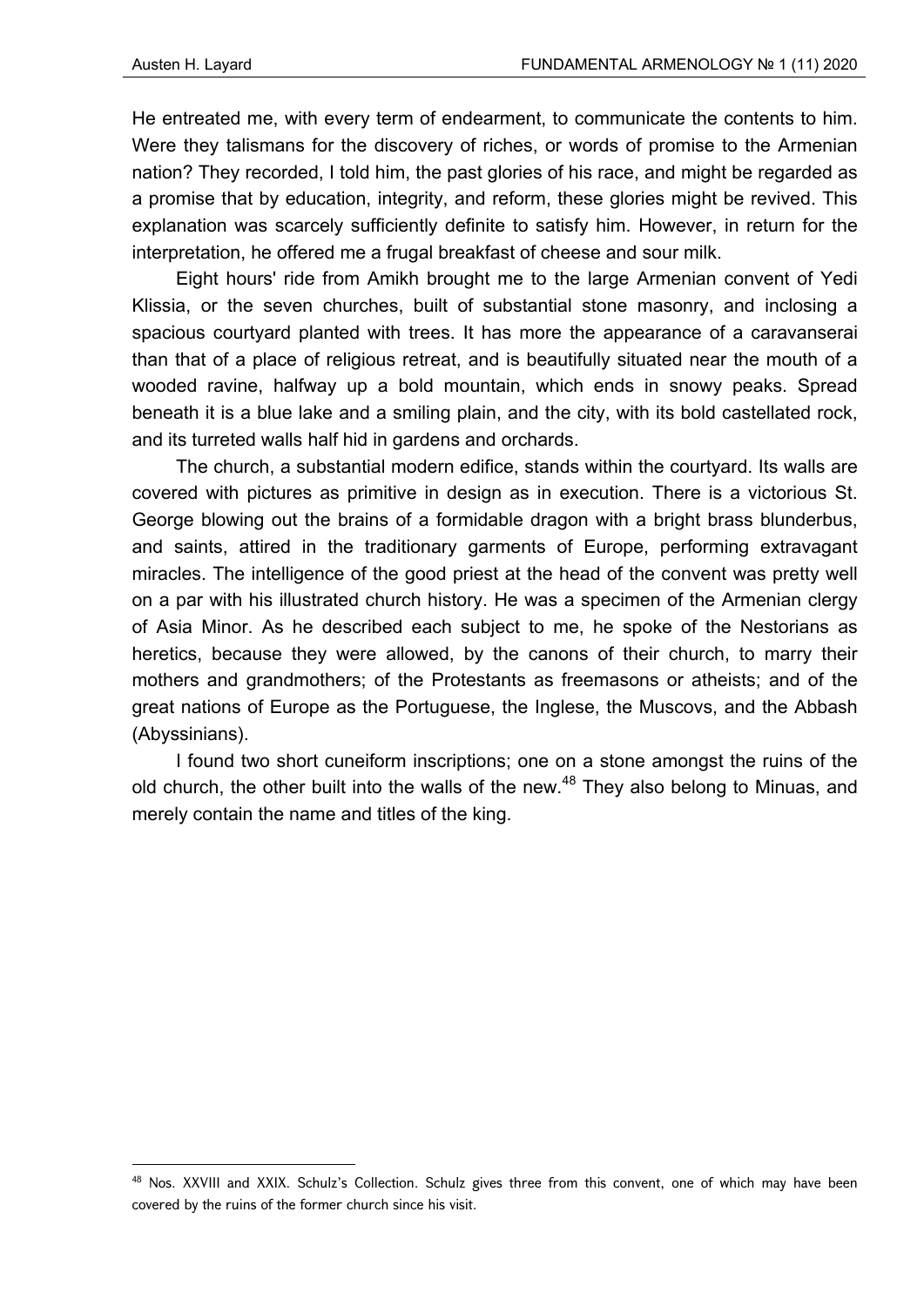He entreated me, with every term of endearment, to communicate the contents to him. Were they talismans for the discovery of riches, or words of promise to the Armenian nation? They recorded, I told him, the past glories of his race, and might be regarded as a promise that by education, integrity, and reform, these glories might be revived. This explanation was scarcely sufficiently definite to satisfy him. However, in return for the interpretation, he offered me a frugal breakfast of cheese and sour milk.

Eight hours' ride from Amikh brought me to the large Armenian convent of Yedi Klissia, or the seven churches, built of substantial stone masonry, and inclosing a spacious courtyard planted with trees. It has more the appearance of a caravanserai than that of a place of religious retreat, and is beautifully situated near the mouth of a wooded ravine, halfway up a bold mountain, which ends in snowy peaks. Spread beneath it is a blue lake and a smiling plain, and the city, with its bold castellated rock, and its turreted walls half hid in gardens and orchards.

The church, a substantial modern edifice, stands within the courtyard. Its walls are covered with pictures as primitive in design as in execution. There is a victorious St. George blowing out the brains of a formidable dragon with a bright brass blunderbus, and saints, attired in the traditionary garments of Europe, performing extravagant miracles. The intelligence of the good priest at the head of the convent was pretty well on a par with his illustrated church history. He was a specimen of the Armenian clergy of Asia Minor. As he described each subject to me, he spoke of the Nestorians as heretics, because they were allowed, by the canons of their church, to marry their mothers and grandmothers; of the Protestants as freemasons or atheists; and of the great nations of Europe as the Portuguese, the Inglese, the Muscovs, and the Abbash (Abyssinians).

I found two short cuneiform inscriptions; one on a stone amongst the ruins of the old church, the other built into the walls of the new.[48] They also belong to Minuas, and merely contain the name and titles of the king.

[48] Nos. XXVIII and XXIX. Schulz's Collection. Schulz gives three from this convent, one of which may have been covered by the ruins of the former church since his visit.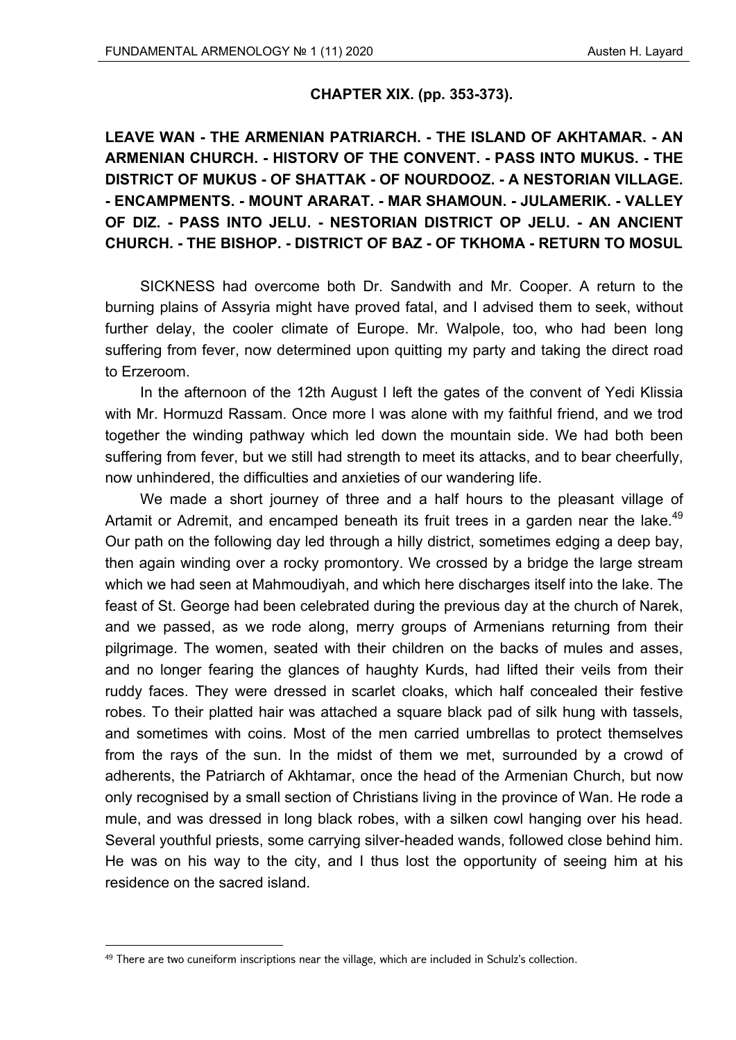## CHAPTER XIX. (pp. 353-373).

### LEAVE WAN - THE ARMENIAN PATRIARCH. - THE ISLAND OF AKHTAMAR. - AN ARMENIAN CHURCH. - HISTORV OF THE CONVENT. - PASS INTO MUKUS. - THE DISTRICT OF MUKUS - OF SHATTAK - OF NOURDOOZ. - A NESTORIAN VILLAGE. - ENCAMPMENTS. - MOUNT ARARAT. - MAR SHAMOUN. - JULAMERIK. - VALLEY OF DIZ. - PASS INTO JELU. - NESTORIAN DISTRICT OP JELU. - AN ANCIENT CHURCH. - THE BISHOP. - DISTRICT OF BAZ - OF TKHOMA - RETURN TO MOSUL

SICKNESS had overcome both Dr. Sandwith and Mr. Cooper. A return to the burning plains of Assyria might have proved fatal, and I advised them to seek, without further delay, the cooler climate of Europe. Mr. Walpole, too, who had been long suffering from fever, now determined upon quitting my party and taking the direct road to Erzeroom.

In the afternoon of the 12th August I left the gates of the convent of Yedi Klissia with Mr. Hormuzd Rassam. Once more I was alone with my faithful friend, and we trod together the winding pathway which led down the mountain side. We had both been suffering from fever, but we still had strength to meet its attacks, and to bear cheerfully, now unhindered, the difficulties and anxieties of our wandering life.

We made a short journey of three and a half hours to the pleasant village of Artamit or Adremit, and encamped beneath its fruit trees in a garden near the lake.[49] Our path on the following day led through a hilly district, sometimes edging a deep bay, then again winding over a rocky promontory. We crossed by a bridge the large stream which we had seen at Mahmoudiyah, and which here discharges itself into the lake. The feast of St. George had been celebrated during the previous day at the church of Narek, and we passed, as we rode along, merry groups of Armenians returning from their pilgrimage. The women, seated with their children on the backs of mules and asses, and no longer fearing the glances of haughty Kurds, had lifted their veils from their ruddy faces. They were dressed in scarlet cloaks, which half concealed their festive robes. To their platted hair was attached a square black pad of silk hung with tassels, and sometimes with coins. Most of the men carried umbrellas to protect themselves from the rays of the sun. In the midst of them we met, surrounded by a crowd of adherents, the Patriarch of Akhtamar, once the head of the Armenian Church, but now only recognised by a small section of Christians living in the province of Wan. He rode a mule, and was dressed in long black robes, with a silken cowl hanging over his head. Several youthful priests, some carrying silver-headed wands, followed close behind him. He was on his way to the city, and I thus lost the opportunity of seeing him at his residence on the sacred island.

[49] There are two cuneiform inscriptions near the village, which are included in Schulz's collection.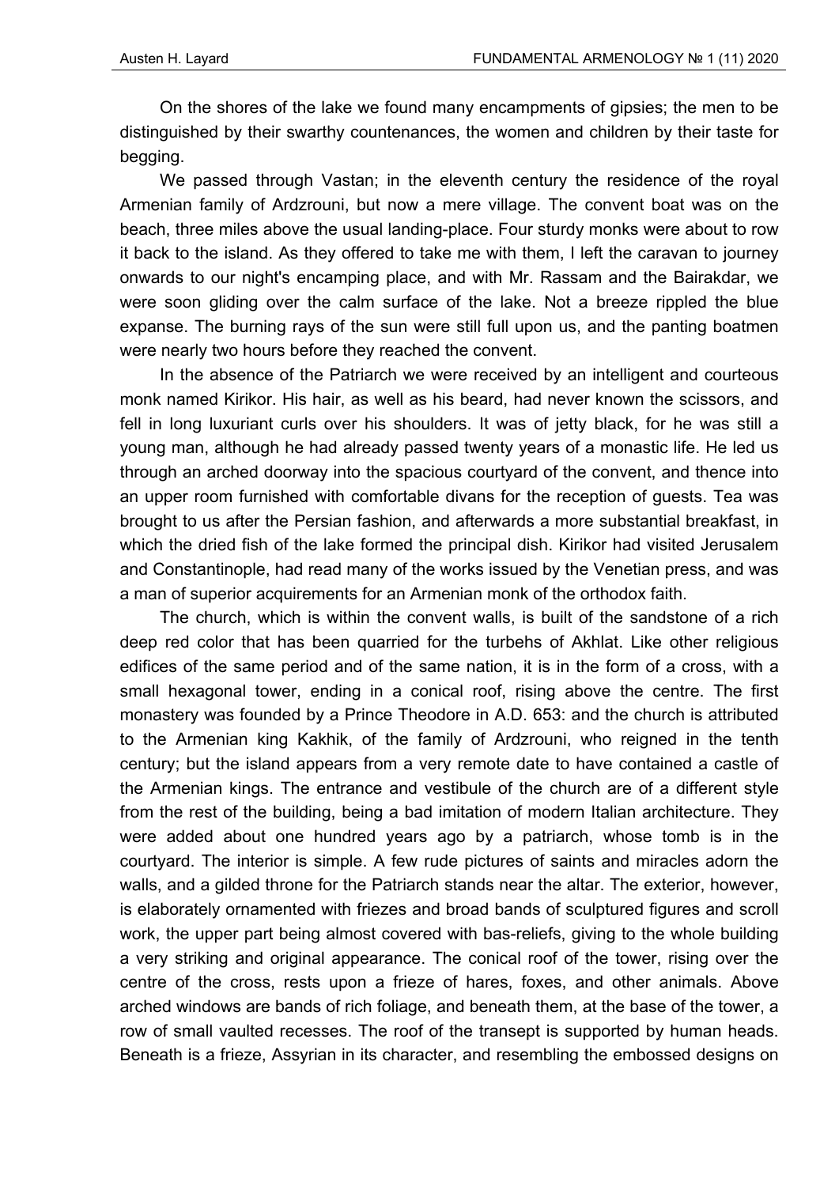On the shores of the lake we found many encampments of gipsies; the men to be distinguished by their swarthy countenances, the women and children by their taste for begging.

We passed through Vastan; in the eleventh century the residence of the royal Armenian family of Ardzrouni, but now a mere village. The convent boat was on the beach, three miles above the usual landing-place. Four sturdy monks were about to row it back to the island. As they offered to take me with them, I left the caravan to journey onwards to our night's encamping place, and with Mr. Rassam and the Bairakdar, we were soon gliding over the calm surface of the lake. Not a breeze rippled the blue expanse. The burning rays of the sun were still full upon us, and the panting boatmen were nearly two hours before they reached the convent.

In the absence of the Patriarch we were received by an intelligent and courteous monk named Kirikor. His hair, as well as his beard, had never known the scissors, and fell in long luxuriant curls over his shoulders. It was of jetty black, for he was still a young man, although he had already passed twenty years of a monastic life. He led us through an arched doorway into the spacious courtyard of the convent, and thence into an upper room furnished with comfortable divans for the reception of guests. Tea was brought to us after the Persian fashion, and afterwards a more substantial breakfast, in which the dried fish of the lake formed the principal dish. Kirikor had visited Jerusalem and Constantinople, had read many of the works issued by the Venetian press, and was a man of superior acquirements for an Armenian monk of the orthodox faith.

The church, which is within the convent walls, is built of the sandstone of a rich deep red color that has been quarried for the turbehs of Akhlat. Like other religious edifices of the same period and of the same nation, it is in the form of a cross, with a small hexagonal tower, ending in a conical roof, rising above the centre. The first monastery was founded by a Prince Theodore in A.D. 653: and the church is attributed to the Armenian king Kakhik, of the family of Ardzrouni, who reigned in the tenth century; but the island appears from a very remote date to have contained a castle of the Armenian kings. The entrance and vestibule of the church are of a different style from the rest of the building, being a bad imitation of modern Italian architecture. They were added about one hundred years ago by a patriarch, whose tomb is in the courtyard. The interior is simple. A few rude pictures of saints and miracles adorn the walls, and a gilded throne for the Patriarch stands near the altar. The exterior, however, is elaborately ornamented with friezes and broad bands of sculptured figures and scroll work, the upper part being almost covered with bas-reliefs, giving to the whole building a very striking and original appearance. The conical roof of the tower, rising over the centre of the cross, rests upon a frieze of hares, foxes, and other animals. Above arched windows are bands of rich foliage, and beneath them, at the base of the tower, a row of small vaulted recesses. The roof of the transept is supported by human heads. Beneath is a frieze, Assyrian in its character, and resembling the embossed designs on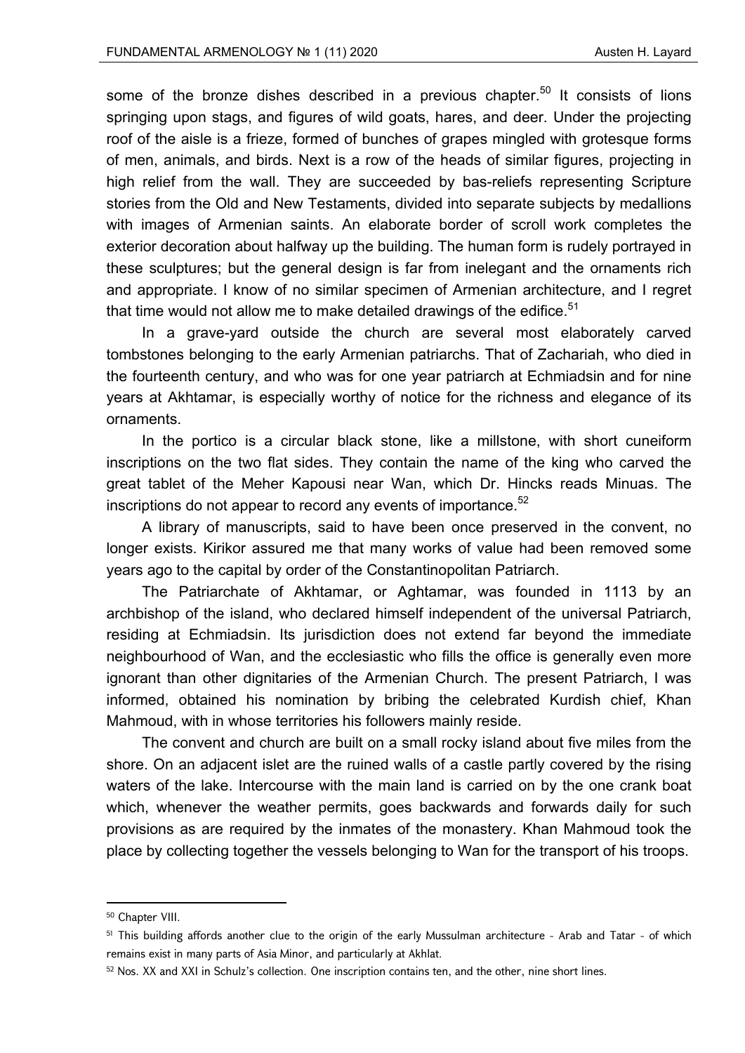some of the bronze dishes described in a previous chapter.[50] It consists of lions springing upon stags, and figures of wild goats, hares, and deer. Under the projecting roof of the aisle is a frieze, formed of bunches of grapes mingled with grotesque forms of men, animals, and birds. Next is a row of the heads of similar figures, projecting in high relief from the wall. They are succeeded by bas-reliefs representing Scripture stories from the Old and New Testaments, divided into separate subjects by medallions with images of Armenian saints. An elaborate border of scroll work completes the exterior decoration about halfway up the building. The human form is rudely portrayed in these sculptures; but the general design is far from inelegant and the ornaments rich and appropriate. I know of no similar specimen of Armenian architecture, and I regret that time would not allow me to make detailed drawings of the edifice.[51]

In a grave-yard outside the church are several most elaborately carved tombstones belonging to the early Armenian patriarchs. That of Zachariah, who died in the fourteenth century, and who was for one year patriarch at Echmiadsin and for nine years at Akhtamar, is especially worthy of notice for the richness and elegance of its ornaments.

In the portico is a circular black stone, like a millstone, with short cuneiform inscriptions on the two flat sides. They contain the name of the king who carved the great tablet of the Meher Kapousi near Wan, which Dr. Hincks reads Minuas. The inscriptions do not appear to record any events of importance.[52]

A library of manuscripts, said to have been once preserved in the convent, no longer exists. Kirikor assured me that many works of value had been removed some years ago to the capital by order of the Constantinopolitan Patriarch.

The Patriarchate of Akhtamar, or Aghtamar, was founded in 1113 by an archbishop of the island, who declared himself independent of the universal Patriarch, residing at Echmiadsin. Its jurisdiction does not extend far beyond the immediate neighbourhood of Wan, and the ecclesiastic who fills the office is generally even more ignorant than other dignitaries of the Armenian Church. The present Patriarch, I was informed, obtained his nomination by bribing the celebrated Kurdish chief, Khan Mahmoud, with in whose territories his followers mainly reside.

The convent and church are built on a small rocky island about five miles from the shore. On an adjacent islet are the ruined walls of a castle partly covered by the rising waters of the lake. Intercourse with the main land is carried on by the one crank boat which, whenever the weather permits, goes backwards and forwards daily for such provisions as are required by the inmates of the monastery. Khan Mahmoud took the place by collecting together the vessels belonging to Wan for the transport of his troops.

---

[50] Chapter VIII.

[51] This building affords another clue to the origin of the early Mussulman architecture - Arab and Tatar - of which remains exist in many parts of Asia Minor, and particularly at Akhlat.

[52] Nos. XX and XXI in Schulz's collection. One inscription contains ten, and the other, nine short lines.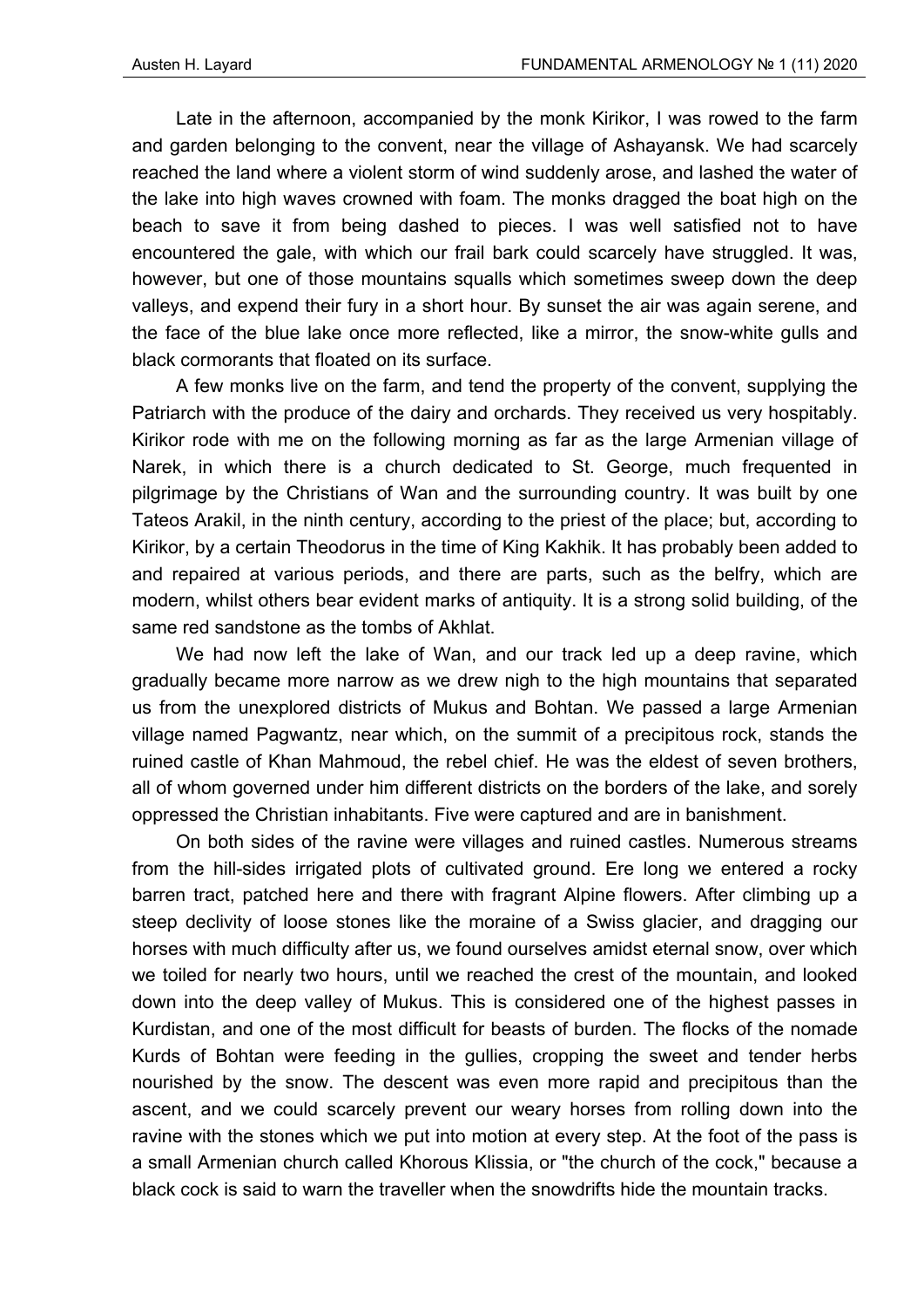Late in the afternoon, accompanied by the monk Kirikor, I was rowed to the farm and garden belonging to the convent, near the village of Ashayansk. We had scarcely reached the land where a violent storm of wind suddenly arose, and lashed the water of the lake into high waves crowned with foam. The monks dragged the boat high on the beach to save it from being dashed to pieces. I was well satisfied not to have encountered the gale, with which our frail bark could scarcely have struggled. It was, however, but one of those mountains squalls which sometimes sweep down the deep valleys, and expend their fury in a short hour. By sunset the air was again serene, and the face of the blue lake once more reflected, like a mirror, the snow-white gulls and black cormorants that floated on its surface.

A few monks live on the farm, and tend the property of the convent, supplying the Patriarch with the produce of the dairy and orchards. They received us very hospitably. Kirikor rode with me on the following morning as far as the large Armenian village of Narek, in which there is a church dedicated to St. George, much frequented in pilgrimage by the Christians of Wan and the surrounding country. It was built by one Tateos Arakil, in the ninth century, according to the priest of the place; but, according to Kirikor, by a certain Theodorus in the time of King Kakhik. It has probably been added to and repaired at various periods, and there are parts, such as the belfry, which are modern, whilst others bear evident marks of antiquity. It is a strong solid building, of the same red sandstone as the tombs of Akhlat.

We had now left the lake of Wan, and our track led up a deep ravine, which gradually became more narrow as we drew nigh to the high mountains that separated us from the unexplored districts of Mukus and Bohtan. We passed a large Armenian village named Pagwantz, near which, on the summit of a precipitous rock, stands the ruined castle of Khan Mahmoud, the rebel chief. He was the eldest of seven brothers, all of whom governed under him different districts on the borders of the lake, and sorely oppressed the Christian inhabitants. Five were captured and are in banishment.

On both sides of the ravine were villages and ruined castles. Numerous streams from the hill-sides irrigated plots of cultivated ground. Ere long we entered a rocky barren tract, patched here and there with fragrant Alpine flowers. After climbing up a steep declivity of loose stones like the moraine of a Swiss glacier, and dragging our horses with much difficulty after us, we found ourselves amidst eternal snow, over which we toiled for nearly two hours, until we reached the crest of the mountain, and looked down into the deep valley of Mukus. This is considered one of the highest passes in Kurdistan, and one of the most difficult for beasts of burden. The flocks of the nomade Kurds of Bohtan were feeding in the gullies, cropping the sweet and tender herbs nourished by the snow. The descent was even more rapid and precipitous than the ascent, and we could scarcely prevent our weary horses from rolling down into the ravine with the stones which we put into motion at every step. At the foot of the pass is a small Armenian church called Khorous Klissia, or "the church of the cock," because a black cock is said to warn the traveller when the snowdrifts hide the mountain tracks.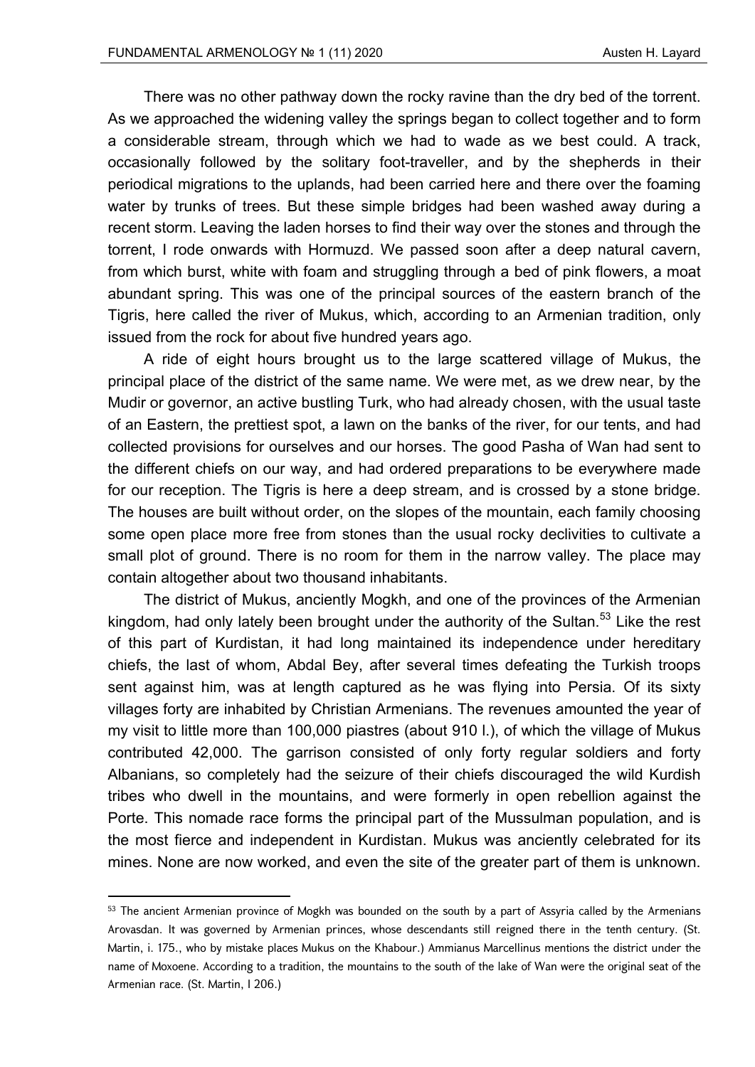There was no other pathway down the rocky ravine than the dry bed of the torrent. As we approached the widening valley the springs began to collect together and to form a considerable stream, through which we had to wade as we best could. A track, occasionally followed by the solitary foot-traveller, and by the shepherds in their periodical migrations to the uplands, had been carried here and there over the foaming water by trunks of trees. But these simple bridges had been washed away during a recent storm. Leaving the laden horses to find their way over the stones and through the torrent, I rode onwards with Hormuzd. We passed soon after a deep natural cavern, from which burst, white with foam and struggling through a bed of pink flowers, a moat abundant spring. This was one of the principal sources of the eastern branch of the Tigris, here called the river of Mukus, which, according to an Armenian tradition, only issued from the rock for about five hundred years ago.

A ride of eight hours brought us to the large scattered village of Mukus, the principal place of the district of the same name. We were met, as we drew near, by the Mudir or governor, an active bustling Turk, who had already chosen, with the usual taste of an Eastern, the prettiest spot, a lawn on the banks of the river, for our tents, and had collected provisions for ourselves and our horses. The good Pasha of Wan had sent to the different chiefs on our way, and had ordered preparations to be everywhere made for our reception. The Tigris is here a deep stream, and is crossed by a stone bridge. The houses are built without order, on the slopes of the mountain, each family choosing some open place more free from stones than the usual rocky declivities to cultivate a small plot of ground. There is no room for them in the narrow valley. The place may contain altogether about two thousand inhabitants.

The district of Mukus, anciently Mogkh, and one of the provinces of the Armenian kingdom, had only lately been brought under the authority of the Sultan.[53] Like the rest of this part of Kurdistan, it had long maintained its independence under hereditary chiefs, the last of whom, Abdal Bey, after several times defeating the Turkish troops sent against him, was at length captured as he was flying into Persia. Of its sixty villages forty are inhabited by Christian Armenians. The revenues amounted the year of my visit to little more than 100,000 piastres (about 910 l.), of which the village of Mukus contributed 42,000. The garrison consisted of only forty regular soldiers and forty Albanians, so completely had the seizure of their chiefs discouraged the wild Kurdish tribes who dwell in the mountains, and were formerly in open rebellion against the Porte. This nomade race forms the principal part of the Mussulman population, and is the most fierce and independent in Kurdistan. Mukus was anciently celebrated for its mines. None are now worked, and even the site of the greater part of them is unknown.

---

[53] The ancient Armenian province of Mogkh was bounded on the south by a part of Assyria called by the Armenians Arovasdan. It was governed by Armenian princes, whose descendants still reigned there in the tenth century. (St. Martin, i. 175., who by mistake places Mukus on the Khabour.) Ammianus Marcellinus mentions the district under the name of Moxoene. According to a tradition, the mountains to the south of the lake of Wan were the original seat of the Armenian race. (St. Martin, I 206.)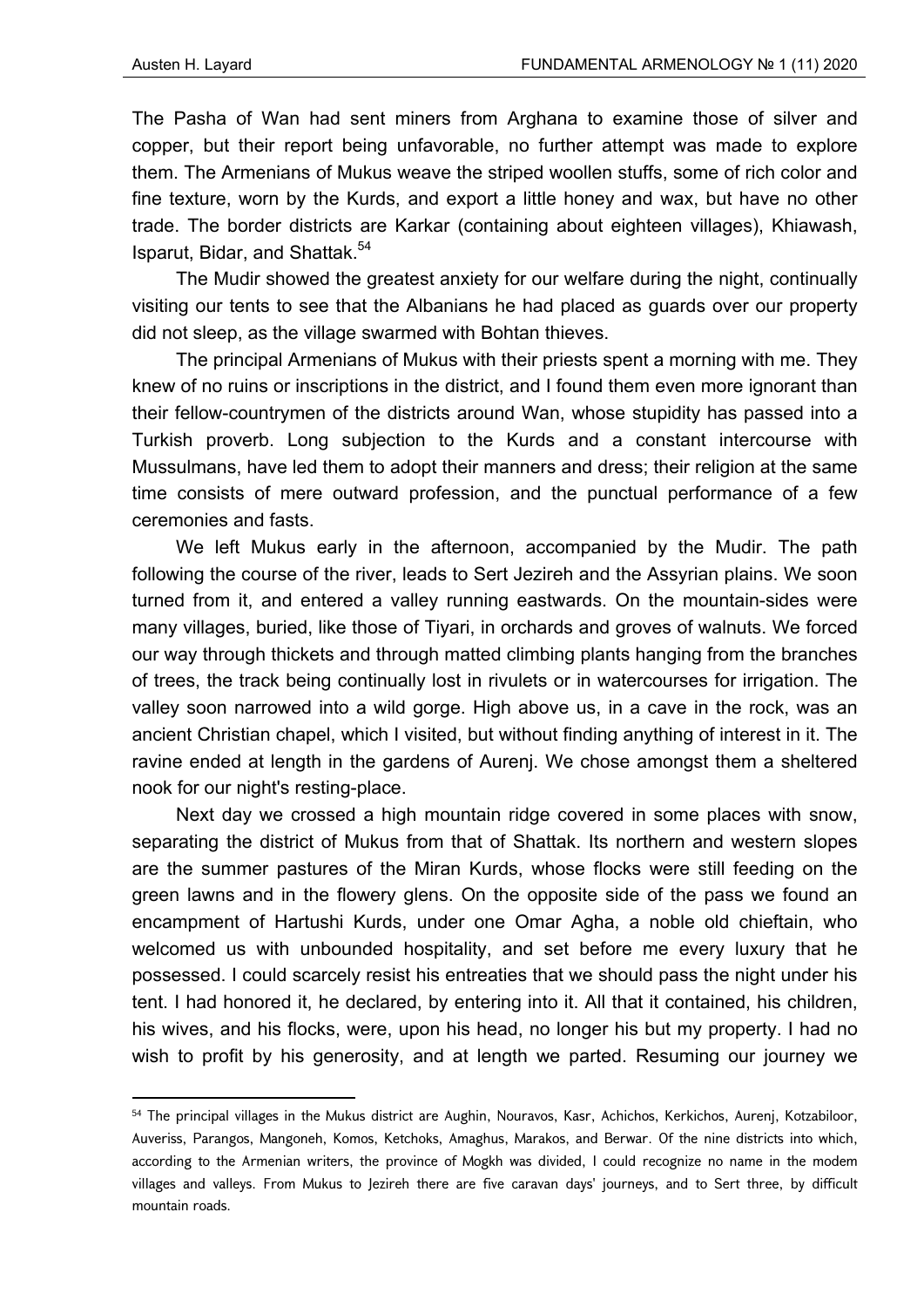The Pasha of Wan had sent miners from Arghana to examine those of silver and copper, but their report being unfavorable, no further attempt was made to explore them. The Armenians of Mukus weave the striped woollen stuffs, some of rich color and fine texture, worn by the Kurds, and export a little honey and wax, but have no other trade. The border districts are Karkar (containing about eighteen villages), Khiawash, Isparut, Bidar, and Shattak.[54]

The Mudir showed the greatest anxiety for our welfare during the night, continually visiting our tents to see that the Albanians he had placed as guards over our property did not sleep, as the village swarmed with Bohtan thieves.

The principal Armenians of Mukus with their priests spent a morning with me. They knew of no ruins or inscriptions in the district, and I found them even more ignorant than their fellow-countrymen of the districts around Wan, whose stupidity has passed into a Turkish proverb. Long subjection to the Kurds and a constant intercourse with Mussulmans, have led them to adopt their manners and dress; their religion at the same time consists of mere outward profession, and the punctual performance of a few ceremonies and fasts.

We left Mukus early in the afternoon, accompanied by the Mudir. The path following the course of the river, leads to Sert Jezireh and the Assyrian plains. We soon turned from it, and entered a valley running eastwards. On the mountain-sides were many villages, buried, like those of Tiyari, in orchards and groves of walnuts. We forced our way through thickets and through matted climbing plants hanging from the branches of trees, the track being continually lost in rivulets or in watercourses for irrigation. The valley soon narrowed into a wild gorge. High above us, in a cave in the rock, was an ancient Christian chapel, which I visited, but without finding anything of interest in it. The ravine ended at length in the gardens of Aurenj. We chose amongst them a sheltered nook for our night's resting-place.

Next day we crossed a high mountain ridge covered in some places with snow, separating the district of Mukus from that of Shattak. Its northern and western slopes are the summer pastures of the Miran Kurds, whose flocks were still feeding on the green lawns and in the flowery glens. On the opposite side of the pass we found an encampment of Hartushi Kurds, under one Omar Agha, a noble old chieftain, who welcomed us with unbounded hospitality, and set before me every luxury that he possessed. I could scarcely resist his entreaties that we should pass the night under his tent. I had honored it, he declared, by entering into it. All that it contained, his children, his wives, and his flocks, were, upon his head, no longer his but my property. I had no wish to profit by his generosity, and at length we parted. Resuming our journey we

---

[54] The principal villages in the Mukus district are Aughin, Nouravos, Kasr, Achichos, Kerkichos, Aurenj, Kotzabiloor, Auveriss, Parangos, Mangoneh, Komos, Ketchoks, Amaghus, Marakos, and Berwar. Of the nine districts into which, according to the Armenian writers, the province of Mogkh was divided, I could recognize no name in the modem villages and valleys. From Mukus to Jezireh there are five caravan days' journeys, and to Sert three, by difficult mountain roads.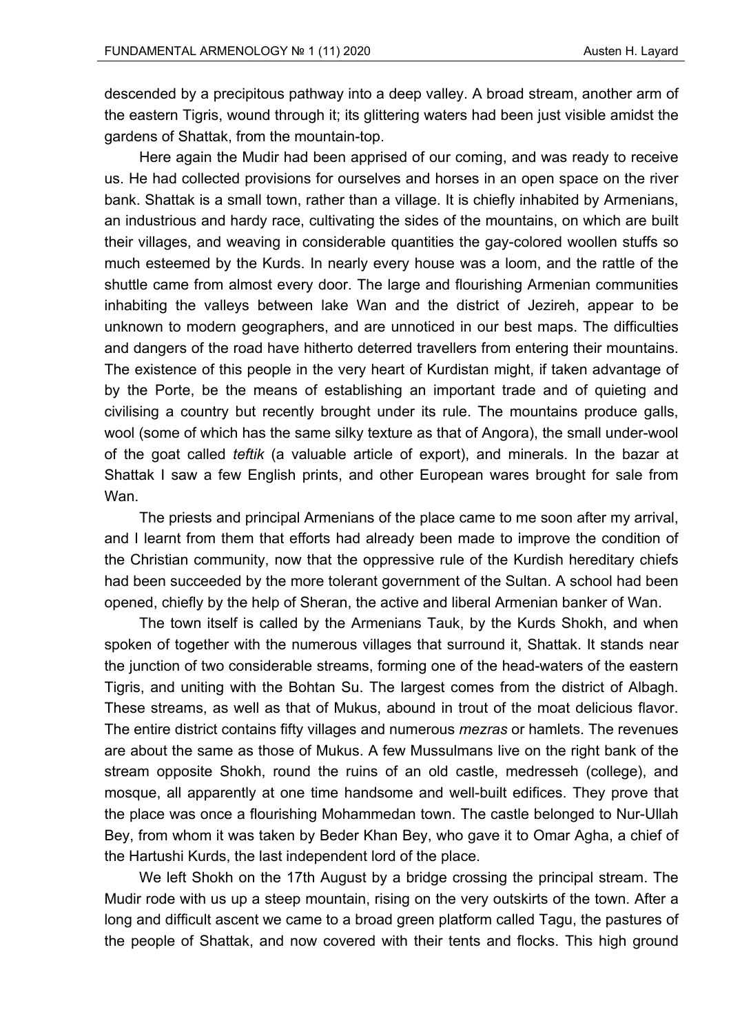descended by a precipitous pathway into a deep valley. A broad stream, another arm of the eastern Tigris, wound through it; its glittering waters had been just visible amidst the gardens of Shattak, from the mountain-top.

Here again the Mudir had been apprised of our coming, and was ready to receive us. He had collected provisions for ourselves and horses in an open space on the river bank. Shattak is a small town, rather than a village. It is chiefly inhabited by Armenians, an industrious and hardy race, cultivating the sides of the mountains, on which are built their villages, and weaving in considerable quantities the gay-colored woollen stuffs so much esteemed by the Kurds. In nearly every house was a loom, and the rattle of the shuttle came from almost every door. The large and flourishing Armenian communities inhabiting the valleys between lake Wan and the district of Jezireh, appear to be unknown to modern geographers, and are unnoticed in our best maps. The difficulties and dangers of the road have hitherto deterred travellers from entering their mountains. The existence of this people in the very heart of Kurdistan might, if taken advantage of by the Porte, be the means of establishing an important trade and of quieting and civilising a country but recently brought under its rule. The mountains produce galls, wool (some of which has the same silky texture as that of Angora), the small under-wool of the goat called *teftik* (a valuable article of export), and minerals. In the bazar at Shattak I saw a few English prints, and other European wares brought for sale from Wan.

The priests and principal Armenians of the place came to me soon after my arrival, and I learnt from them that efforts had already been made to improve the condition of the Christian community, now that the oppressive rule of the Kurdish hereditary chiefs had been succeeded by the more tolerant government of the Sultan. A school had been opened, chiefly by the help of Sheran, the active and liberal Armenian banker of Wan.

The town itself is called by the Armenians Tauk, by the Kurds Shokh, and when spoken of together with the numerous villages that surround it, Shattak. It stands near the junction of two considerable streams, forming one of the head-waters of the eastern Tigris, and uniting with the Bohtan Su. The largest comes from the district of Albagh. These streams, as well as that of Mukus, abound in trout of the moat delicious flavor. The entire district contains fifty villages and numerous *mezras* or hamlets. The revenues are about the same as those of Mukus. A few Mussulmans live on the right bank of the stream opposite Shokh, round the ruins of an old castle, medresseh (college), and mosque, all apparently at one time handsome and well-built edifices. They prove that the place was once a flourishing Mohammedan town. The castle belonged to Nur-Ullah Bey, from whom it was taken by Beder Khan Bey, who gave it to Omar Agha, a chief of the Hartushi Kurds, the last independent lord of the place.

We left Shokh on the 17th August by a bridge crossing the principal stream. The Mudir rode with us up a steep mountain, rising on the very outskirts of the town. After a long and difficult ascent we came to a broad green platform called Tagu, the pastures of the people of Shattak, and now covered with their tents and flocks. This high ground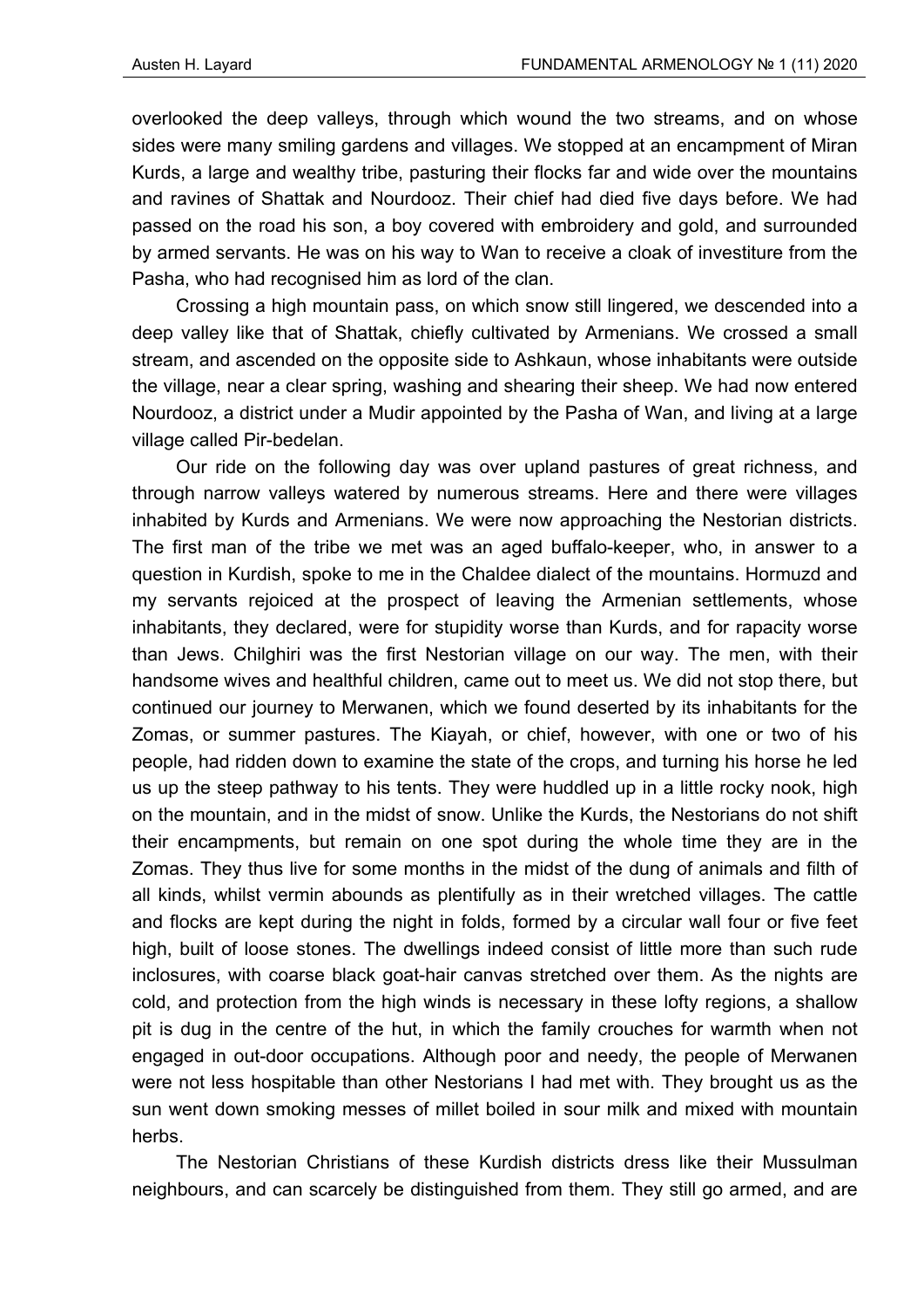overlooked the deep valleys, through which wound the two streams, and on whose sides were many smiling gardens and villages. We stopped at an encampment of Miran Kurds, a large and wealthy tribe, pasturing their flocks far and wide over the mountains and ravines of Shattak and Nourdooz. Their chief had died five days before. We had passed on the road his son, a boy covered with embroidery and gold, and surrounded by armed servants. He was on his way to Wan to receive a cloak of investiture from the Pasha, who had recognised him as lord of the clan.

Crossing a high mountain pass, on which snow still lingered, we descended into a deep valley like that of Shattak, chiefly cultivated by Armenians. We crossed a small stream, and ascended on the opposite side to Ashkaun, whose inhabitants were outside the village, near a clear spring, washing and shearing their sheep. We had now entered Nourdooz, a district under a Mudir appointed by the Pasha of Wan, and living at a large village called Pir-bedelan.

Our ride on the following day was over upland pastures of great richness, and through narrow valleys watered by numerous streams. Here and there were villages inhabited by Kurds and Armenians. We were now approaching the Nestorian districts. The first man of the tribe we met was an aged buffalo-keeper, who, in answer to a question in Kurdish, spoke to me in the Chaldee dialect of the mountains. Hormuzd and my servants rejoiced at the prospect of leaving the Armenian settlements, whose inhabitants, they declared, were for stupidity worse than Kurds, and for rapacity worse than Jews. Chilghiri was the first Nestorian village on our way. The men, with their handsome wives and healthful children, came out to meet us. We did not stop there, but continued our journey to Merwanen, which we found deserted by its inhabitants for the Zomas, or summer pastures. The Kiayah, or chief, however, with one or two of his people, had ridden down to examine the state of the crops, and turning his horse he led us up the steep pathway to his tents. They were huddled up in a little rocky nook, high on the mountain, and in the midst of snow. Unlike the Kurds, the Nestorians do not shift their encampments, but remain on one spot during the whole time they are in the Zomas. They thus live for some months in the midst of the dung of animals and filth of all kinds, whilst vermin abounds as plentifully as in their wretched villages. The cattle and flocks are kept during the night in folds, formed by a circular wall four or five feet high, built of loose stones. The dwellings indeed consist of little more than such rude inclosures, with coarse black goat-hair canvas stretched over them. As the nights are cold, and protection from the high winds is necessary in these lofty regions, a shallow pit is dug in the centre of the hut, in which the family crouches for warmth when not engaged in out-door occupations. Although poor and needy, the people of Merwanen were not less hospitable than other Nestorians I had met with. They brought us as the sun went down smoking messes of millet boiled in sour milk and mixed with mountain herbs.

The Nestorian Christians of these Kurdish districts dress like their Mussulman neighbours, and can scarcely be distinguished from them. They still go armed, and are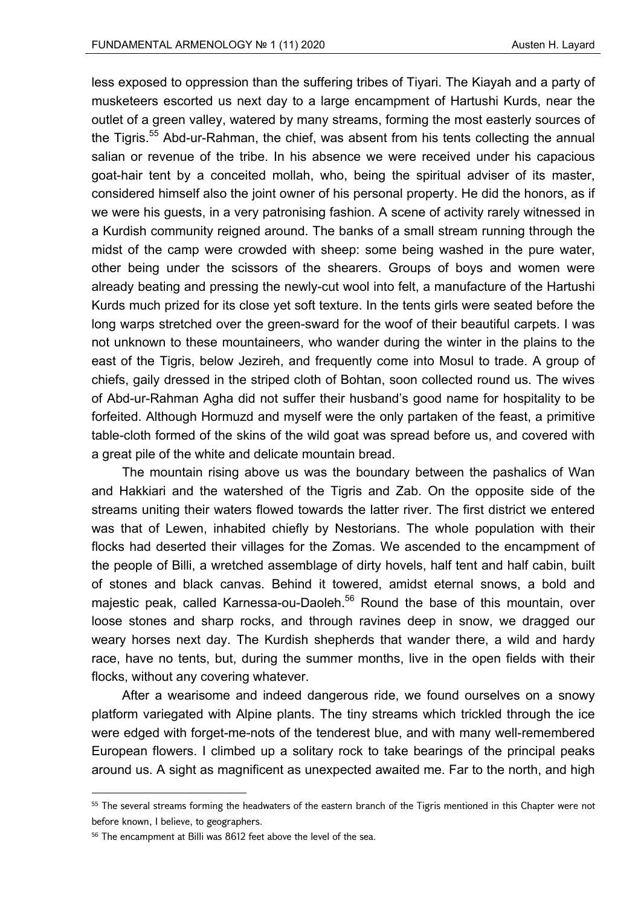less exposed to oppression than the suffering tribes of Tiyari. The Kiayah and a party of musketeers escorted us next day to a large encampment of Hartushi Kurds, near the outlet of a green valley, watered by many streams, forming the most easterly sources of the Tigris.[55] Abd-ur-Rahman, the chief, was absent from his tents collecting the annual salian or revenue of the tribe. In his absence we were received under his capacious goat-hair tent by a conceited mollah, who, being the spiritual adviser of its master, considered himself also the joint owner of his personal property. He did the honors, as if we were his guests, in a very patronising fashion. A scene of activity rarely witnessed in a Kurdish community reigned around. The banks of a small stream running through the midst of the camp were crowded with sheep: some being washed in the pure water, other being under the scissors of the shearers. Groups of boys and women were already beating and pressing the newly-cut wool into felt, a manufacture of the Hartushi Kurds much prized for its close yet soft texture. In the tents girls were seated before the long warps stretched over the green-sward for the woof of their beautiful carpets. I was not unknown to these mountaineers, who wander during the winter in the plains to the east of the Tigris, below Jezireh, and frequently come into Mosul to trade. A group of chiefs, gaily dressed in the striped cloth of Bohtan, soon collected round us. The wives of Abd-ur-Rahman Agha did not suffer their husband's good name for hospitality to be forfeited. Although Hormuzd and myself were the only partaken of the feast, a primitive table-cloth formed of the skins of the wild goat was spread before us, and covered with a great pile of the white and delicate mountain bread.

The mountain rising above us was the boundary between the pashalics of Wan and Hakkiari and the watershed of the Tigris and Zab. On the opposite side of the streams uniting their waters flowed towards the latter river. The first district we entered was that of Lewen, inhabited chiefly by Nestorians. The whole population with their flocks had deserted their villages for the Zomas. We ascended to the encampment of the people of Billi, a wretched assemblage of dirty hovels, half tent and half cabin, built of stones and black canvas. Behind it towered, amidst eternal snows, a bold and majestic peak, called Karnessa-ou-Daoleh.[56] Round the base of this mountain, over loose stones and sharp rocks, and through ravines deep in snow, we dragged our weary horses next day. The Kurdish shepherds that wander there, a wild and hardy race, have no tents, but, during the summer months, live in the open fields with their flocks, without any covering whatever.

After a wearisome and indeed dangerous ride, we found ourselves on a snowy platform variegated with Alpine plants. The tiny streams which trickled through the ice were edged with forget-me-nots of the tenderest blue, and with many well-remembered European flowers. I climbed up a solitary rock to take bearings of the principal peaks around us. A sight as magnificent as unexpected awaited me. Far to the north, and high

---

[55] The several streams forming the headwaters of the eastern branch of the Tigris mentioned in this Chapter were not before known, I believe, to geographers.

[56] The encampment at Billi was 8612 feet above the level of the sea.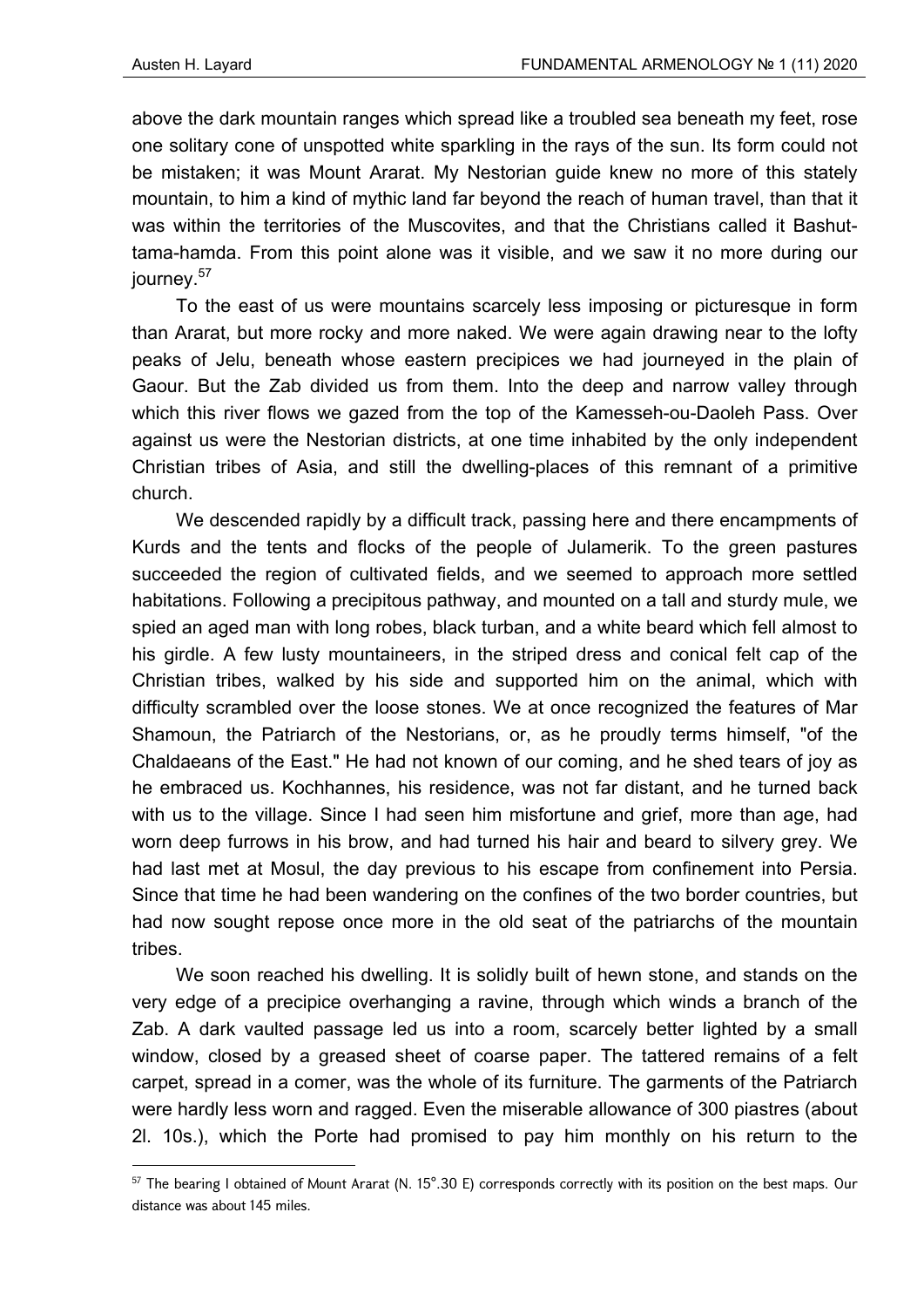above the dark mountain ranges which spread like a troubled sea beneath my feet, rose one solitary cone of unspotted white sparkling in the rays of the sun. Its form could not be mistaken; it was Mount Ararat. My Nestorian guide knew no more of this stately mountain, to him a kind of mythic land far beyond the reach of human travel, than that it was within the territories of the Muscovites, and that the Christians called it Bashut-tama-hamda. From this point alone was it visible, and we saw it no more during our journey.[57]

To the east of us were mountains scarcely less imposing or picturesque in form than Ararat, but more rocky and more naked. We were again drawing near to the lofty peaks of Jelu, beneath whose eastern precipices we had journeyed in the plain of Gaour. But the Zab divided us from them. Into the deep and narrow valley through which this river flows we gazed from the top of the Kamesseh-ou-Daoleh Pass. Over against us were the Nestorian districts, at one time inhabited by the only independent Christian tribes of Asia, and still the dwelling-places of this remnant of a primitive church.

We descended rapidly by a difficult track, passing here and there encampments of Kurds and the tents and flocks of the people of Julamerik. To the green pastures succeeded the region of cultivated fields, and we seemed to approach more settled habitations. Following a precipitous pathway, and mounted on a tall and sturdy mule, we spied an aged man with long robes, black turban, and a white beard which fell almost to his girdle. A few lusty mountaineers, in the striped dress and conical felt cap of the Christian tribes, walked by his side and supported him on the animal, which with difficulty scrambled over the loose stones. We at once recognized the features of Mar Shamoun, the Patriarch of the Nestorians, or, as he proudly terms himself, "of the Chaldaeans of the East." He had not known of our coming, and he shed tears of joy as he embraced us. Kochhannes, his residence, was not far distant, and he turned back with us to the village. Since I had seen him misfortune and grief, more than age, had worn deep furrows in his brow, and had turned his hair and beard to silvery grey. We had last met at Mosul, the day previous to his escape from confinement into Persia. Since that time he had been wandering on the confines of the two border countries, but had now sought repose once more in the old seat of the patriarchs of the mountain tribes.

We soon reached his dwelling. It is solidly built of hewn stone, and stands on the very edge of a precipice overhanging a ravine, through which winds a branch of the Zab. A dark vaulted passage led us into a room, scarcely better lighted by a small window, closed by a greased sheet of coarse paper. The tattered remains of a felt carpet, spread in a comer, was the whole of its furniture. The garments of the Patriarch were hardly less worn and ragged. Even the miserable allowance of 300 piastres (about 2l. 10s.), which the Porte had promised to pay him monthly on his return to the

---

[57] The bearing I obtained of Mount Ararat (N. 15°.30 E) corresponds correctly with its position on the best maps. Our distance was about 145 miles.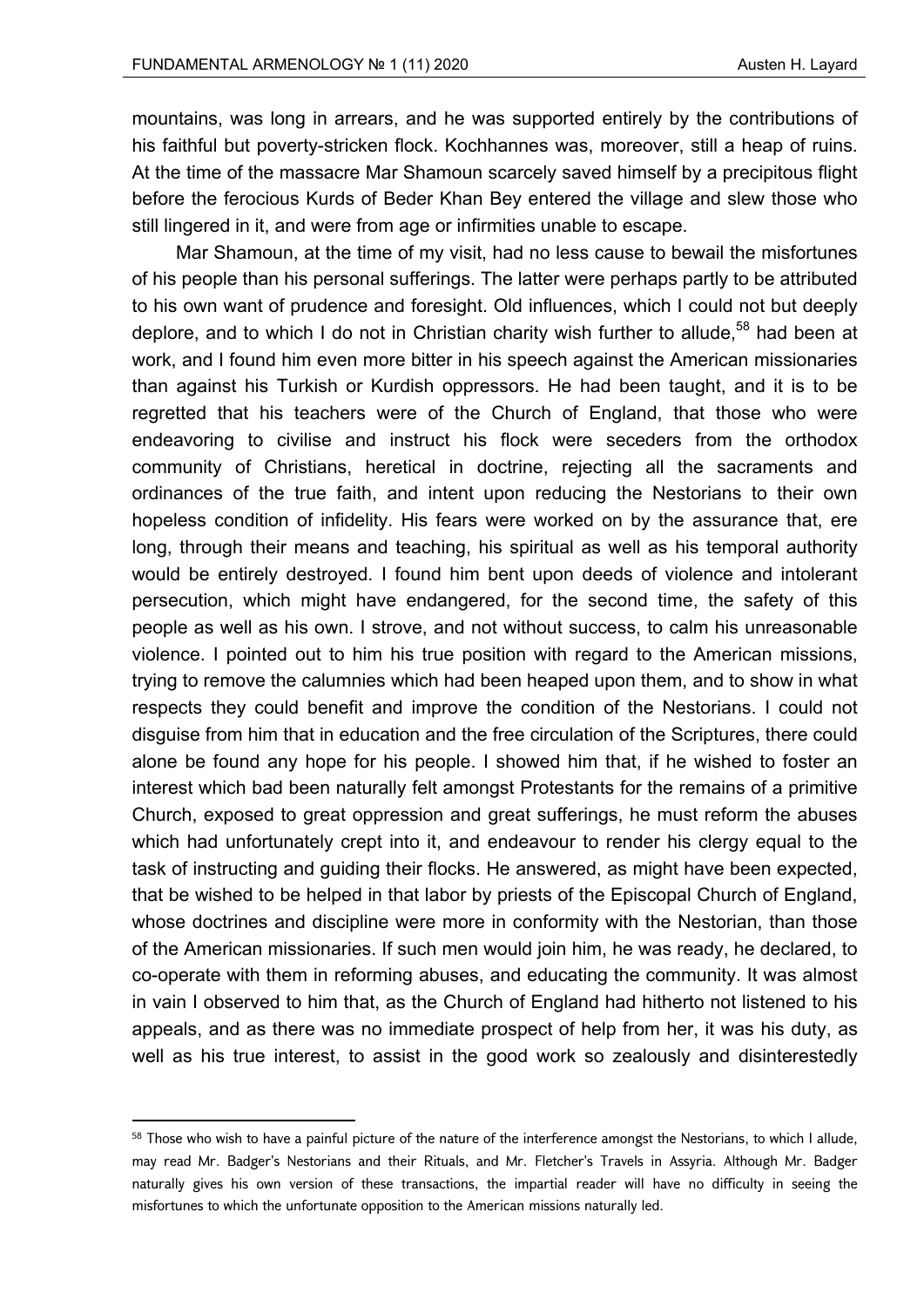mountains, was long in arrears, and he was supported entirely by the contributions of his faithful but poverty-stricken flock. Kochhannes was, moreover, still a heap of ruins. At the time of the massacre Mar Shamoun scarcely saved himself by a precipitous flight before the ferocious Kurds of Beder Khan Bey entered the village and slew those who still lingered in it, and were from age or infirmities unable to escape.

Mar Shamoun, at the time of my visit, had no less cause to bewail the misfortunes of his people than his personal sufferings. The latter were perhaps partly to be attributed to his own want of prudence and foresight. Old influences, which I could not but deeply deplore, and to which I do not in Christian charity wish further to allude,[58] had been at work, and I found him even more bitter in his speech against the American missionaries than against his Turkish or Kurdish oppressors. He had been taught, and it is to be regretted that his teachers were of the Church of England, that those who were endeavoring to civilise and instruct his flock were seceders from the orthodox community of Christians, heretical in doctrine, rejecting all the sacraments and ordinances of the true faith, and intent upon reducing the Nestorians to their own hopeless condition of infidelity. His fears were worked on by the assurance that, ere long, through their means and teaching, his spiritual as well as his temporal authority would be entirely destroyed. I found him bent upon deeds of violence and intolerant persecution, which might have endangered, for the second time, the safety of this people as well as his own. I strove, and not without success, to calm his unreasonable violence. I pointed out to him his true position with regard to the American missions, trying to remove the calumnies which had been heaped upon them, and to show in what respects they could benefit and improve the condition of the Nestorians. I could not disguise from him that in education and the free circulation of the Scriptures, there could alone be found any hope for his people. I showed him that, if he wished to foster an interest which bad been naturally felt amongst Protestants for the remains of a primitive Church, exposed to great oppression and great sufferings, he must reform the abuses which had unfortunately crept into it, and endeavour to render his clergy equal to the task of instructing and guiding their flocks. He answered, as might have been expected, that be wished to be helped in that labor by priests of the Episcopal Church of England, whose doctrines and discipline were more in conformity with the Nestorian, than those of the American missionaries. If such men would join him, he was ready, he declared, to co-operate with them in reforming abuses, and educating the community. It was almost in vain I observed to him that, as the Church of England had hitherto not listened to his appeals, and as there was no immediate prospect of help from her, it was his duty, as well as his true interest, to assist in the good work so zealously and disinterestedly

[58] Those who wish to have a painful picture of the nature of the interference amongst the Nestorians, to which I allude, may read Mr. Badger's Nestorians and their Rituals, and Mr. Fletcher's Travels in Assyria. Although Mr. Badger naturally gives his own version of these transactions, the impartial reader will have no difficulty in seeing the misfortunes to which the unfortunate opposition to the American missions naturally led.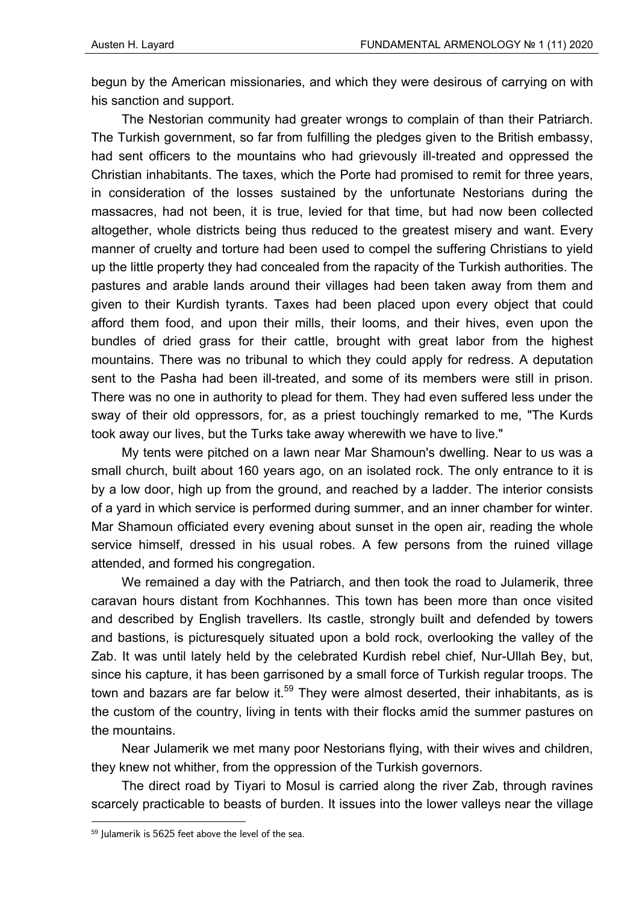begun by the American missionaries, and which they were desirous of carrying on with his sanction and support.

The Nestorian community had greater wrongs to complain of than their Patriarch. The Turkish government, so far from fulfilling the pledges given to the British embassy, had sent officers to the mountains who had grievously ill-treated and oppressed the Christian inhabitants. The taxes, which the Porte had promised to remit for three years, in consideration of the losses sustained by the unfortunate Nestorians during the massacres, had not been, it is true, levied for that time, but had now been collected altogether, whole districts being thus reduced to the greatest misery and want. Every manner of cruelty and torture had been used to compel the suffering Christians to yield up the little property they had concealed from the rapacity of the Turkish authorities. The pastures and arable lands around their villages had been taken away from them and given to their Kurdish tyrants. Taxes had been placed upon every object that could afford them food, and upon their mills, their looms, and their hives, even upon the bundles of dried grass for their cattle, brought with great labor from the highest mountains. There was no tribunal to which they could apply for redress. A deputation sent to the Pasha had been ill-treated, and some of its members were still in prison. There was no one in authority to plead for them. They had even suffered less under the sway of their old oppressors, for, as a priest touchingly remarked to me, "The Kurds took away our lives, but the Turks take away wherewith we have to live."

My tents were pitched on a lawn near Mar Shamoun's dwelling. Near to us was a small church, built about 160 years ago, on an isolated rock. The only entrance to it is by a low door, high up from the ground, and reached by a ladder. The interior consists of a yard in which service is performed during summer, and an inner chamber for winter. Mar Shamoun officiated every evening about sunset in the open air, reading the whole service himself, dressed in his usual robes. A few persons from the ruined village attended, and formed his congregation.

We remained a day with the Patriarch, and then took the road to Julamerik, three caravan hours distant from Kochhannes. This town has been more than once visited and described by English travellers. Its castle, strongly built and defended by towers and bastions, is picturesquely situated upon a bold rock, overlooking the valley of the Zab. It was until lately held by the celebrated Kurdish rebel chief, Nur-Ullah Bey, but, since his capture, it has been garrisoned by a small force of Turkish regular troops. The town and bazars are far below it.[59] They were almost deserted, their inhabitants, as is the custom of the country, living in tents with their flocks amid the summer pastures on the mountains.

Near Julamerik we met many poor Nestorians flying, with their wives and children, they knew not whither, from the oppression of the Turkish governors.

The direct road by Tiyari to Mosul is carried along the river Zab, through ravines scarcely practicable to beasts of burden. It issues into the lower valleys near the village

---

[59] Julamerik is 5625 feet above the level of the sea.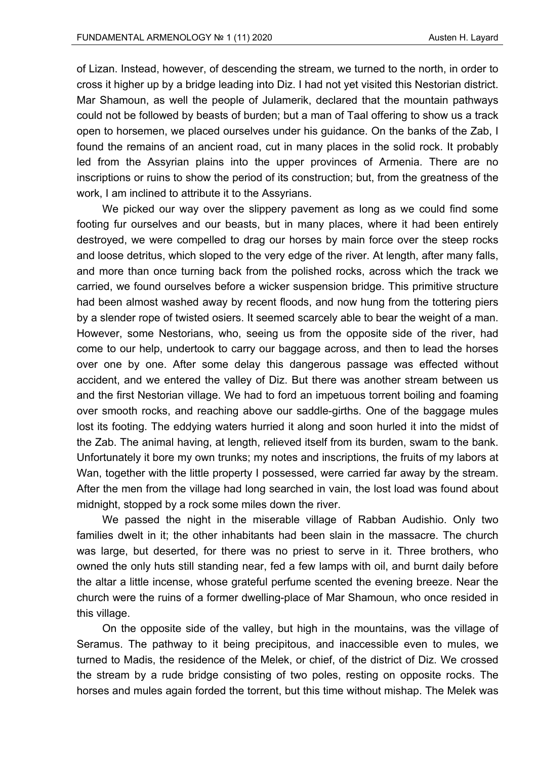of Lizan. Instead, however, of descending the stream, we turned to the north, in order to cross it higher up by a bridge leading into Diz. I had not yet visited this Nestorian district. Mar Shamoun, as well the people of Julamerik, declared that the mountain pathways could not be followed by beasts of burden; but a man of Taal offering to show us a track open to horsemen, we placed ourselves under his guidance. On the banks of the Zab, I found the remains of an ancient road, cut in many places in the solid rock. It probably led from the Assyrian plains into the upper provinces of Armenia. There are no inscriptions or ruins to show the period of its construction; but, from the greatness of the work, I am inclined to attribute it to the Assyrians.

We picked our way over the slippery pavement as long as we could find some footing fur ourselves and our beasts, but in many places, where it had been entirely destroyed, we were compelled to drag our horses by main force over the steep rocks and loose detritus, which sloped to the very edge of the river. At length, after many falls, and more than once turning back from the polished rocks, across which the track we carried, we found ourselves before a wicker suspension bridge. This primitive structure had been almost washed away by recent floods, and now hung from the tottering piers by a slender rope of twisted osiers. It seemed scarcely able to bear the weight of a man. However, some Nestorians, who, seeing us from the opposite side of the river, had come to our help, undertook to carry our baggage across, and then to lead the horses over one by one. After some delay this dangerous passage was effected without accident, and we entered the valley of Diz. But there was another stream between us and the first Nestorian village. We had to ford an impetuous torrent boiling and foaming over smooth rocks, and reaching above our saddle-girths. One of the baggage mules lost its footing. The eddying waters hurried it along and soon hurled it into the midst of the Zab. The animal having, at length, relieved itself from its burden, swam to the bank. Unfortunately it bore my own trunks; my notes and inscriptions, the fruits of my labors at Wan, together with the little property I possessed, were carried far away by the stream. After the men from the village had long searched in vain, the lost load was found about midnight, stopped by a rock some miles down the river.

We passed the night in the miserable village of Rabban Audishio. Only two families dwelt in it; the other inhabitants had been slain in the massacre. The church was large, but deserted, for there was no priest to serve in it. Three brothers, who owned the only huts still standing near, fed a few lamps with oil, and burnt daily before the altar a little incense, whose grateful perfume scented the evening breeze. Near the church were the ruins of a former dwelling-place of Mar Shamoun, who once resided in this village.

On the opposite side of the valley, but high in the mountains, was the village of Seramus. The pathway to it being precipitous, and inaccessible even to mules, we turned to Madis, the residence of the Melek, or chief, of the district of Diz. We crossed the stream by a rude bridge consisting of two poles, resting on opposite rocks. The horses and mules again forded the torrent, but this time without mishap. The Melek was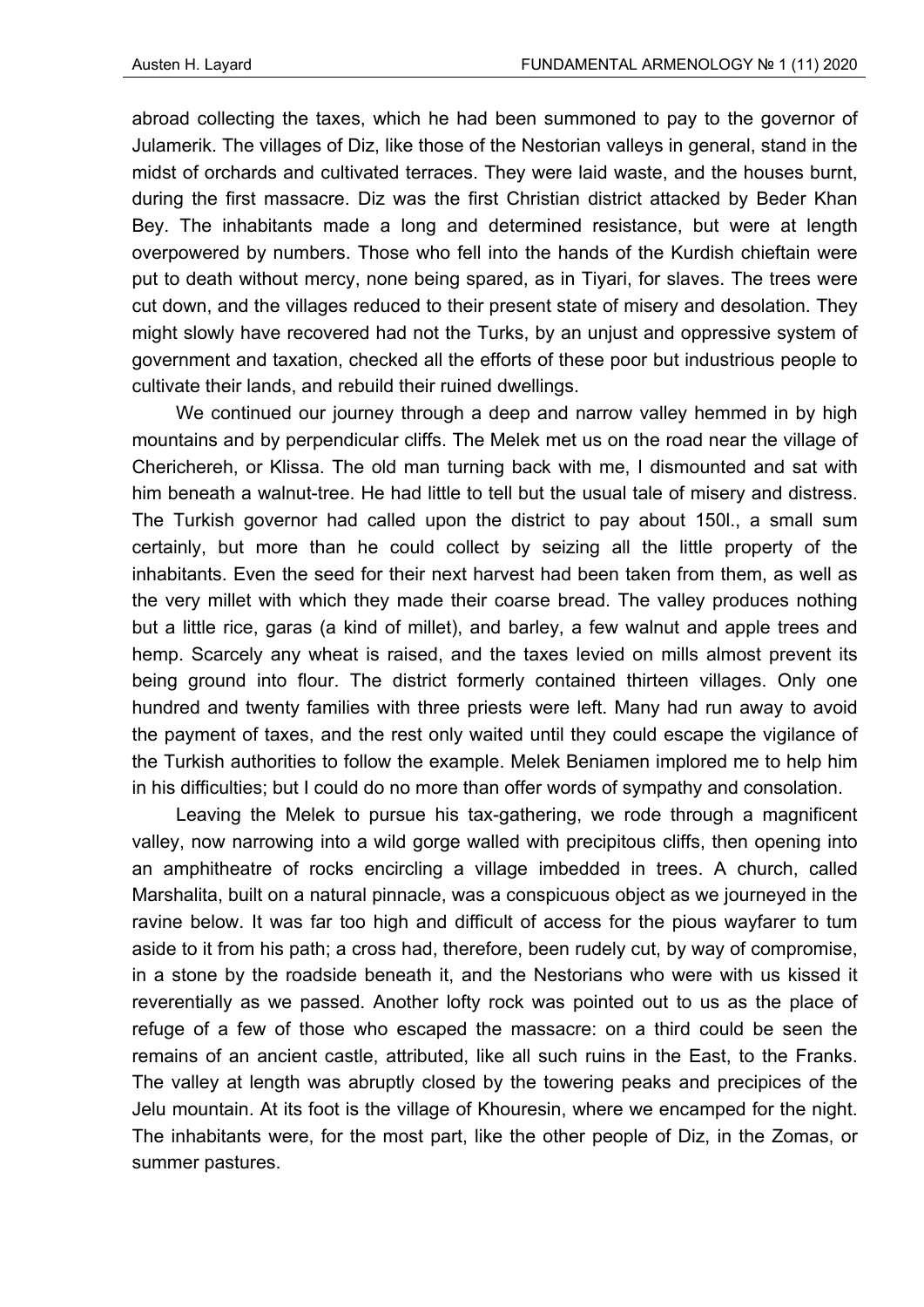abroad collecting the taxes, which he had been summoned to pay to the governor of Julamerik. The villages of Diz, like those of the Nestorian valleys in general, stand in the midst of orchards and cultivated terraces. They were laid waste, and the houses burnt, during the first massacre. Diz was the first Christian district attacked by Beder Khan Bey. The inhabitants made a long and determined resistance, but were at length overpowered by numbers. Those who fell into the hands of the Kurdish chieftain were put to death without mercy, none being spared, as in Tiyari, for slaves. The trees were cut down, and the villages reduced to their present state of misery and desolation. They might slowly have recovered had not the Turks, by an unjust and oppressive system of government and taxation, checked all the efforts of these poor but industrious people to cultivate their lands, and rebuild their ruined dwellings.

We continued our journey through a deep and narrow valley hemmed in by high mountains and by perpendicular cliffs. The Melek met us on the road near the village of Cherichereh, or Klissa. The old man turning back with me, I dismounted and sat with him beneath a walnut-tree. He had little to tell but the usual tale of misery and distress. The Turkish governor had called upon the district to pay about 150l., a small sum certainly, but more than he could collect by seizing all the little property of the inhabitants. Even the seed for their next harvest had been taken from them, as well as the very millet with which they made their coarse bread. The valley produces nothing but a little rice, garas (a kind of millet), and barley, a few walnut and apple trees and hemp. Scarcely any wheat is raised, and the taxes levied on mills almost prevent its being ground into flour. The district formerly contained thirteen villages. Only one hundred and twenty families with three priests were left. Many had run away to avoid the payment of taxes, and the rest only waited until they could escape the vigilance of the Turkish authorities to follow the example. Melek Beniamen implored me to help him in his difficulties; but I could do no more than offer words of sympathy and consolation.

Leaving the Melek to pursue his tax-gathering, we rode through a magnificent valley, now narrowing into a wild gorge walled with precipitous cliffs, then opening into an amphitheatre of rocks encircling a village imbedded in trees. A church, called Marshalita, built on a natural pinnacle, was a conspicuous object as we journeyed in the ravine below. It was far too high and difficult of access for the pious wayfarer to tum aside to it from his path; a cross had, therefore, been rudely cut, by way of compromise, in a stone by the roadside beneath it, and the Nestorians who were with us kissed it reverentially as we passed. Another lofty rock was pointed out to us as the place of refuge of a few of those who escaped the massacre: on a third could be seen the remains of an ancient castle, attributed, like all such ruins in the East, to the Franks. The valley at length was abruptly closed by the towering peaks and precipices of the Jelu mountain. At its foot is the village of Khouresin, where we encamped for the night. The inhabitants were, for the most part, like the other people of Diz, in the Zomas, or summer pastures.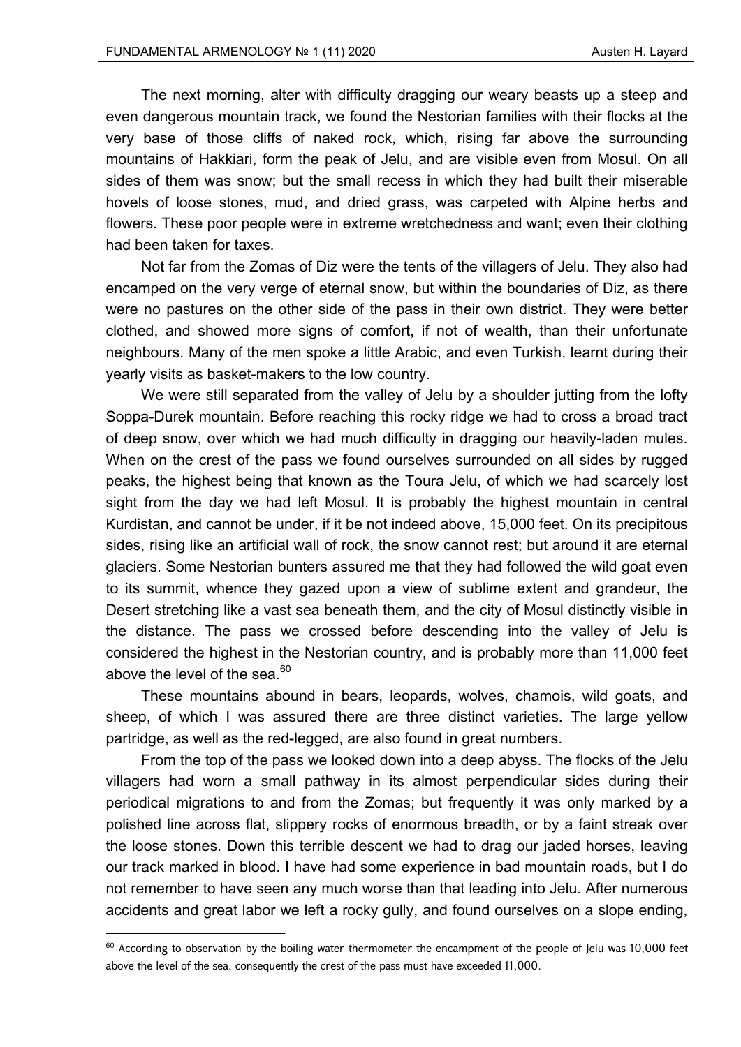The next morning, alter with difficulty dragging our weary beasts up a steep and even dangerous mountain track, we found the Nestorian families with their flocks at the very base of those cliffs of naked rock, which, rising far above the surrounding mountains of Hakkiari, form the peak of Jelu, and are visible even from Mosul. On all sides of them was snow; but the small recess in which they had built their miserable hovels of loose stones, mud, and dried grass, was carpeted with Alpine herbs and flowers. These poor people were in extreme wretchedness and want; even their clothing had been taken for taxes.

Not far from the Zomas of Diz were the tents of the villagers of Jelu. They also had encamped on the very verge of eternal snow, but within the boundaries of Diz, as there were no pastures on the other side of the pass in their own district. They were better clothed, and showed more signs of comfort, if not of wealth, than their unfortunate neighbours. Many of the men spoke a little Arabic, and even Turkish, learnt during their yearly visits as basket-makers to the low country.

We were still separated from the valley of Jelu by a shoulder jutting from the lofty Soppa-Durek mountain. Before reaching this rocky ridge we had to cross a broad tract of deep snow, over which we had much difficulty in dragging our heavily-laden mules. When on the crest of the pass we found ourselves surrounded on all sides by rugged peaks, the highest being that known as the Toura Jelu, of which we had scarcely lost sight from the day we had left Mosul. It is probably the highest mountain in central Kurdistan, and cannot be under, if it be not indeed above, 15,000 feet. On its precipitous sides, rising like an artificial wall of rock, the snow cannot rest; but around it are eternal glaciers. Some Nestorian bunters assured me that they had followed the wild goat even to its summit, whence they gazed upon a view of sublime extent and grandeur, the Desert stretching like a vast sea beneath them, and the city of Mosul distinctly visible in the distance. The pass we crossed before descending into the valley of Jelu is considered the highest in the Nestorian country, and is probably more than 11,000 feet above the level of the sea.[60]

These mountains abound in bears, leopards, wolves, chamois, wild goats, and sheep, of which I was assured there are three distinct varieties. The large yellow partridge, as well as the red-legged, are also found in great numbers.

From the top of the pass we looked down into a deep abyss. The flocks of the Jelu villagers had worn a small pathway in its almost perpendicular sides during their periodical migrations to and from the Zomas; but frequently it was only marked by a polished line across flat, slippery rocks of enormous breadth, or by a faint streak over the loose stones. Down this terrible descent we had to drag our jaded horses, leaving our track marked in blood. I have had some experience in bad mountain roads, but I do not remember to have seen any much worse than that leading into Jelu. After numerous accidents and great labor we left a rocky gully, and found ourselves on a slope ending,

[60] According to observation by the boiling water thermometer the encampment of the people of Jelu was 10,000 feet above the level of the sea, consequently the crest of the pass must have exceeded 11,000.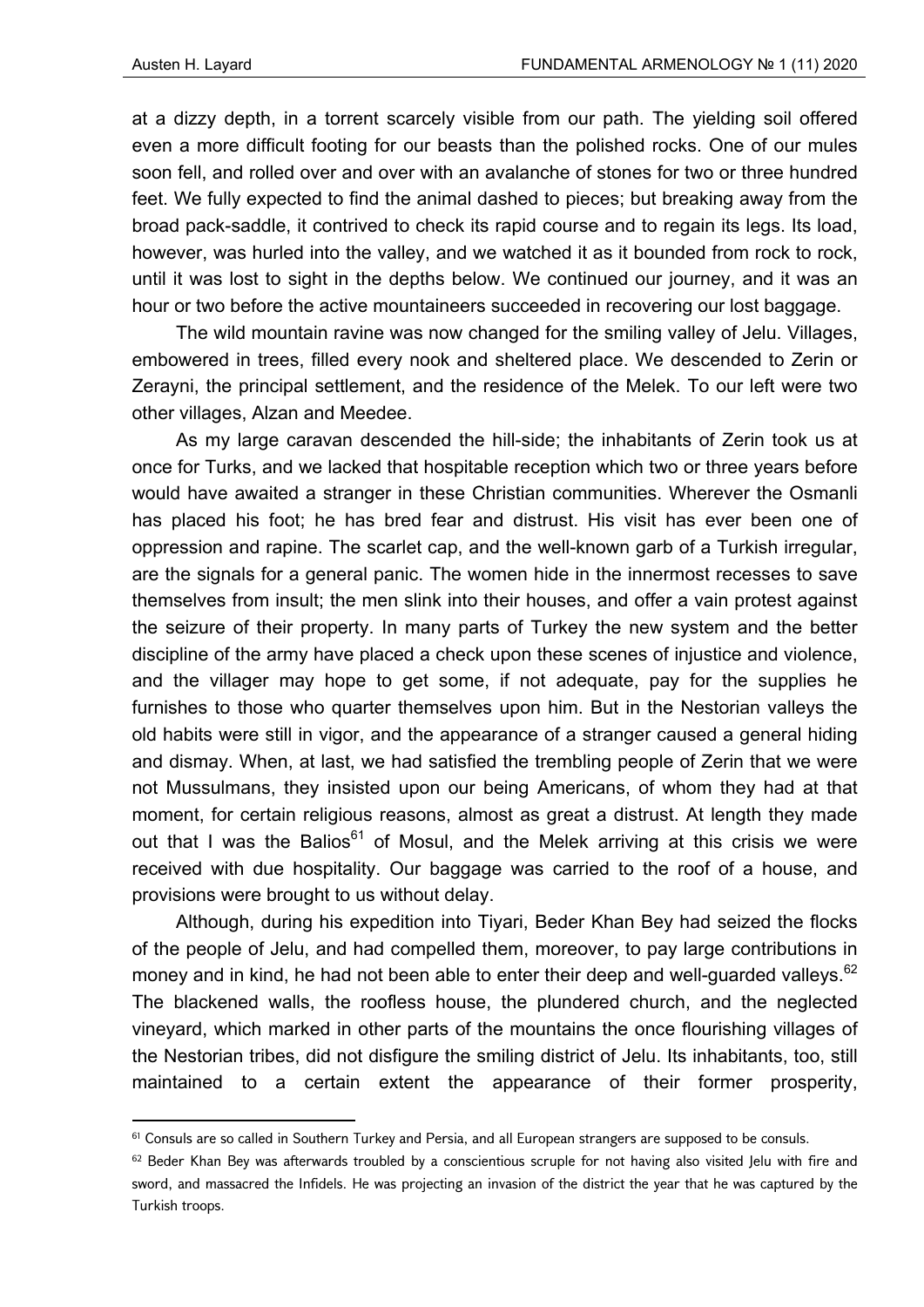at a dizzy depth, in a torrent scarcely visible from our path. The yielding soil offered even a more difficult footing for our beasts than the polished rocks. One of our mules soon fell, and rolled over and over with an avalanche of stones for two or three hundred feet. We fully expected to find the animal dashed to pieces; but breaking away from the broad pack-saddle, it contrived to check its rapid course and to regain its legs. Its load, however, was hurled into the valley, and we watched it as it bounded from rock to rock, until it was lost to sight in the depths below. We continued our journey, and it was an hour or two before the active mountaineers succeeded in recovering our lost baggage.

The wild mountain ravine was now changed for the smiling valley of Jelu. Villages, embowered in trees, filled every nook and sheltered place. We descended to Zerin or Zerayni, the principal settlement, and the residence of the Melek. To our left were two other villages, Alzan and Meedee.

As my large caravan descended the hill-side; the inhabitants of Zerin took us at once for Turks, and we lacked that hospitable reception which two or three years before would have awaited a stranger in these Christian communities. Wherever the Osmanli has placed his foot; he has bred fear and distrust. His visit has ever been one of oppression and rapine. The scarlet cap, and the well-known garb of a Turkish irregular, are the signals for a general panic. The women hide in the innermost recesses to save themselves from insult; the men slink into their houses, and offer a vain protest against the seizure of their property. In many parts of Turkey the new system and the better discipline of the army have placed a check upon these scenes of injustice and violence, and the villager may hope to get some, if not adequate, pay for the supplies he furnishes to those who quarter themselves upon him. But in the Nestorian valleys the old habits were still in vigor, and the appearance of a stranger caused a general hiding and dismay. When, at last, we had satisfied the trembling people of Zerin that we were not Mussulmans, they insisted upon our being Americans, of whom they had at that moment, for certain religious reasons, almost as great a distrust. At length they made out that I was the Balios[61] of Mosul, and the Melek arriving at this crisis we were received with due hospitality. Our baggage was carried to the roof of a house, and provisions were brought to us without delay.

Although, during his expedition into Tiyari, Beder Khan Bey had seized the flocks of the people of Jelu, and had compelled them, moreover, to pay large contributions in money and in kind, he had not been able to enter their deep and well-guarded valleys.[62] The blackened walls, the roofless house, the plundered church, and the neglected vineyard, which marked in other parts of the mountains the once flourishing villages of the Nestorian tribes, did not disfigure the smiling district of Jelu. Its inhabitants, too, still maintained to a certain extent the appearance of their former prosperity,

---

[61] Consuls are so called in Southern Turkey and Persia, and all European strangers are supposed to be consuls.

[62] Beder Khan Bey was afterwards troubled by a conscientious scruple for not having also visited Jelu with fire and sword, and massacred the Infidels. He was projecting an invasion of the district the year that he was captured by the Turkish troops.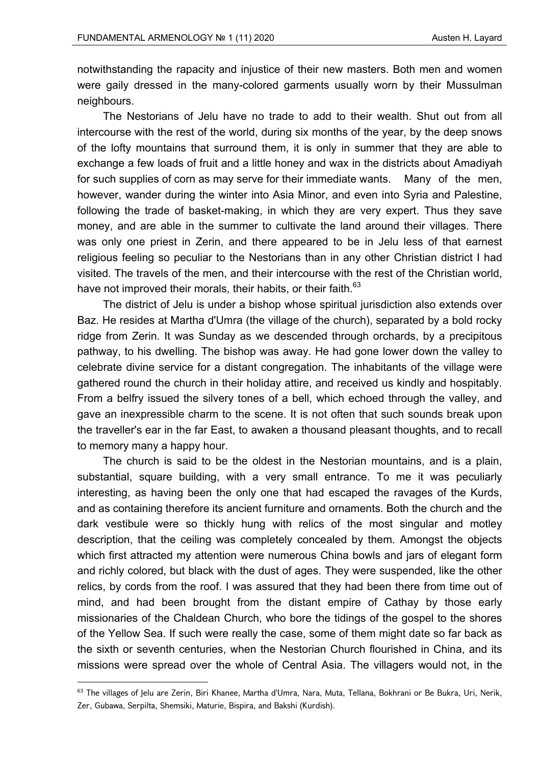notwithstanding the rapacity and injustice of their new masters. Both men and women were gaily dressed in the many-colored garments usually worn by their Mussulman neighbours.

The Nestorians of Jelu have no trade to add to their wealth. Shut out from all intercourse with the rest of the world, during six months of the year, by the deep snows of the lofty mountains that surround them, it is only in summer that they are able to exchange a few loads of fruit and a little honey and wax in the districts about Amadiyah for such supplies of corn as may serve for their immediate wants. Many of the men, however, wander during the winter into Asia Minor, and even into Syria and Palestine, following the trade of basket-making, in which they are very expert. Thus they save money, and are able in the summer to cultivate the land around their villages. There was only one priest in Zerin, and there appeared to be in Jelu less of that earnest religious feeling so peculiar to the Nestorians than in any other Christian district I had visited. The travels of the men, and their intercourse with the rest of the Christian world, have not improved their morals, their habits, or their faith.[63]

The district of Jelu is under a bishop whose spiritual jurisdiction also extends over Baz. He resides at Martha d'Umra (the village of the church), separated by a bold rocky ridge from Zerin. It was Sunday as we descended through orchards, by a precipitous pathway, to his dwelling. The bishop was away. He had gone lower down the valley to celebrate divine service for a distant congregation. The inhabitants of the village were gathered round the church in their holiday attire, and received us kindly and hospitably. From a belfry issued the silvery tones of a bell, which echoed through the valley, and gave an inexpressible charm to the scene. It is not often that such sounds break upon the traveller's ear in the far East, to awaken a thousand pleasant thoughts, and to recall to memory many a happy hour.

The church is said to be the oldest in the Nestorian mountains, and is a plain, substantial, square building, with a very small entrance. To me it was peculiarly interesting, as having been the only one that had escaped the ravages of the Kurds, and as containing therefore its ancient furniture and ornaments. Both the church and the dark vestibule were so thickly hung with relics of the most singular and motley description, that the ceiling was completely concealed by them. Amongst the objects which first attracted my attention were numerous China bowls and jars of elegant form and richly colored, but black with the dust of ages. They were suspended, like the other relics, by cords from the roof. I was assured that they had been there from time out of mind, and had been brought from the distant empire of Cathay by those early missionaries of the Chaldean Church, who bore the tidings of the gospel to the shores of the Yellow Sea. If such were really the case, some of them might date so far back as the sixth or seventh centuries, when the Nestorian Church flourished in China, and its missions were spread over the whole of Central Asia. The villagers would not, in the

---

[63] The villages of Jelu are Zerin, Biri Khanee, Martha d'Umra, Nara, Muta, Tellana, Bokhrani or Be Bukra, Uri, Nerik, Zer, Gubawa, Serpilta, Shemsiki, Maturie, Bispira, and Bakshi (Kurdish).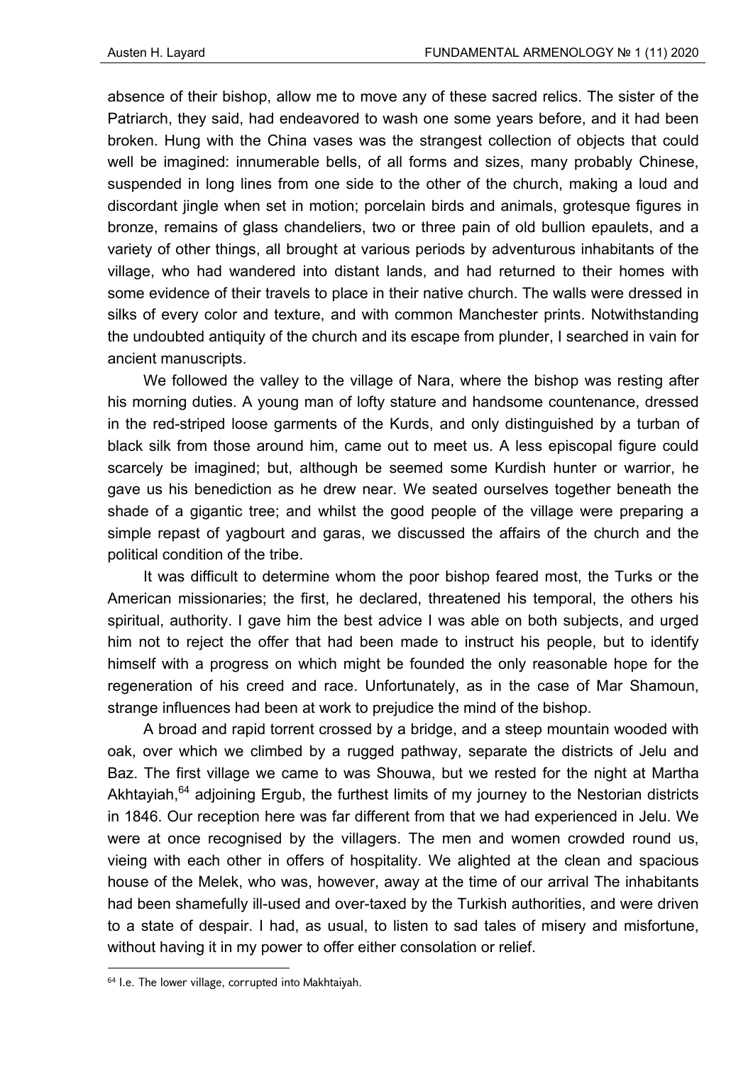absence of their bishop, allow me to move any of these sacred relics. The sister of the Patriarch, they said, had endeavored to wash one some years before, and it had been broken. Hung with the China vases was the strangest collection of objects that could well be imagined: innumerable bells, of all forms and sizes, many probably Chinese, suspended in long lines from one side to the other of the church, making a loud and discordant jingle when set in motion; porcelain birds and animals, grotesque figures in bronze, remains of glass chandeliers, two or three pain of old bullion epaulets, and a variety of other things, all brought at various periods by adventurous inhabitants of the village, who had wandered into distant lands, and had returned to their homes with some evidence of their travels to place in their native church. The walls were dressed in silks of every color and texture, and with common Manchester prints. Notwithstanding the undoubted antiquity of the church and its escape from plunder, I searched in vain for ancient manuscripts.

We followed the valley to the village of Nara, where the bishop was resting after his morning duties. A young man of lofty stature and handsome countenance, dressed in the red-striped loose garments of the Kurds, and only distinguished by a turban of black silk from those around him, came out to meet us. A less episcopal figure could scarcely be imagined; but, although be seemed some Kurdish hunter or warrior, he gave us his benediction as he drew near. We seated ourselves together beneath the shade of a gigantic tree; and whilst the good people of the village were preparing a simple repast of yagbourt and garas, we discussed the affairs of the church and the political condition of the tribe.

It was difficult to determine whom the poor bishop feared most, the Turks or the American missionaries; the first, he declared, threatened his temporal, the others his spiritual, authority. I gave him the best advice I was able on both subjects, and urged him not to reject the offer that had been made to instruct his people, but to identify himself with a progress on which might be founded the only reasonable hope for the regeneration of his creed and race. Unfortunately, as in the case of Mar Shamoun, strange influences had been at work to prejudice the mind of the bishop.

A broad and rapid torrent crossed by a bridge, and a steep mountain wooded with oak, over which we climbed by a rugged pathway, separate the districts of Jelu and Baz. The first village we came to was Shouwa, but we rested for the night at Martha Akhtayiah,[64] adjoining Ergub, the furthest limits of my journey to the Nestorian districts in 1846. Our reception here was far different from that we had experienced in Jelu. We were at once recognised by the villagers. The men and women crowded round us, vieing with each other in offers of hospitality. We alighted at the clean and spacious house of the Melek, who was, however, away at the time of our arrival The inhabitants had been shamefully ill-used and over-taxed by the Turkish authorities, and were driven to a state of despair. I had, as usual, to listen to sad tales of misery and misfortune, without having it in my power to offer either consolation or relief.

---

[64] I.e. The lower village, corrupted into Makhtaiyah.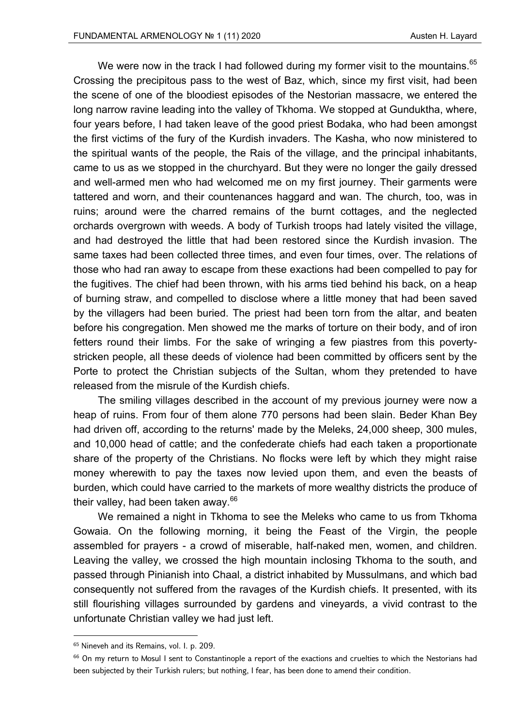We were now in the track I had followed during my former visit to the mountains.[65] Crossing the precipitous pass to the west of Baz, which, since my first visit, had been the scene of one of the bloodiest episodes of the Nestorian massacre, we entered the long narrow ravine leading into the valley of Tkhoma. We stopped at Gunduktha, where, four years before, I had taken leave of the good priest Bodaka, who had been amongst the first victims of the fury of the Kurdish invaders. The Kasha, who now ministered to the spiritual wants of the people, the Rais of the village, and the principal inhabitants, came to us as we stopped in the churchyard. But they were no longer the gaily dressed and well-armed men who had welcomed me on my first journey. Their garments were tattered and worn, and their countenances haggard and wan. The church, too, was in ruins; around were the charred remains of the burnt cottages, and the neglected orchards overgrown with weeds. A body of Turkish troops had lately visited the village, and had destroyed the little that had been restored since the Kurdish invasion. The same taxes had been collected three times, and even four times, over. The relations of those who had ran away to escape from these exactions had been compelled to pay for the fugitives. The chief had been thrown, with his arms tied behind his back, on a heap of burning straw, and compelled to disclose where a little money that had been saved by the villagers had been buried. The priest had been torn from the altar, and beaten before his congregation. Men showed me the marks of torture on their body, and of iron fetters round their limbs. For the sake of wringing a few piastres from this poverty-stricken people, all these deeds of violence had been committed by officers sent by the Porte to protect the Christian subjects of the Sultan, whom they pretended to have released from the misrule of the Kurdish chiefs.

The smiling villages described in the account of my previous journey were now a heap of ruins. From four of them alone 770 persons had been slain. Beder Khan Bey had driven off, according to the returns' made by the Meleks, 24,000 sheep, 300 mules, and 10,000 head of cattle; and the confederate chiefs had each taken a proportionate share of the property of the Christians. No flocks were left by which they might raise money wherewith to pay the taxes now levied upon them, and even the beasts of burden, which could have carried to the markets of more wealthy districts the produce of their valley, had been taken away.[66]

We remained a night in Tkhoma to see the Meleks who came to us from Tkhoma Gowaia. On the following morning, it being the Feast of the Virgin, the people assembled for prayers - a crowd of miserable, half-naked men, women, and children. Leaving the valley, we crossed the high mountain inclosing Tkhoma to the south, and passed through Pinianish into Chaal, a district inhabited by Mussulmans, and which bad consequently not suffered from the ravages of the Kurdish chiefs. It presented, with its still flourishing villages surrounded by gardens and vineyards, a vivid contrast to the unfortunate Christian valley we had just left.

---

[65] Nineveh and its Remains, vol. I. p. 209.

[66] On my return to Mosul I sent to Constantinople a report of the exactions and cruelties to which the Nestorians had been subjected by their Turkish rulers; but nothing, I fear, has been done to amend their condition.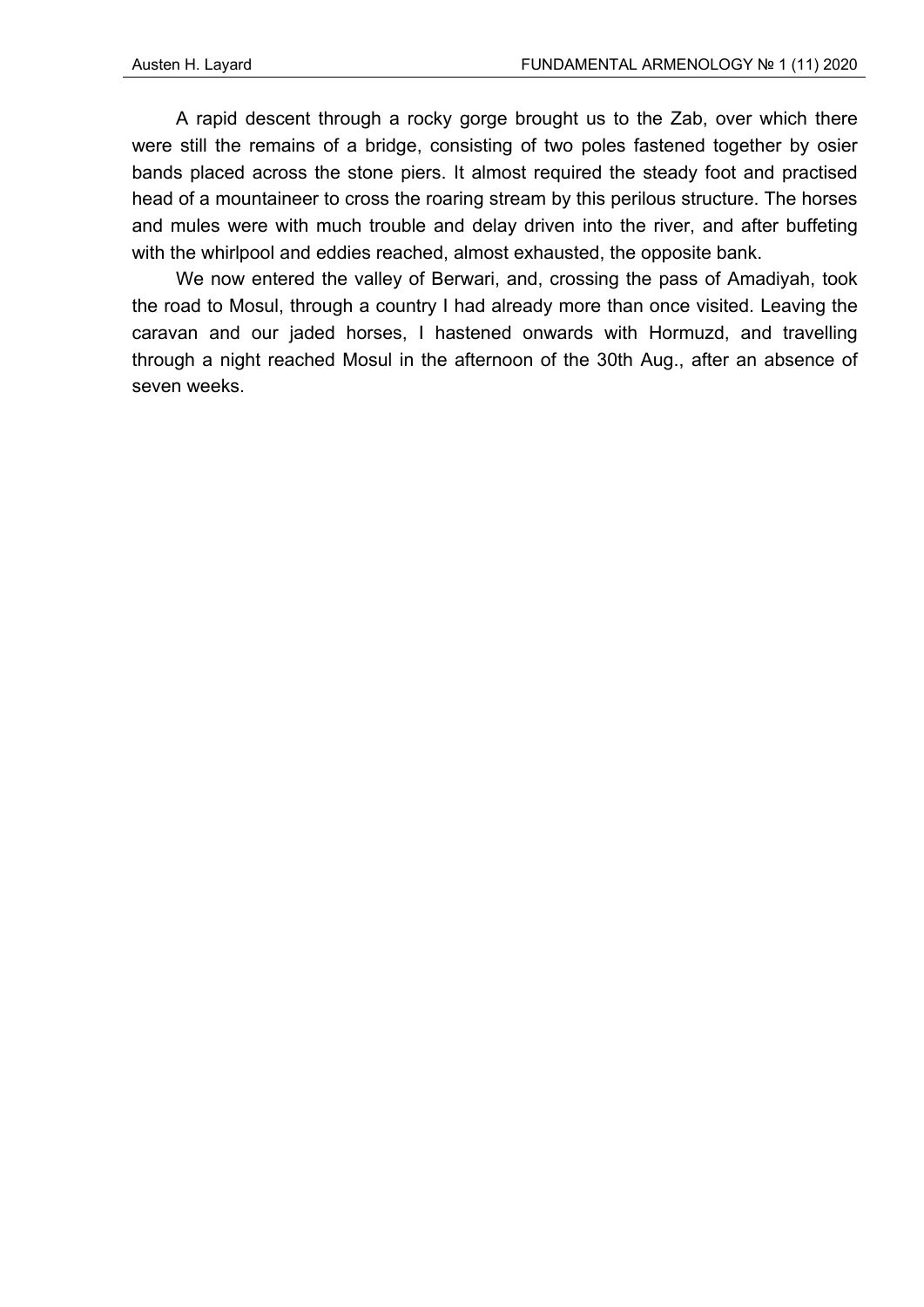A rapid descent through a rocky gorge brought us to the Zab, over which there were still the remains of a bridge, consisting of two poles fastened together by osier bands placed across the stone piers. It almost required the steady foot and practised head of a mountaineer to cross the roaring stream by this perilous structure. The horses and mules were with much trouble and delay driven into the river, and after buffeting with the whirlpool and eddies reached, almost exhausted, the opposite bank.

We now entered the valley of Berwari, and, crossing the pass of Amadiyah, took the road to Mosul, through a country I had already more than once visited. Leaving the caravan and our jaded horses, I hastened onwards with Hormuzd, and travelling through a night reached Mosul in the afternoon of the 30th Aug., after an absence of seven weeks.